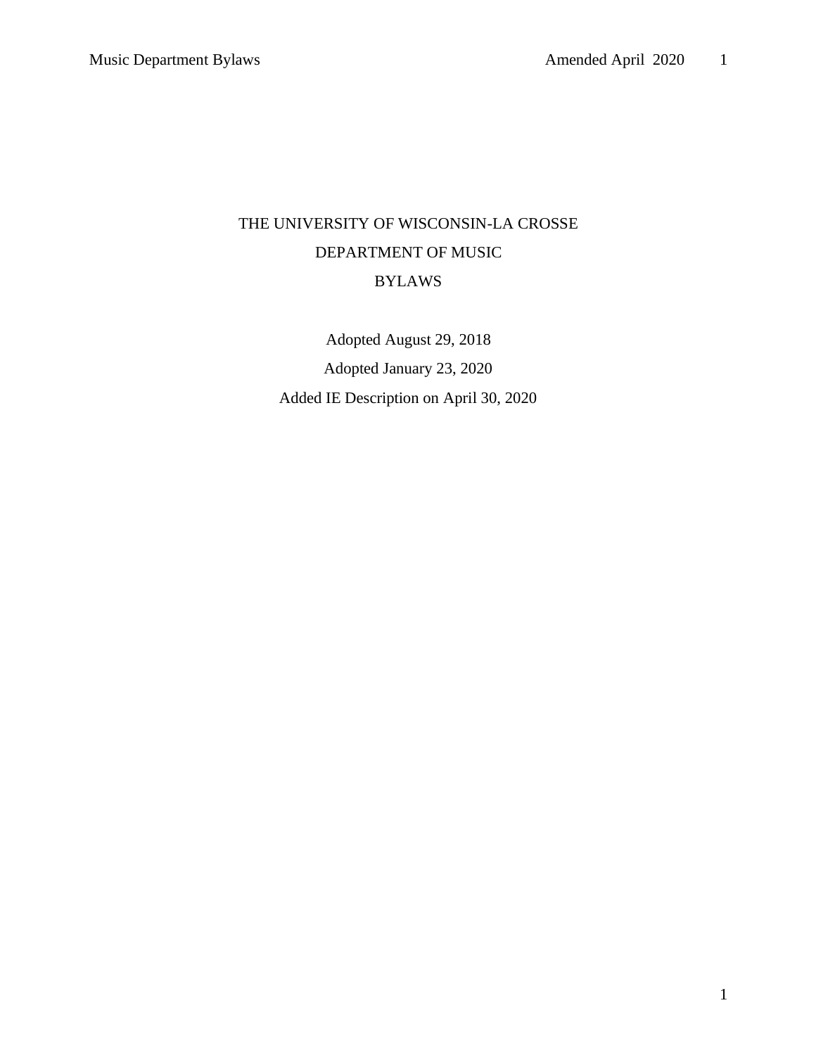# THE UNIVERSITY OF WISCONSIN-LA CROSSE
# DEPARTMENT OF MUSIC
# BYLAWS

Adopted August 29, 2018

Adopted January 23, 2020

Added IE Description on April 30, 2020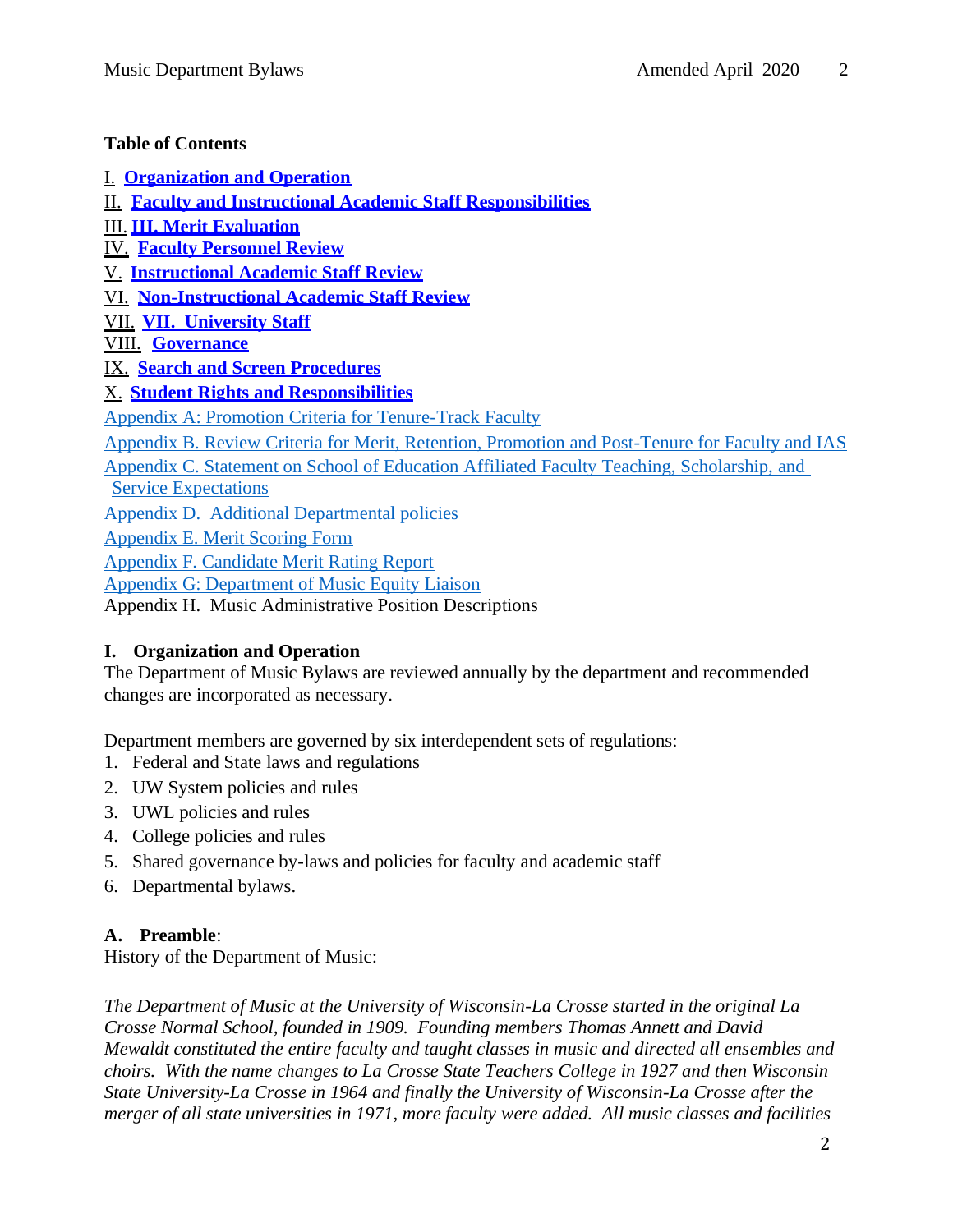**Table of Contents**

I. **Organization and Operation**
II. **Faculty and Instructional Academic Staff Responsibilities**
III. **III. Merit Evaluation**
IV. **Faculty Personnel Review**
V. **Instructional Academic Staff Review**
VI. **Non-Instructional Academic Staff Review**
VII. **VII. University Staff**
VIII. **Governance**
IX. **Search and Screen Procedures**
X. **Student Rights and Responsibilities**
Appendix A: Promotion Criteria for Tenure-Track Faculty
Appendix B. Review Criteria for Merit, Retention, Promotion and Post-Tenure for Faculty and IAS
Appendix C. Statement on School of Education Affiliated Faculty Teaching, Scholarship, and Service Expectations
Appendix D. Additional Departmental policies
Appendix E. Merit Scoring Form
Appendix F. Candidate Merit Rating Report
Appendix G: Department of Music Equity Liaison
Appendix H. Music Administrative Position Descriptions

## I. Organization and Operation

The Department of Music Bylaws are reviewed annually by the department and recommended changes are incorporated as necessary.

Department members are governed by six interdependent sets of regulations:

1. Federal and State laws and regulations
2. UW System policies and rules
3. UWL policies and rules
4. College policies and rules
5. Shared governance by-laws and policies for faculty and academic staff
6. Departmental bylaws.

### A. Preamble:

History of the Department of Music:

*The Department of Music at the University of Wisconsin-La Crosse started in the original La Crosse Normal School, founded in 1909. Founding members Thomas Annett and David Mewaldt constituted the entire faculty and taught classes in music and directed all ensembles and choirs. With the name changes to La Crosse State Teachers College in 1927 and then Wisconsin State University-La Crosse in 1964 and finally the University of Wisconsin-La Crosse after the merger of all state universities in 1971, more faculty were added. All music classes and facilities*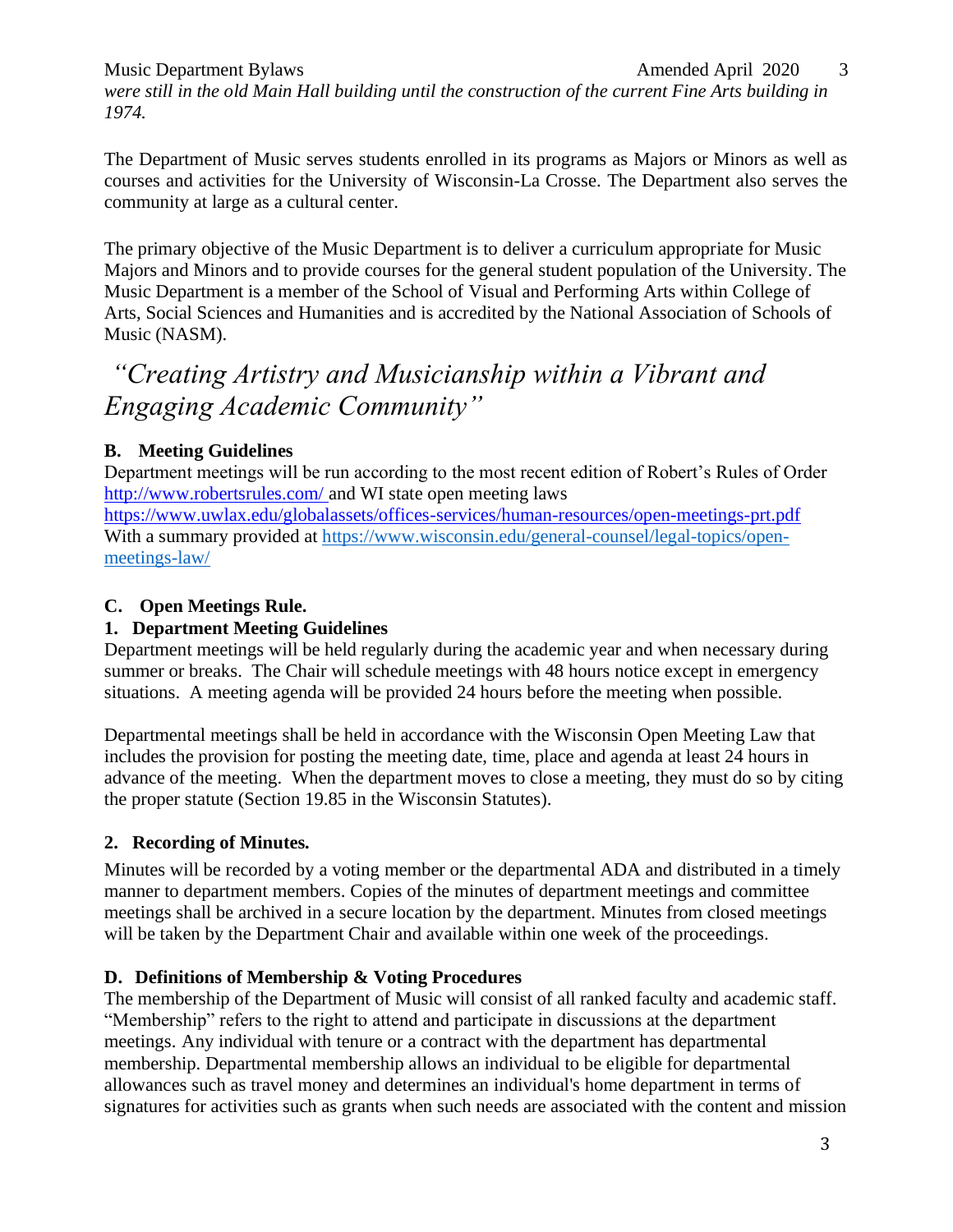*were still in the old Main Hall building until the construction of the current Fine Arts building in 1974.*

The Department of Music serves students enrolled in its programs as Majors or Minors as well as courses and activities for the University of Wisconsin-La Crosse. The Department also serves the community at large as a cultural center.

The primary objective of the Music Department is to deliver a curriculum appropriate for Music Majors and Minors and to provide courses for the general student population of the University. The Music Department is a member of the School of Visual and Performing Arts within College of Arts, Social Sciences and Humanities and is accredited by the National Association of Schools of Music (NASM).

*"Creating Artistry and Musicianship within a Vibrant and Engaging Academic Community"*

### B. Meeting Guidelines

Department meetings will be run according to the most recent edition of Robert's Rules of Order http://www.robertsrules.com/ and WI state open meeting laws https://www.uwlax.edu/globalassets/offices-services/human-resources/open-meetings-prt.pdf With a summary provided at https://www.wisconsin.edu/general-counsel/legal-topics/open-meetings-law/

### C. Open Meetings Rule.

#### 1. Department Meeting Guidelines

Department meetings will be held regularly during the academic year and when necessary during summer or breaks. The Chair will schedule meetings with 48 hours notice except in emergency situations. A meeting agenda will be provided 24 hours before the meeting when possible.

Departmental meetings shall be held in accordance with the Wisconsin Open Meeting Law that includes the provision for posting the meeting date, time, place and agenda at least 24 hours in advance of the meeting. When the department moves to close a meeting, they must do so by citing the proper statute (Section 19.85 in the Wisconsin Statutes).

#### 2. Recording of Minutes.

Minutes will be recorded by a voting member or the departmental ADA and distributed in a timely manner to department members. Copies of the minutes of department meetings and committee meetings shall be archived in a secure location by the department. Minutes from closed meetings will be taken by the Department Chair and available within one week of the proceedings.

### D. Definitions of Membership & Voting Procedures

The membership of the Department of Music will consist of all ranked faculty and academic staff. "Membership" refers to the right to attend and participate in discussions at the department meetings. Any individual with tenure or a contract with the department has departmental membership. Departmental membership allows an individual to be eligible for departmental allowances such as travel money and determines an individual's home department in terms of signatures for activities such as grants when such needs are associated with the content and mission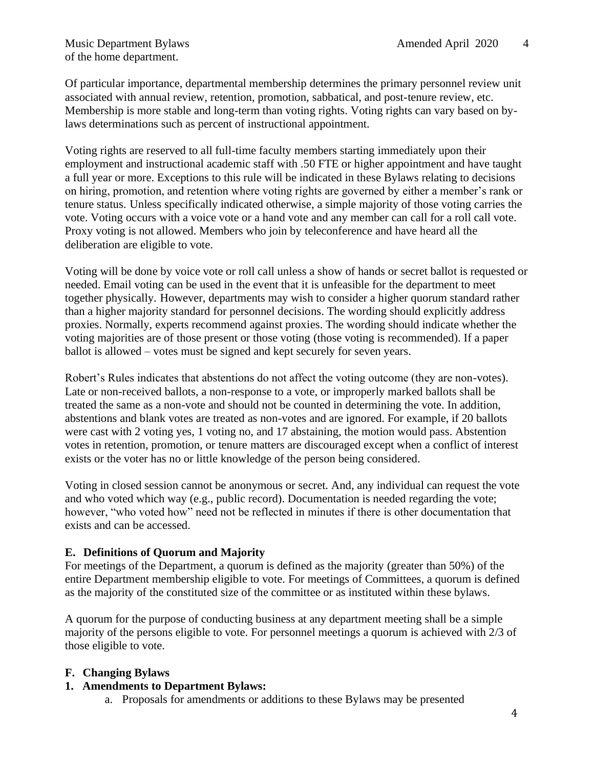of the home department.

Of particular importance, departmental membership determines the primary personnel review unit associated with annual review, retention, promotion, sabbatical, and post-tenure review, etc. Membership is more stable and long-term than voting rights. Voting rights can vary based on by-laws determinations such as percent of instructional appointment.

Voting rights are reserved to all full-time faculty members starting immediately upon their employment and instructional academic staff with .50 FTE or higher appointment and have taught a full year or more. Exceptions to this rule will be indicated in these Bylaws relating to decisions on hiring, promotion, and retention where voting rights are governed by either a member's rank or tenure status. Unless specifically indicated otherwise, a simple majority of those voting carries the vote. Voting occurs with a voice vote or a hand vote and any member can call for a roll call vote. Proxy voting is not allowed. Members who join by teleconference and have heard all the deliberation are eligible to vote.

Voting will be done by voice vote or roll call unless a show of hands or secret ballot is requested or needed. Email voting can be used in the event that it is unfeasible for the department to meet together physically. However, departments may wish to consider a higher quorum standard rather than a higher majority standard for personnel decisions. The wording should explicitly address proxies. Normally, experts recommend against proxies. The wording should indicate whether the voting majorities are of those present or those voting (those voting is recommended). If a paper ballot is allowed – votes must be signed and kept securely for seven years.

Robert's Rules indicates that abstentions do not affect the voting outcome (they are non-votes). Late or non-received ballots, a non-response to a vote, or improperly marked ballots shall be treated the same as a non-vote and should not be counted in determining the vote. In addition, abstentions and blank votes are treated as non-votes and are ignored. For example, if 20 ballots were cast with 2 voting yes, 1 voting no, and 17 abstaining, the motion would pass. Abstention votes in retention, promotion, or tenure matters are discouraged except when a conflict of interest exists or the voter has no or little knowledge of the person being considered.

Voting in closed session cannot be anonymous or secret. And, any individual can request the vote and who voted which way (e.g., public record). Documentation is needed regarding the vote; however, "who voted how" need not be reflected in minutes if there is other documentation that exists and can be accessed.

## E. Definitions of Quorum and Majority

For meetings of the Department, a quorum is defined as the majority (greater than 50%) of the entire Department membership eligible to vote. For meetings of Committees, a quorum is defined as the majority of the constituted size of the committee or as instituted within these bylaws.

A quorum for the purpose of conducting business at any department meeting shall be a simple majority of the persons eligible to vote. For personnel meetings a quorum is achieved with 2/3 of those eligible to vote.

## F. Changing Bylaws

### 1. Amendments to Department Bylaws:

a. Proposals for amendments or additions to these Bylaws may be presented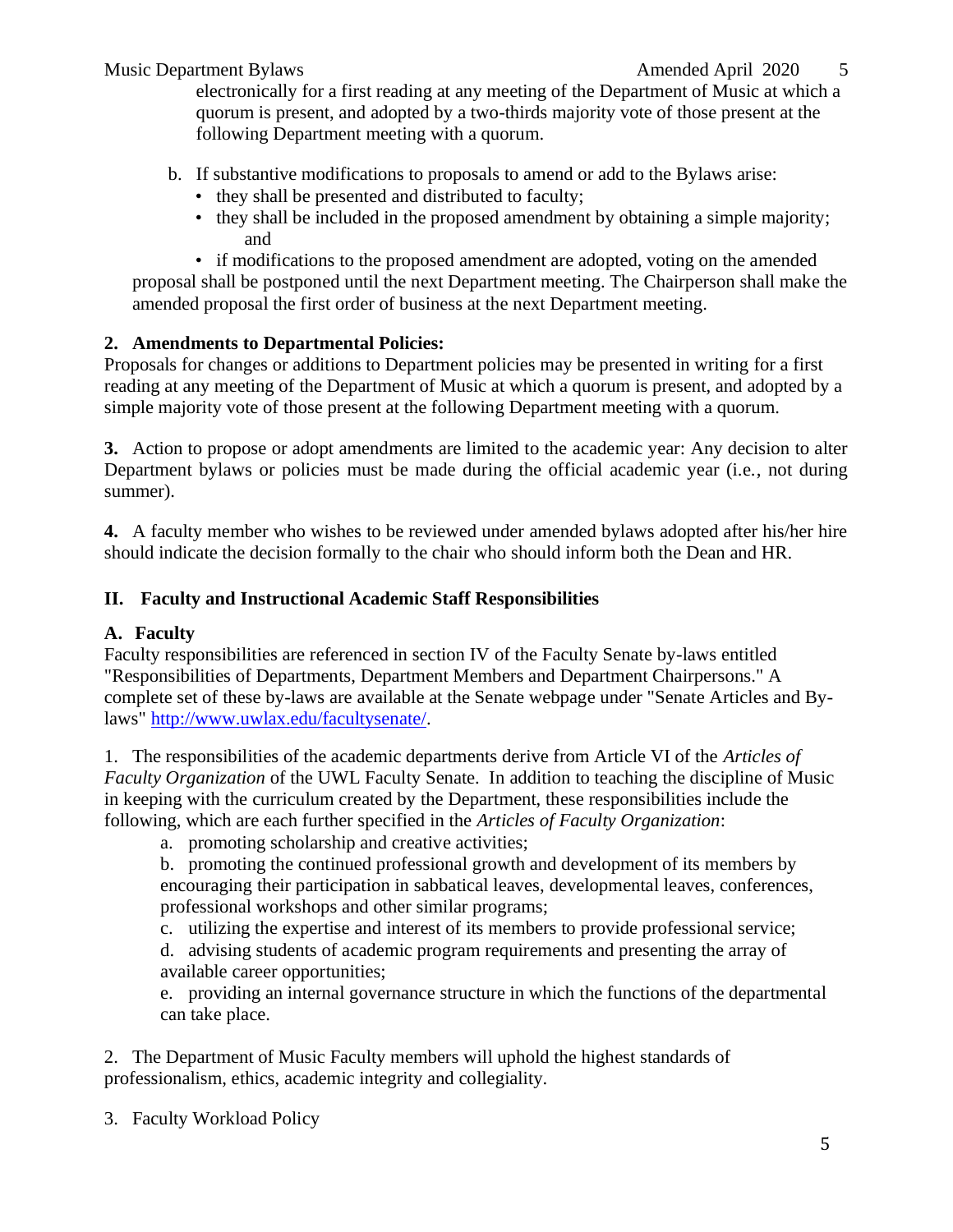electronically for a first reading at any meeting of the Department of Music at which a quorum is present, and adopted by a two-thirds majority vote of those present at the following Department meeting with a quorum.

b. If substantive modifications to proposals to amend or add to the Bylaws arise:
- they shall be presented and distributed to faculty;
- they shall be included in the proposed amendment by obtaining a simple majority; and
- if modifications to the proposed amendment are adopted, voting on the amended proposal shall be postponed until the next Department meeting. The Chairperson shall make the amended proposal the first order of business at the next Department meeting.

**2. Amendments to Departmental Policies:**

Proposals for changes or additions to Department policies may be presented in writing for a first reading at any meeting of the Department of Music at which a quorum is present, and adopted by a simple majority vote of those present at the following Department meeting with a quorum.

**3.** Action to propose or adopt amendments are limited to the academic year: Any decision to alter Department bylaws or policies must be made during the official academic year (i.e., not during summer).

**4.** A faculty member who wishes to be reviewed under amended bylaws adopted after his/her hire should indicate the decision formally to the chair who should inform both the Dean and HR.

## II. Faculty and Instructional Academic Staff Responsibilities

### A. Faculty

Faculty responsibilities are referenced in section IV of the Faculty Senate by-laws entitled "Responsibilities of Departments, Department Members and Department Chairpersons." A complete set of these by-laws are available at the Senate webpage under "Senate Articles and By-laws" [http://www.uwlax.edu/facultysenate/](http://www.uwlax.edu/facultysenate/).

1. The responsibilities of the academic departments derive from Article VI of the *Articles of Faculty Organization* of the UWL Faculty Senate. In addition to teaching the discipline of Music in keeping with the curriculum created by the Department, these responsibilities include the following, which are each further specified in the *Articles of Faculty Organization*:

   a. promoting scholarship and creative activities;

   b. promoting the continued professional growth and development of its members by encouraging their participation in sabbatical leaves, developmental leaves, conferences, professional workshops and other similar programs;

   c. utilizing the expertise and interest of its members to provide professional service;

   d. advising students of academic program requirements and presenting the array of available career opportunities;

   e. providing an internal governance structure in which the functions of the departmental can take place.

2. The Department of Music Faculty members will uphold the highest standards of professionalism, ethics, academic integrity and collegiality.

3. Faculty Workload Policy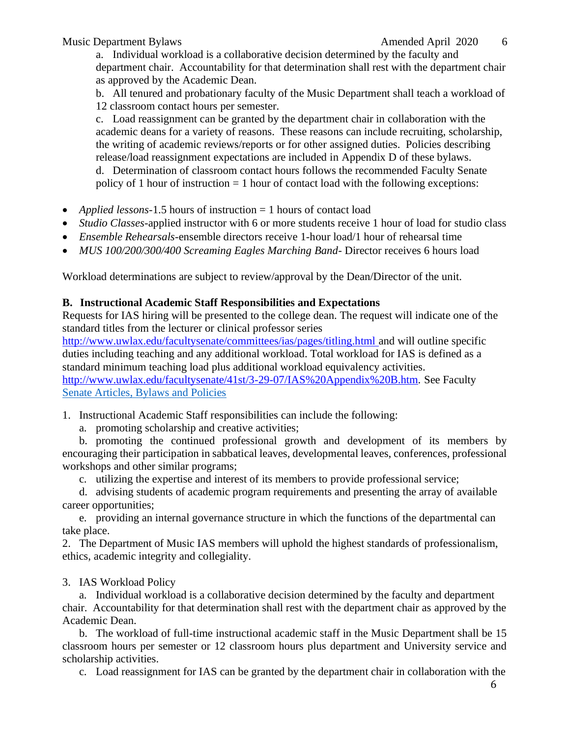a. Individual workload is a collaborative decision determined by the faculty and department chair. Accountability for that determination shall rest with the department chair as approved by the Academic Dean.

b. All tenured and probationary faculty of the Music Department shall teach a workload of 12 classroom contact hours per semester.

c. Load reassignment can be granted by the department chair in collaboration with the academic deans for a variety of reasons. These reasons can include recruiting, scholarship, the writing of academic reviews/reports or for other assigned duties. Policies describing release/load reassignment expectations are included in Appendix D of these bylaws.

d. Determination of classroom contact hours follows the recommended Faculty Senate policy of 1 hour of instruction = 1 hour of contact load with the following exceptions:

- *Applied lessons*-1.5 hours of instruction = 1 hours of contact load
- *Studio Classes*-applied instructor with 6 or more students receive 1 hour of load for studio class
- *Ensemble Rehearsals*-ensemble directors receive 1-hour load/1 hour of rehearsal time
- *MUS 100/200/300/400 Screaming Eagles Marching Band*- Director receives 6 hours load

Workload determinations are subject to review/approval by the Dean/Director of the unit.

**B. Instructional Academic Staff Responsibilities and Expectations**

Requests for IAS hiring will be presented to the college dean. The request will indicate one of the standard titles from the lecturer or clinical professor series [http://www.uwlax.edu/facultysenate/committees/ias/pages/titling.html](http://www.uwlax.edu/facultysenate/committees/ias/pages/titling.html) and will outline specific duties including teaching and any additional workload. Total workload for IAS is defined as a standard minimum teaching load plus additional workload equivalency activities. [http://www.uwlax.edu/facultysenate/41st/3-29-07/IAS%20Appendix%20B.htm](http://www.uwlax.edu/facultysenate/41st/3-29-07/IAS%20Appendix%20B.htm). See Faculty Senate Articles, Bylaws and Policies

1. Instructional Academic Staff responsibilities can include the following:
   a. promoting scholarship and creative activities;
   b. promoting the continued professional growth and development of its members by encouraging their participation in sabbatical leaves, developmental leaves, conferences, professional workshops and other similar programs;
   c. utilizing the expertise and interest of its members to provide professional service;
   d. advising students of academic program requirements and presenting the array of available career opportunities;
   e. providing an internal governance structure in which the functions of the departmental can take place.
2. The Department of Music IAS members will uphold the highest standards of professionalism, ethics, academic integrity and collegiality.

3. IAS Workload Policy
   a. Individual workload is a collaborative decision determined by the faculty and department chair. Accountability for that determination shall rest with the department chair as approved by the Academic Dean.
   b. The workload of full-time instructional academic staff in the Music Department shall be 15 classroom hours per semester or 12 classroom hours plus department and University service and scholarship activities.
   c. Load reassignment for IAS can be granted by the department chair in collaboration with the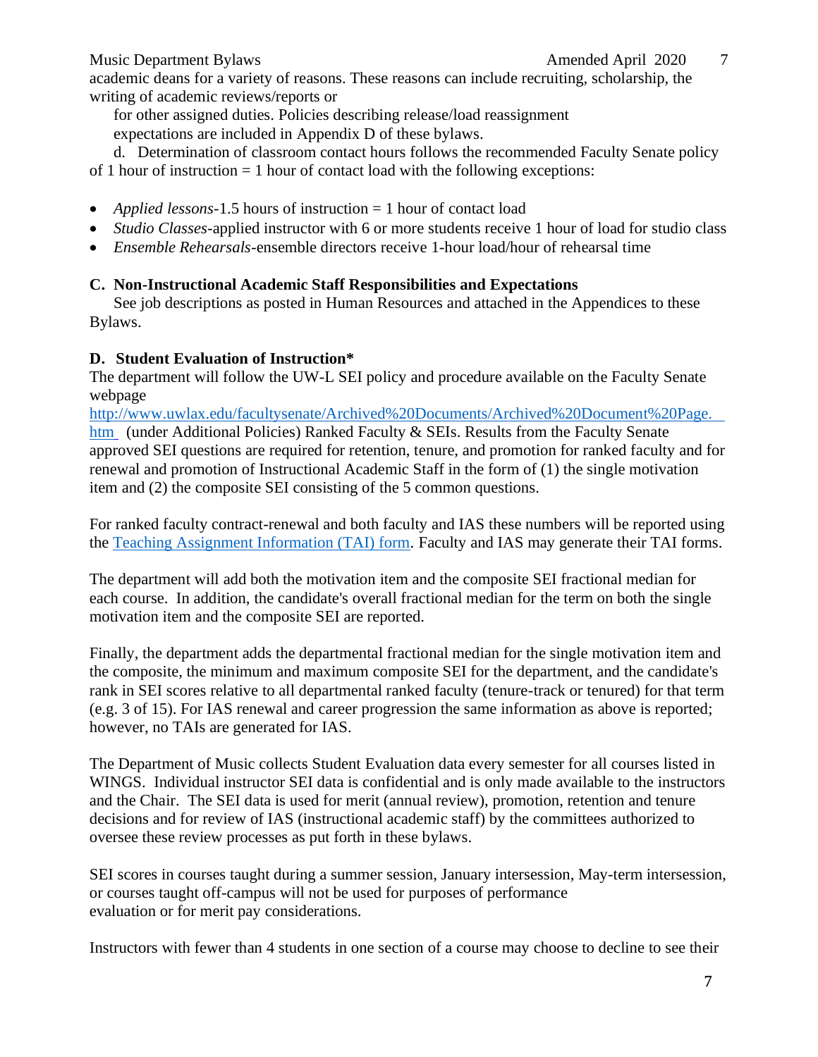academic deans for a variety of reasons. These reasons can include recruiting, scholarship, the writing of academic reviews/reports or for other assigned duties. Policies describing release/load reassignment expectations are included in Appendix D of these bylaws.

d. Determination of classroom contact hours follows the recommended Faculty Senate policy of 1 hour of instruction = 1 hour of contact load with the following exceptions:

- *Applied lessons*-1.5 hours of instruction = 1 hour of contact load
- *Studio Classes*-applied instructor with 6 or more students receive 1 hour of load for studio class
- *Ensemble Rehearsals*-ensemble directors receive 1-hour load/hour of rehearsal time

### C. Non-Instructional Academic Staff Responsibilities and Expectations

See job descriptions as posted in Human Resources and attached in the Appendices to these Bylaws.

### D. Student Evaluation of Instruction*

The department will follow the UW-L SEI policy and procedure available on the Faculty Senate webpage http://www.uwlax.edu/facultysenate/Archived%20Documents/Archived%20Document%20Page.htm (under Additional Policies) Ranked Faculty & SEIs. Results from the Faculty Senate approved SEI questions are required for retention, tenure, and promotion for ranked faculty and for renewal and promotion of Instructional Academic Staff in the form of (1) the single motivation item and (2) the composite SEI consisting of the 5 common questions.

For ranked faculty contract-renewal and both faculty and IAS these numbers will be reported using the Teaching Assignment Information (TAI) form. Faculty and IAS may generate their TAI forms.

The department will add both the motivation item and the composite SEI fractional median for each course. In addition, the candidate's overall fractional median for the term on both the single motivation item and the composite SEI are reported.

Finally, the department adds the departmental fractional median for the single motivation item and the composite, the minimum and maximum composite SEI for the department, and the candidate's rank in SEI scores relative to all departmental ranked faculty (tenure-track or tenured) for that term (e.g. 3 of 15). For IAS renewal and career progression the same information as above is reported; however, no TAIs are generated for IAS.

The Department of Music collects Student Evaluation data every semester for all courses listed in WINGS. Individual instructor SEI data is confidential and is only made available to the instructors and the Chair. The SEI data is used for merit (annual review), promotion, retention and tenure decisions and for review of IAS (instructional academic staff) by the committees authorized to oversee these review processes as put forth in these bylaws.

SEI scores in courses taught during a summer session, January intersession, May-term intersession, or courses taught off-campus will not be used for purposes of performance evaluation or for merit pay considerations.

Instructors with fewer than 4 students in one section of a course may choose to decline to see their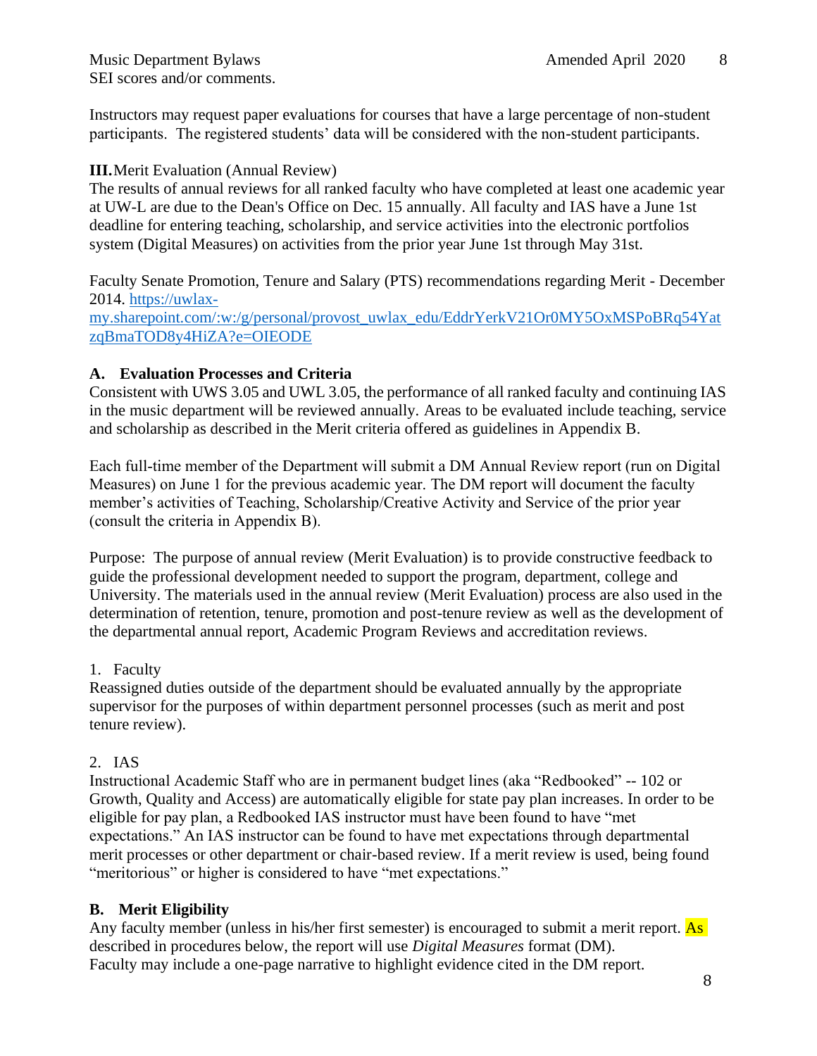SEI scores and/or comments.

Instructors may request paper evaluations for courses that have a large percentage of non-student participants. The registered students' data will be considered with the non-student participants.

**III.** Merit Evaluation (Annual Review)

The results of annual reviews for all ranked faculty who have completed at least one academic year at UW-L are due to the Dean's Office on Dec. 15 annually. All faculty and IAS have a June 1st deadline for entering teaching, scholarship, and service activities into the electronic portfolios system (Digital Measures) on activities from the prior year June 1st through May 31st.

Faculty Senate Promotion, Tenure and Salary (PTS) recommendations regarding Merit - December 2014. [https://uwlax-my.sharepoint.com/:w:/g/personal/provost_uwlax_edu/EddrYerkV21Or0MY5OxMSPoBRq54YatzqBmaTOD8y4HiZA?e=OIEODE](https://uwlax-my.sharepoint.com/:w:/g/personal/provost_uwlax_edu/EddrYerkV21Or0MY5OxMSPoBRq54YatzqBmaTOD8y4HiZA?e=OIEODE)

### A. Evaluation Processes and Criteria

Consistent with UWS 3.05 and UWL 3.05, the performance of all ranked faculty and continuing IAS in the music department will be reviewed annually. Areas to be evaluated include teaching, service and scholarship as described in the Merit criteria offered as guidelines in Appendix B.

Each full-time member of the Department will submit a DM Annual Review report (run on Digital Measures) on June 1 for the previous academic year. The DM report will document the faculty member's activities of Teaching, Scholarship/Creative Activity and Service of the prior year (consult the criteria in Appendix B).

Purpose: The purpose of annual review (Merit Evaluation) is to provide constructive feedback to guide the professional development needed to support the program, department, college and University. The materials used in the annual review (Merit Evaluation) process are also used in the determination of retention, tenure, promotion and post-tenure review as well as the development of the departmental annual report, Academic Program Reviews and accreditation reviews.

1. Faculty

Reassigned duties outside of the department should be evaluated annually by the appropriate supervisor for the purposes of within department personnel processes (such as merit and post tenure review).

2. IAS

Instructional Academic Staff who are in permanent budget lines (aka "Redbooked" -- 102 or Growth, Quality and Access) are automatically eligible for state pay plan increases. In order to be eligible for pay plan, a Redbooked IAS instructor must have been found to have "met expectations." An IAS instructor can be found to have met expectations through departmental merit processes or other department or chair-based review. If a merit review is used, being found "meritorious" or higher is considered to have "met expectations."

### B. Merit Eligibility

Any faculty member (unless in his/her first semester) is encouraged to submit a merit report. As described in procedures below, the report will use *Digital Measures* format (DM). Faculty may include a one-page narrative to highlight evidence cited in the DM report.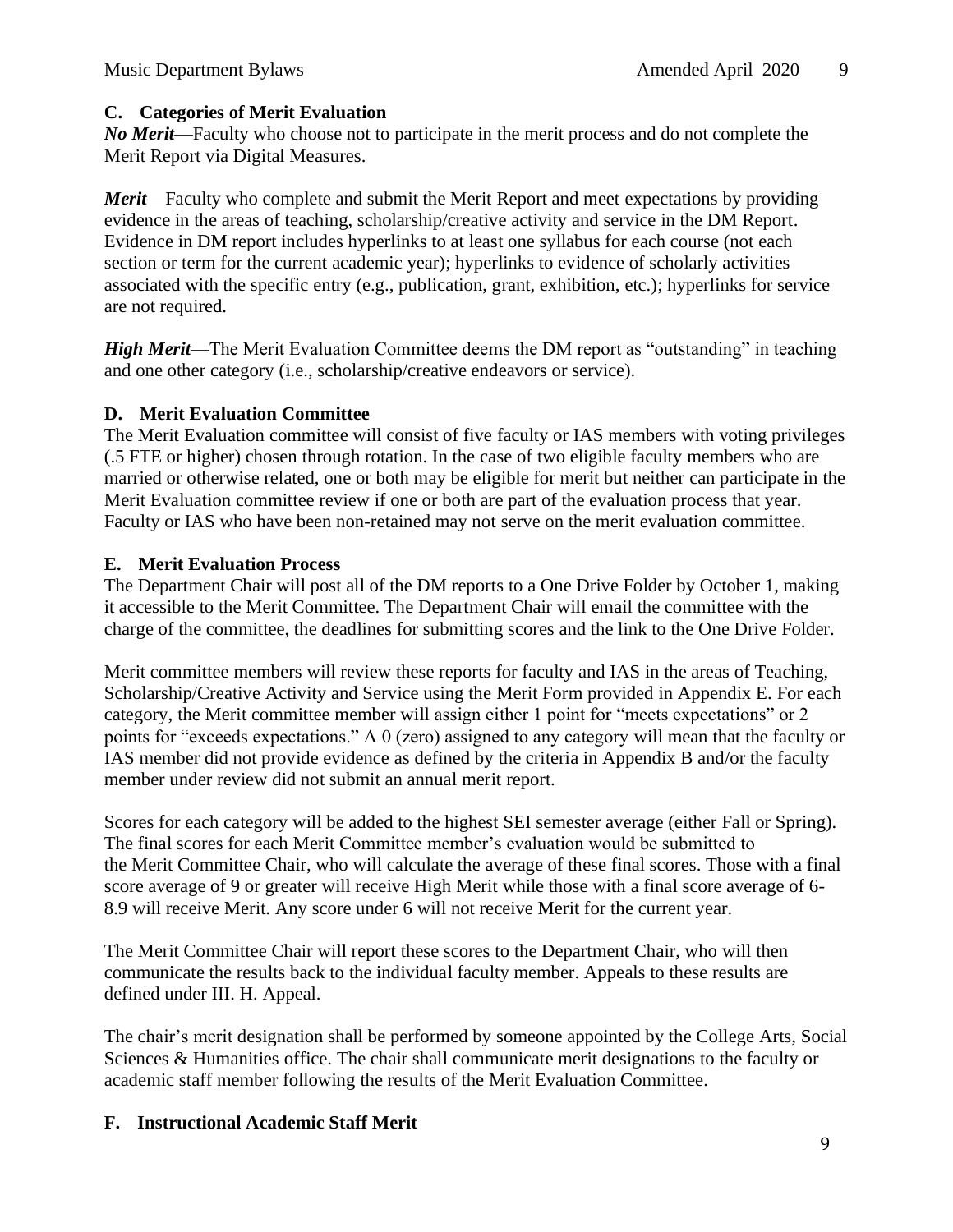## C. Categories of Merit Evaluation

***No Merit***—Faculty who choose not to participate in the merit process and do not complete the Merit Report via Digital Measures.

***Merit***—Faculty who complete and submit the Merit Report and meet expectations by providing evidence in the areas of teaching, scholarship/creative activity and service in the DM Report. Evidence in DM report includes hyperlinks to at least one syllabus for each course (not each section or term for the current academic year); hyperlinks to evidence of scholarly activities associated with the specific entry (e.g., publication, grant, exhibition, etc.); hyperlinks for service are not required.

***High Merit***—The Merit Evaluation Committee deems the DM report as "outstanding" in teaching and one other category (i.e., scholarship/creative endeavors or service).

## D. Merit Evaluation Committee

The Merit Evaluation committee will consist of five faculty or IAS members with voting privileges (.5 FTE or higher) chosen through rotation. In the case of two eligible faculty members who are married or otherwise related, one or both may be eligible for merit but neither can participate in the Merit Evaluation committee review if one or both are part of the evaluation process that year. Faculty or IAS who have been non-retained may not serve on the merit evaluation committee.

## E. Merit Evaluation Process

The Department Chair will post all of the DM reports to a One Drive Folder by October 1, making it accessible to the Merit Committee. The Department Chair will email the committee with the charge of the committee, the deadlines for submitting scores and the link to the One Drive Folder.

Merit committee members will review these reports for faculty and IAS in the areas of Teaching, Scholarship/Creative Activity and Service using the Merit Form provided in Appendix E. For each category, the Merit committee member will assign either 1 point for "meets expectations" or 2 points for "exceeds expectations." A 0 (zero) assigned to any category will mean that the faculty or IAS member did not provide evidence as defined by the criteria in Appendix B and/or the faculty member under review did not submit an annual merit report.

Scores for each category will be added to the highest SEI semester average (either Fall or Spring). The final scores for each Merit Committee member's evaluation would be submitted to the Merit Committee Chair, who will calculate the average of these final scores. Those with a final score average of 9 or greater will receive High Merit while those with a final score average of 6-8.9 will receive Merit. Any score under 6 will not receive Merit for the current year.

The Merit Committee Chair will report these scores to the Department Chair, who will then communicate the results back to the individual faculty member. Appeals to these results are defined under III. H. Appeal.

The chair's merit designation shall be performed by someone appointed by the College Arts, Social Sciences & Humanities office. The chair shall communicate merit designations to the faculty or academic staff member following the results of the Merit Evaluation Committee.

## F. Instructional Academic Staff Merit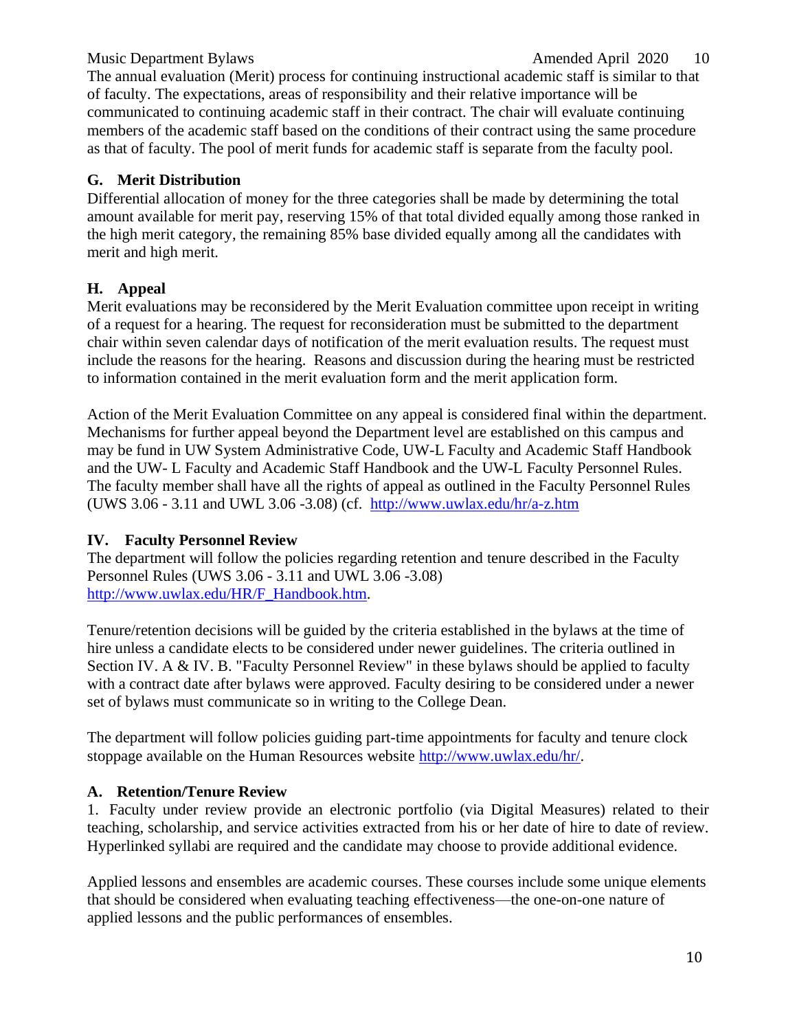The annual evaluation (Merit) process for continuing instructional academic staff is similar to that of faculty. The expectations, areas of responsibility and their relative importance will be communicated to continuing academic staff in their contract. The chair will evaluate continuing members of the academic staff based on the conditions of their contract using the same procedure as that of faculty. The pool of merit funds for academic staff is separate from the faculty pool.

### G. Merit Distribution

Differential allocation of money for the three categories shall be made by determining the total amount available for merit pay, reserving 15% of that total divided equally among those ranked in the high merit category, the remaining 85% base divided equally among all the candidates with merit and high merit.

### H. Appeal

Merit evaluations may be reconsidered by the Merit Evaluation committee upon receipt in writing of a request for a hearing. The request for reconsideration must be submitted to the department chair within seven calendar days of notification of the merit evaluation results. The request must include the reasons for the hearing. Reasons and discussion during the hearing must be restricted to information contained in the merit evaluation form and the merit application form.

Action of the Merit Evaluation Committee on any appeal is considered final within the department. Mechanisms for further appeal beyond the Department level are established on this campus and may be fund in UW System Administrative Code, UW-L Faculty and Academic Staff Handbook and the UW- L Faculty and Academic Staff Handbook and the UW-L Faculty Personnel Rules. The faculty member shall have all the rights of appeal as outlined in the Faculty Personnel Rules (UWS 3.06 - 3.11 and UWL 3.06 -3.08) (cf. http://www.uwlax.edu/hr/a-z.htm

## IV. Faculty Personnel Review

The department will follow the policies regarding retention and tenure described in the Faculty Personnel Rules (UWS 3.06 - 3.11 and UWL 3.06 -3.08) http://www.uwlax.edu/HR/F_Handbook.htm.

Tenure/retention decisions will be guided by the criteria established in the bylaws at the time of hire unless a candidate elects to be considered under newer guidelines. The criteria outlined in Section IV. A & IV. B. "Faculty Personnel Review" in these bylaws should be applied to faculty with a contract date after bylaws were approved. Faculty desiring to be considered under a newer set of bylaws must communicate so in writing to the College Dean.

The department will follow policies guiding part-time appointments for faculty and tenure clock stoppage available on the Human Resources website http://www.uwlax.edu/hr/.

### A. Retention/Tenure Review

1. Faculty under review provide an electronic portfolio (via Digital Measures) related to their teaching, scholarship, and service activities extracted from his or her date of hire to date of review. Hyperlinked syllabi are required and the candidate may choose to provide additional evidence.

Applied lessons and ensembles are academic courses. These courses include some unique elements that should be considered when evaluating teaching effectiveness—the one-on-one nature of applied lessons and the public performances of ensembles.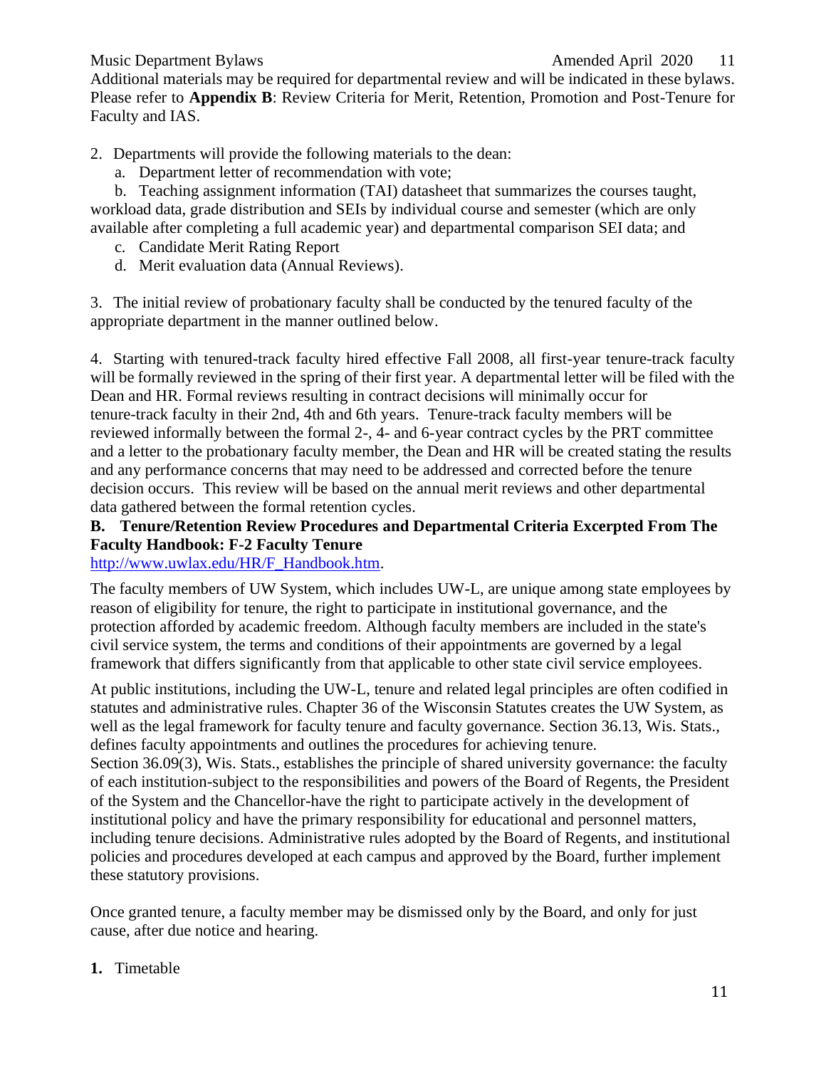Additional materials may be required for departmental review and will be indicated in these bylaws. Please refer to **Appendix B**: Review Criteria for Merit, Retention, Promotion and Post-Tenure for Faculty and IAS.

2. Departments will provide the following materials to the dean:
   a. Department letter of recommendation with vote;
   b. Teaching assignment information (TAI) datasheet that summarizes the courses taught, workload data, grade distribution and SEIs by individual course and semester (which are only available after completing a full academic year) and departmental comparison SEI data; and
   c. Candidate Merit Rating Report
   d. Merit evaluation data (Annual Reviews).

3. The initial review of probationary faculty shall be conducted by the tenured faculty of the appropriate department in the manner outlined below.

4. Starting with tenured-track faculty hired effective Fall 2008, all first-year tenure-track faculty will be formally reviewed in the spring of their first year. A departmental letter will be filed with the Dean and HR. Formal reviews resulting in contract decisions will minimally occur for tenure-track faculty in their 2nd, 4th and 6th years. Tenure-track faculty members will be reviewed informally between the formal 2-, 4- and 6-year contract cycles by the PRT committee and a letter to the probationary faculty member, the Dean and HR will be created stating the results and any performance concerns that may need to be addressed and corrected before the tenure decision occurs. This review will be based on the annual merit reviews and other departmental data gathered between the formal retention cycles.

### B. Tenure/Retention Review Procedures and Departmental Criteria Excerpted From The Faculty Handbook: F-2 Faculty Tenure

http://www.uwlax.edu/HR/F_Handbook.htm.

The faculty members of UW System, which includes UW-L, are unique among state employees by reason of eligibility for tenure, the right to participate in institutional governance, and the protection afforded by academic freedom. Although faculty members are included in the state's civil service system, the terms and conditions of their appointments are governed by a legal framework that differs significantly from that applicable to other state civil service employees.

At public institutions, including the UW-L, tenure and related legal principles are often codified in statutes and administrative rules. Chapter 36 of the Wisconsin Statutes creates the UW System, as well as the legal framework for faculty tenure and faculty governance. Section 36.13, Wis. Stats., defines faculty appointments and outlines the procedures for achieving tenure.
Section 36.09(3), Wis. Stats., establishes the principle of shared university governance: the faculty of each institution-subject to the responsibilities and powers of the Board of Regents, the President of the System and the Chancellor-have the right to participate actively in the development of institutional policy and have the primary responsibility for educational and personnel matters, including tenure decisions. Administrative rules adopted by the Board of Regents, and institutional policies and procedures developed at each campus and approved by the Board, further implement these statutory provisions.

Once granted tenure, a faculty member may be dismissed only by the Board, and only for just cause, after due notice and hearing.

**1.** Timetable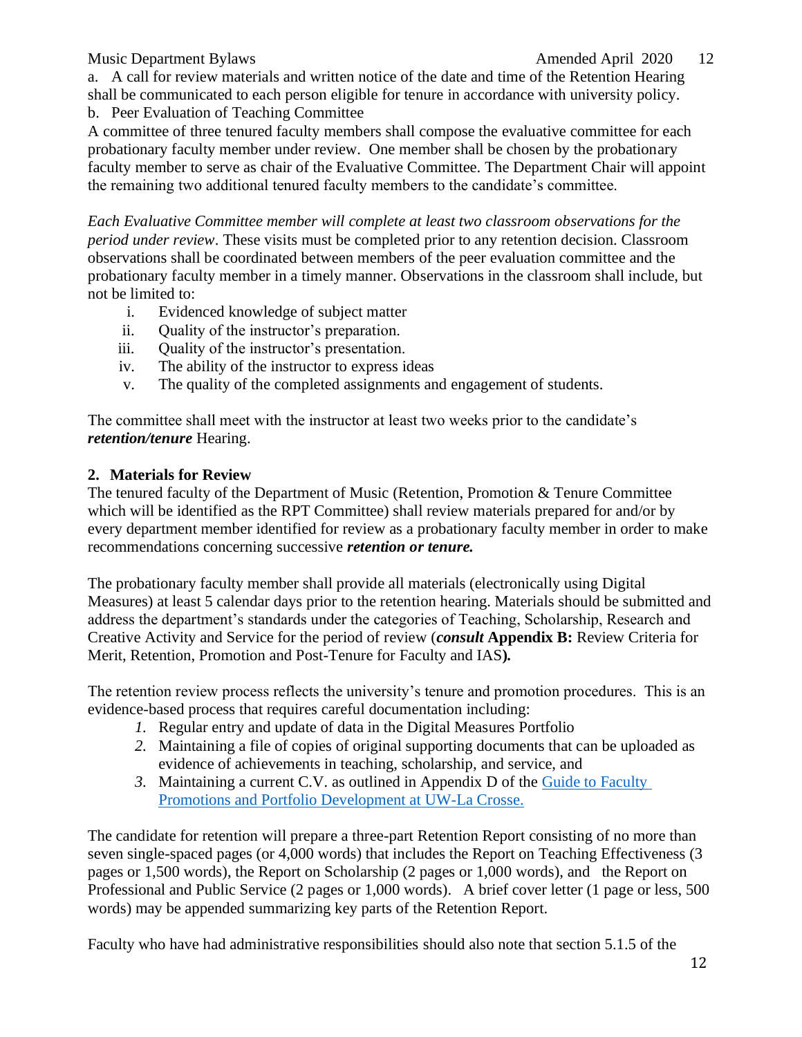a. A call for review materials and written notice of the date and time of the Retention Hearing shall be communicated to each person eligible for tenure in accordance with university policy.

b. Peer Evaluation of Teaching Committee

A committee of three tenured faculty members shall compose the evaluative committee for each probationary faculty member under review. One member shall be chosen by the probationary faculty member to serve as chair of the Evaluative Committee. The Department Chair will appoint the remaining two additional tenured faculty members to the candidate's committee.

*Each Evaluative Committee member will complete at least two classroom observations for the period under review*. These visits must be completed prior to any retention decision. Classroom observations shall be coordinated between members of the peer evaluation committee and the probationary faculty member in a timely manner. Observations in the classroom shall include, but not be limited to:

i. Evidenced knowledge of subject matter
ii. Quality of the instructor's preparation.
iii. Quality of the instructor's presentation.
iv. The ability of the instructor to express ideas
v. The quality of the completed assignments and engagement of students.

The committee shall meet with the instructor at least two weeks prior to the candidate's ***retention/tenure*** Hearing.

**2. Materials for Review**

The tenured faculty of the Department of Music (Retention, Promotion & Tenure Committee which will be identified as the RPT Committee) shall review materials prepared for and/or by every department member identified for review as a probationary faculty member in order to make recommendations concerning successive ***retention or tenure.***

The probationary faculty member shall provide all materials (electronically using Digital Measures) at least 5 calendar days prior to the retention hearing. Materials should be submitted and address the department's standards under the categories of Teaching, Scholarship, Research and Creative Activity and Service for the period of review (***consult*** **Appendix B:** Review Criteria for Merit, Retention, Promotion and Post-Tenure for Faculty and IAS***)***.

The retention review process reflects the university's tenure and promotion procedures. This is an evidence-based process that requires careful documentation including:

1. Regular entry and update of data in the Digital Measures Portfolio
2. Maintaining a file of copies of original supporting documents that can be uploaded as evidence of achievements in teaching, scholarship, and service, and
3. Maintaining a current C.V. as outlined in Appendix D of the [Guide to Faculty Promotions and Portfolio Development at UW-La Crosse.]()

The candidate for retention will prepare a three-part Retention Report consisting of no more than seven single-spaced pages (or 4,000 words) that includes the Report on Teaching Effectiveness (3 pages or 1,500 words), the Report on Scholarship (2 pages or 1,000 words), and the Report on Professional and Public Service (2 pages or 1,000 words). A brief cover letter (1 page or less, 500 words) may be appended summarizing key parts of the Retention Report.

Faculty who have had administrative responsibilities should also note that section 5.1.5 of the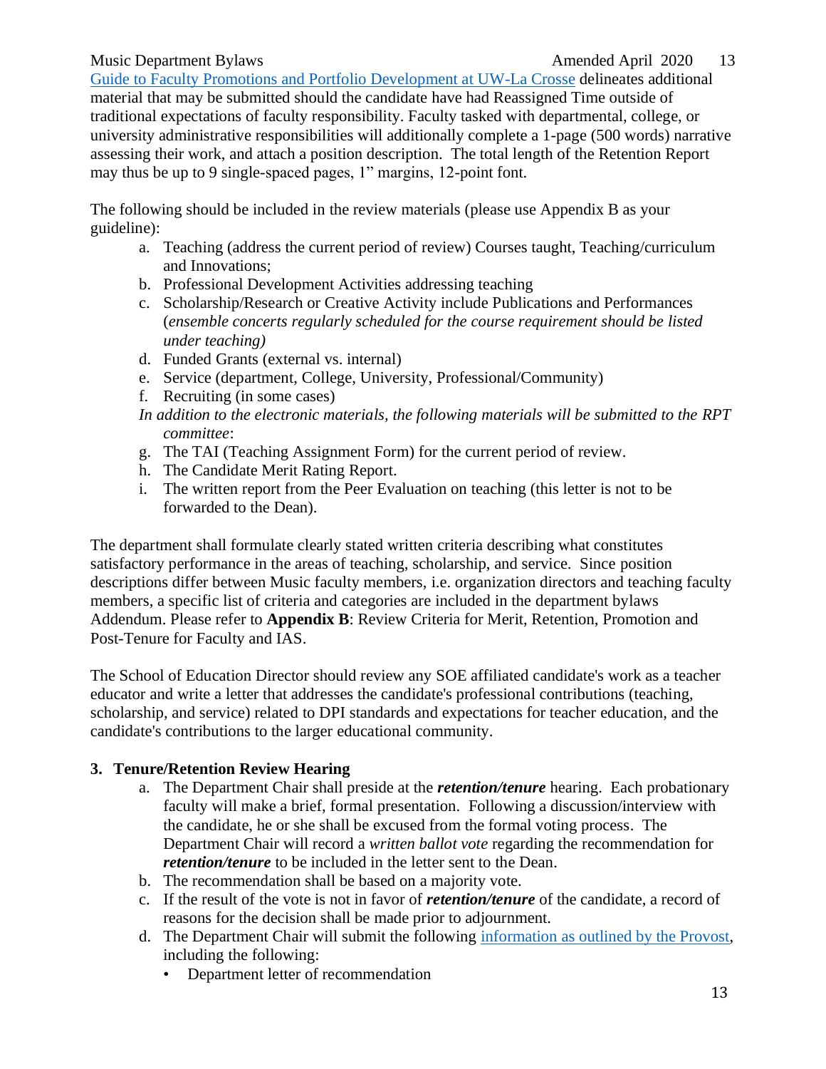Guide to Faculty Promotions and Portfolio Development at UW-La Crosse delineates additional material that may be submitted should the candidate have had Reassigned Time outside of traditional expectations of faculty responsibility. Faculty tasked with departmental, college, or university administrative responsibilities will additionally complete a 1-page (500 words) narrative assessing their work, and attach a position description. The total length of the Retention Report may thus be up to 9 single-spaced pages, 1" margins, 12-point font.

The following should be included in the review materials (please use Appendix B as your guideline):

a. Teaching (address the current period of review) Courses taught, Teaching/curriculum and Innovations;
b. Professional Development Activities addressing teaching
c. Scholarship/Research or Creative Activity include Publications and Performances (*ensemble concerts regularly scheduled for the course requirement should be listed under teaching)*
d. Funded Grants (external vs. internal)
e. Service (department, College, University, Professional/Community)
f. Recruiting (in some cases)

*In addition to the electronic materials, the following materials will be submitted to the RPT committee*:

g. The TAI (Teaching Assignment Form) for the current period of review.
h. The Candidate Merit Rating Report.
i. The written report from the Peer Evaluation on teaching (this letter is not to be forwarded to the Dean).

The department shall formulate clearly stated written criteria describing what constitutes satisfactory performance in the areas of teaching, scholarship, and service. Since position descriptions differ between Music faculty members, i.e. organization directors and teaching faculty members, a specific list of criteria and categories are included in the department bylaws Addendum. Please refer to **Appendix B**: Review Criteria for Merit, Retention, Promotion and Post-Tenure for Faculty and IAS.

The School of Education Director should review any SOE affiliated candidate's work as a teacher educator and write a letter that addresses the candidate's professional contributions (teaching, scholarship, and service) related to DPI standards and expectations for teacher education, and the candidate's contributions to the larger educational community.

### 3. Tenure/Retention Review Hearing

a. The Department Chair shall preside at the ***retention/tenure*** hearing. Each probationary faculty will make a brief, formal presentation. Following a discussion/interview with the candidate, he or she shall be excused from the formal voting process. The Department Chair will record a *written ballot vote* regarding the recommendation for ***retention/tenure*** to be included in the letter sent to the Dean.
b. The recommendation shall be based on a majority vote.
c. If the result of the vote is not in favor of ***retention/tenure*** of the candidate, a record of reasons for the decision shall be made prior to adjournment.
d. The Department Chair will submit the following information as outlined by the Provost, including the following:
   - Department letter of recommendation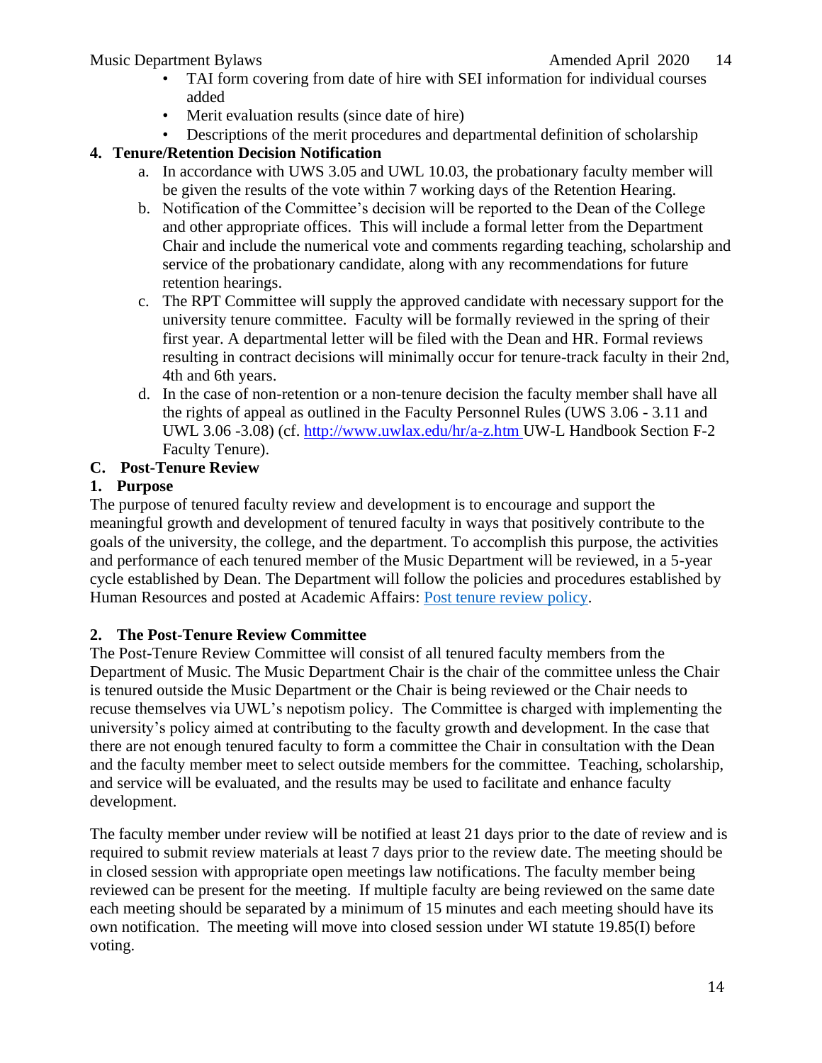- TAI form covering from date of hire with SEI information for individual courses added
- Merit evaluation results (since date of hire)
- Descriptions of the merit procedures and departmental definition of scholarship

**4. Tenure/Retention Decision Notification**

a. In accordance with UWS 3.05 and UWL 10.03, the probationary faculty member will be given the results of the vote within 7 working days of the Retention Hearing.

b. Notification of the Committee's decision will be reported to the Dean of the College and other appropriate offices. This will include a formal letter from the Department Chair and include the numerical vote and comments regarding teaching, scholarship and service of the probationary candidate, along with any recommendations for future retention hearings.

c. The RPT Committee will supply the approved candidate with necessary support for the university tenure committee. Faculty will be formally reviewed in the spring of their first year. A departmental letter will be filed with the Dean and HR. Formal reviews resulting in contract decisions will minimally occur for tenure-track faculty in their 2nd, 4th and 6th years.

d. In the case of non-retention or a non-tenure decision the faculty member shall have all the rights of appeal as outlined in the Faculty Personnel Rules (UWS 3.06 - 3.11 and UWL 3.06 -3.08) (cf. [http://www.uwlax.edu/hr/a-z.htm](http://www.uwlax.edu/hr/a-z.htm) UW-L Handbook Section F-2 Faculty Tenure).

## C. Post-Tenure Review

### 1. Purpose

The purpose of tenured faculty review and development is to encourage and support the meaningful growth and development of tenured faculty in ways that positively contribute to the goals of the university, the college, and the department. To accomplish this purpose, the activities and performance of each tenured member of the Music Department will be reviewed, in a 5-year cycle established by Dean. The Department will follow the policies and procedures established by Human Resources and posted at Academic Affairs: Post tenure review policy.

### 2. The Post-Tenure Review Committee

The Post-Tenure Review Committee will consist of all tenured faculty members from the Department of Music. The Music Department Chair is the chair of the committee unless the Chair is tenured outside the Music Department or the Chair is being reviewed or the Chair needs to recuse themselves via UWL's nepotism policy. The Committee is charged with implementing the university's policy aimed at contributing to the faculty growth and development. In the case that there are not enough tenured faculty to form a committee the Chair in consultation with the Dean and the faculty member meet to select outside members for the committee. Teaching, scholarship, and service will be evaluated, and the results may be used to facilitate and enhance faculty development.

The faculty member under review will be notified at least 21 days prior to the date of review and is required to submit review materials at least 7 days prior to the review date. The meeting should be in closed session with appropriate open meetings law notifications. The faculty member being reviewed can be present for the meeting. If multiple faculty are being reviewed on the same date each meeting should be separated by a minimum of 15 minutes and each meeting should have its own notification. The meeting will move into closed session under WI statute 19.85(I) before voting.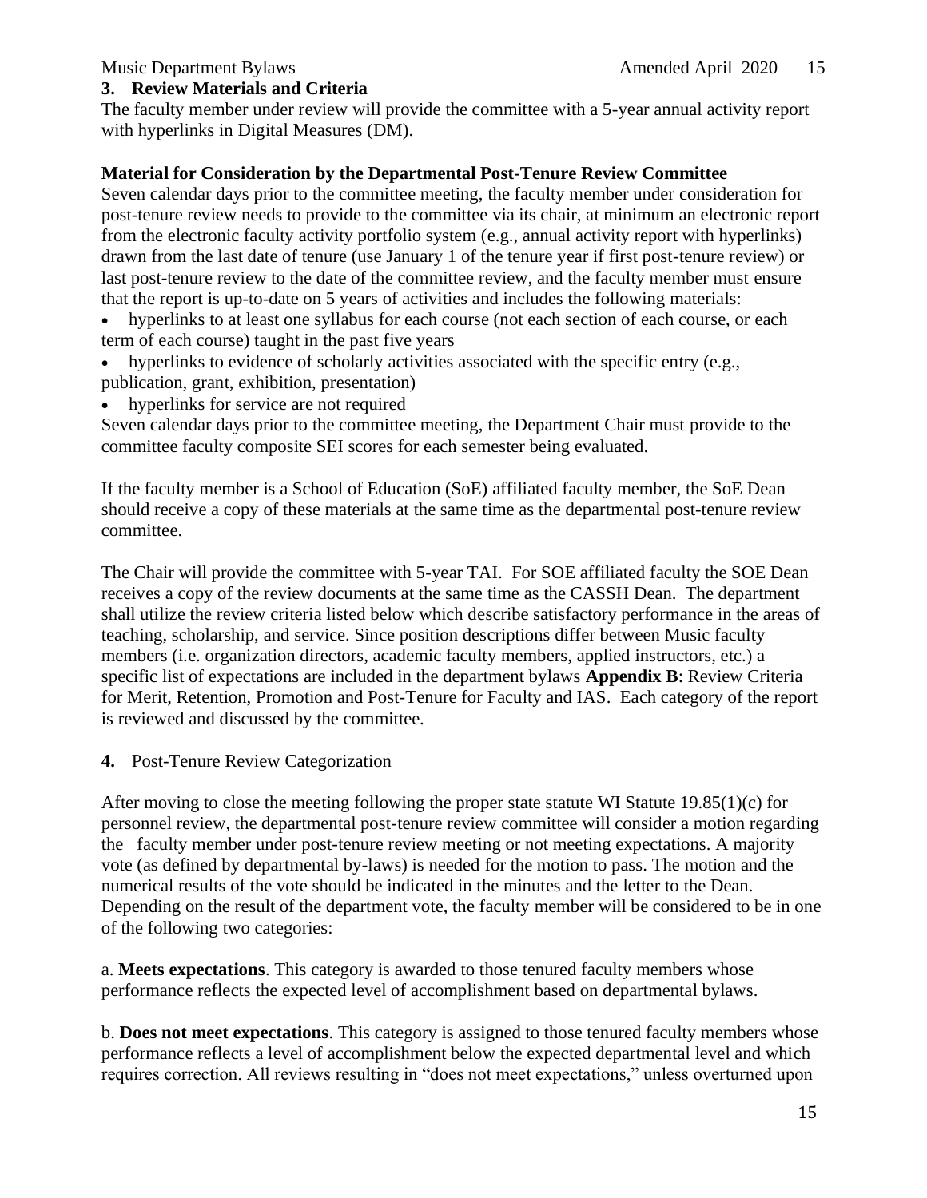### 3. Review Materials and Criteria

The faculty member under review will provide the committee with a 5-year annual activity report with hyperlinks in Digital Measures (DM).

**Material for Consideration by the Departmental Post-Tenure Review Committee**

Seven calendar days prior to the committee meeting, the faculty member under consideration for post-tenure review needs to provide to the committee via its chair, at minimum an electronic report from the electronic faculty activity portfolio system (e.g., annual activity report with hyperlinks) drawn from the last date of tenure (use January 1 of the tenure year if first post-tenure review) or last post-tenure review to the date of the committee review, and the faculty member must ensure that the report is up-to-date on 5 years of activities and includes the following materials:

- hyperlinks to at least one syllabus for each course (not each section of each course, or each term of each course) taught in the past five years
- hyperlinks to evidence of scholarly activities associated with the specific entry (e.g., publication, grant, exhibition, presentation)
- hyperlinks for service are not required

Seven calendar days prior to the committee meeting, the Department Chair must provide to the committee faculty composite SEI scores for each semester being evaluated.

If the faculty member is a School of Education (SoE) affiliated faculty member, the SoE Dean should receive a copy of these materials at the same time as the departmental post-tenure review committee.

The Chair will provide the committee with 5-year TAI. For SOE affiliated faculty the SOE Dean receives a copy of the review documents at the same time as the CASSH Dean. The department shall utilize the review criteria listed below which describe satisfactory performance in the areas of teaching, scholarship, and service. Since position descriptions differ between Music faculty members (i.e. organization directors, academic faculty members, applied instructors, etc.) a specific list of expectations are included in the department bylaws **Appendix B**: Review Criteria for Merit, Retention, Promotion and Post-Tenure for Faculty and IAS. Each category of the report is reviewed and discussed by the committee.

**4.** Post-Tenure Review Categorization

After moving to close the meeting following the proper state statute WI Statute 19.85(1)(c) for personnel review, the departmental post-tenure review committee will consider a motion regarding the faculty member under post-tenure review meeting or not meeting expectations. A majority vote (as defined by departmental by-laws) is needed for the motion to pass. The motion and the numerical results of the vote should be indicated in the minutes and the letter to the Dean. Depending on the result of the department vote, the faculty member will be considered to be in one of the following two categories:

a. **Meets expectations**. This category is awarded to those tenured faculty members whose performance reflects the expected level of accomplishment based on departmental bylaws.

b. **Does not meet expectations**. This category is assigned to those tenured faculty members whose performance reflects a level of accomplishment below the expected departmental level and which requires correction. All reviews resulting in "does not meet expectations," unless overturned upon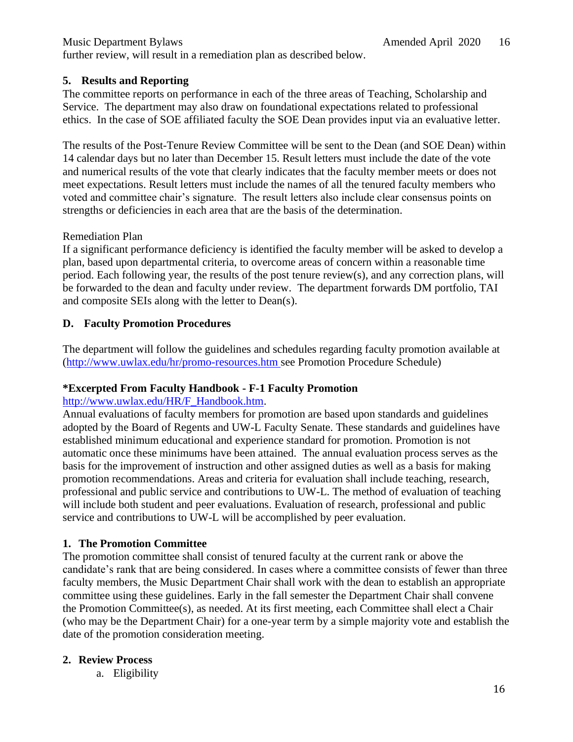further review, will result in a remediation plan as described below.

### 5. Results and Reporting

The committee reports on performance in each of the three areas of Teaching, Scholarship and Service. The department may also draw on foundational expectations related to professional ethics. In the case of SOE affiliated faculty the SOE Dean provides input via an evaluative letter.

The results of the Post-Tenure Review Committee will be sent to the Dean (and SOE Dean) within 14 calendar days but no later than December 15. Result letters must include the date of the vote and numerical results of the vote that clearly indicates that the faculty member meets or does not meet expectations. Result letters must include the names of all the tenured faculty members who voted and committee chair's signature. The result letters also include clear consensus points on strengths or deficiencies in each area that are the basis of the determination.

Remediation Plan

If a significant performance deficiency is identified the faculty member will be asked to develop a plan, based upon departmental criteria, to overcome areas of concern within a reasonable time period. Each following year, the results of the post tenure review(s), and any correction plans, will be forwarded to the dean and faculty under review. The department forwards DM portfolio, TAI and composite SEIs along with the letter to Dean(s).

## D. Faculty Promotion Procedures

The department will follow the guidelines and schedules regarding faculty promotion available at (http://www.uwlax.edu/hr/promo-resources.htm see Promotion Procedure Schedule)

**\*Excerpted From Faculty Handbook - F-1 Faculty Promotion**

http://www.uwlax.edu/HR/F_Handbook.htm.

Annual evaluations of faculty members for promotion are based upon standards and guidelines adopted by the Board of Regents and UW-L Faculty Senate. These standards and guidelines have established minimum educational and experience standard for promotion. Promotion is not automatic once these minimums have been attained. The annual evaluation process serves as the basis for the improvement of instruction and other assigned duties as well as a basis for making promotion recommendations. Areas and criteria for evaluation shall include teaching, research, professional and public service and contributions to UW-L. The method of evaluation of teaching will include both student and peer evaluations. Evaluation of research, professional and public service and contributions to UW-L will be accomplished by peer evaluation.

### 1. The Promotion Committee

The promotion committee shall consist of tenured faculty at the current rank or above the candidate's rank that are being considered. In cases where a committee consists of fewer than three faculty members, the Music Department Chair shall work with the dean to establish an appropriate committee using these guidelines. Early in the fall semester the Department Chair shall convene the Promotion Committee(s), as needed. At its first meeting, each Committee shall elect a Chair (who may be the Department Chair) for a one-year term by a simple majority vote and establish the date of the promotion consideration meeting.

### 2. Review Process

a. Eligibility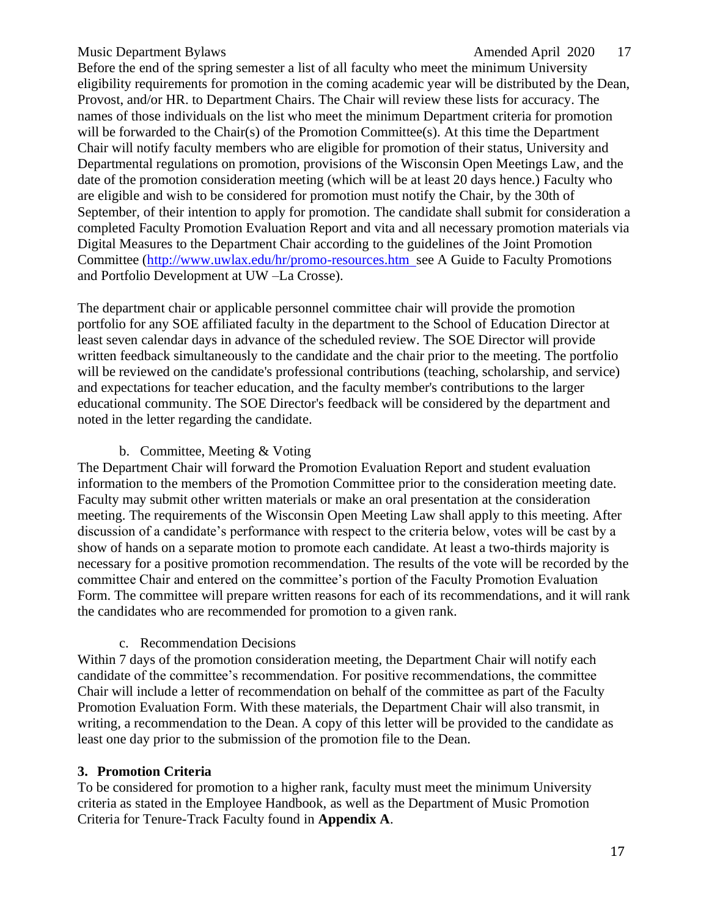Before the end of the spring semester a list of all faculty who meet the minimum University eligibility requirements for promotion in the coming academic year will be distributed by the Dean, Provost, and/or HR. to Department Chairs. The Chair will review these lists for accuracy. The names of those individuals on the list who meet the minimum Department criteria for promotion will be forwarded to the Chair(s) of the Promotion Committee(s). At this time the Department Chair will notify faculty members who are eligible for promotion of their status, University and Departmental regulations on promotion, provisions of the Wisconsin Open Meetings Law, and the date of the promotion consideration meeting (which will be at least 20 days hence.) Faculty who are eligible and wish to be considered for promotion must notify the Chair, by the 30th of September, of their intention to apply for promotion. The candidate shall submit for consideration a completed Faculty Promotion Evaluation Report and vita and all necessary promotion materials via Digital Measures to the Department Chair according to the guidelines of the Joint Promotion Committee (http://www.uwlax.edu/hr/promo-resources.htm see A Guide to Faculty Promotions and Portfolio Development at UW –La Crosse).

The department chair or applicable personnel committee chair will provide the promotion portfolio for any SOE affiliated faculty in the department to the School of Education Director at least seven calendar days in advance of the scheduled review. The SOE Director will provide written feedback simultaneously to the candidate and the chair prior to the meeting. The portfolio will be reviewed on the candidate's professional contributions (teaching, scholarship, and service) and expectations for teacher education, and the faculty member's contributions to the larger educational community. The SOE Director's feedback will be considered by the department and noted in the letter regarding the candidate.

b. Committee, Meeting & Voting

The Department Chair will forward the Promotion Evaluation Report and student evaluation information to the members of the Promotion Committee prior to the consideration meeting date. Faculty may submit other written materials or make an oral presentation at the consideration meeting. The requirements of the Wisconsin Open Meeting Law shall apply to this meeting. After discussion of a candidate's performance with respect to the criteria below, votes will be cast by a show of hands on a separate motion to promote each candidate. At least a two-thirds majority is necessary for a positive promotion recommendation. The results of the vote will be recorded by the committee Chair and entered on the committee's portion of the Faculty Promotion Evaluation Form. The committee will prepare written reasons for each of its recommendations, and it will rank the candidates who are recommended for promotion to a given rank.

c. Recommendation Decisions

Within 7 days of the promotion consideration meeting, the Department Chair will notify each candidate of the committee's recommendation. For positive recommendations, the committee Chair will include a letter of recommendation on behalf of the committee as part of the Faculty Promotion Evaluation Form. With these materials, the Department Chair will also transmit, in writing, a recommendation to the Dean. A copy of this letter will be provided to the candidate as least one day prior to the submission of the promotion file to the Dean.

## 3. Promotion Criteria

To be considered for promotion to a higher rank, faculty must meet the minimum University criteria as stated in the Employee Handbook, as well as the Department of Music Promotion Criteria for Tenure-Track Faculty found in **Appendix A**.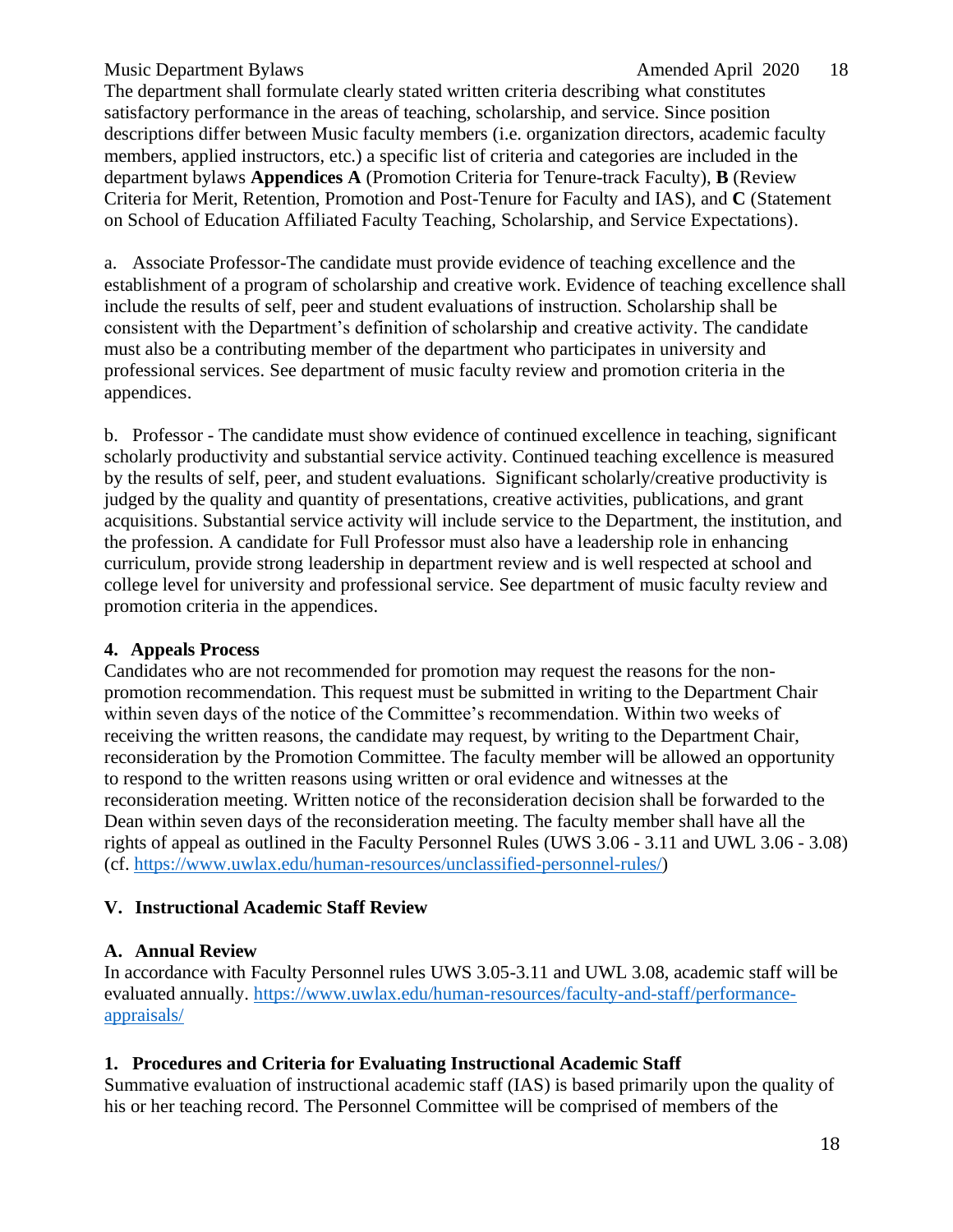The department shall formulate clearly stated written criteria describing what constitutes satisfactory performance in the areas of teaching, scholarship, and service. Since position descriptions differ between Music faculty members (i.e. organization directors, academic faculty members, applied instructors, etc.) a specific list of criteria and categories are included in the department bylaws **Appendices A** (Promotion Criteria for Tenure-track Faculty), **B** (Review Criteria for Merit, Retention, Promotion and Post-Tenure for Faculty and IAS), and **C** (Statement on School of Education Affiliated Faculty Teaching, Scholarship, and Service Expectations).

a. Associate Professor-The candidate must provide evidence of teaching excellence and the establishment of a program of scholarship and creative work. Evidence of teaching excellence shall include the results of self, peer and student evaluations of instruction. Scholarship shall be consistent with the Department's definition of scholarship and creative activity. The candidate must also be a contributing member of the department who participates in university and professional services. See department of music faculty review and promotion criteria in the appendices.

b. Professor - The candidate must show evidence of continued excellence in teaching, significant scholarly productivity and substantial service activity. Continued teaching excellence is measured by the results of self, peer, and student evaluations. Significant scholarly/creative productivity is judged by the quality and quantity of presentations, creative activities, publications, and grant acquisitions. Substantial service activity will include service to the Department, the institution, and the profession. A candidate for Full Professor must also have a leadership role in enhancing curriculum, provide strong leadership in department review and is well respected at school and college level for university and professional service. See department of music faculty review and promotion criteria in the appendices.

### 4. Appeals Process

Candidates who are not recommended for promotion may request the reasons for the non-promotion recommendation. This request must be submitted in writing to the Department Chair within seven days of the notice of the Committee's recommendation. Within two weeks of receiving the written reasons, the candidate may request, by writing to the Department Chair, reconsideration by the Promotion Committee. The faculty member will be allowed an opportunity to respond to the written reasons using written or oral evidence and witnesses at the reconsideration meeting. Written notice of the reconsideration decision shall be forwarded to the Dean within seven days of the reconsideration meeting. The faculty member shall have all the rights of appeal as outlined in the Faculty Personnel Rules (UWS 3.06 - 3.11 and UWL 3.06 - 3.08) (cf. https://www.uwlax.edu/human-resources/unclassified-personnel-rules/)

## V. Instructional Academic Staff Review

### A. Annual Review

In accordance with Faculty Personnel rules UWS 3.05-3.11 and UWL 3.08, academic staff will be evaluated annually. https://www.uwlax.edu/human-resources/faculty-and-staff/performance-appraisals/

### 1. Procedures and Criteria for Evaluating Instructional Academic Staff

Summative evaluation of instructional academic staff (IAS) is based primarily upon the quality of his or her teaching record. The Personnel Committee will be comprised of members of the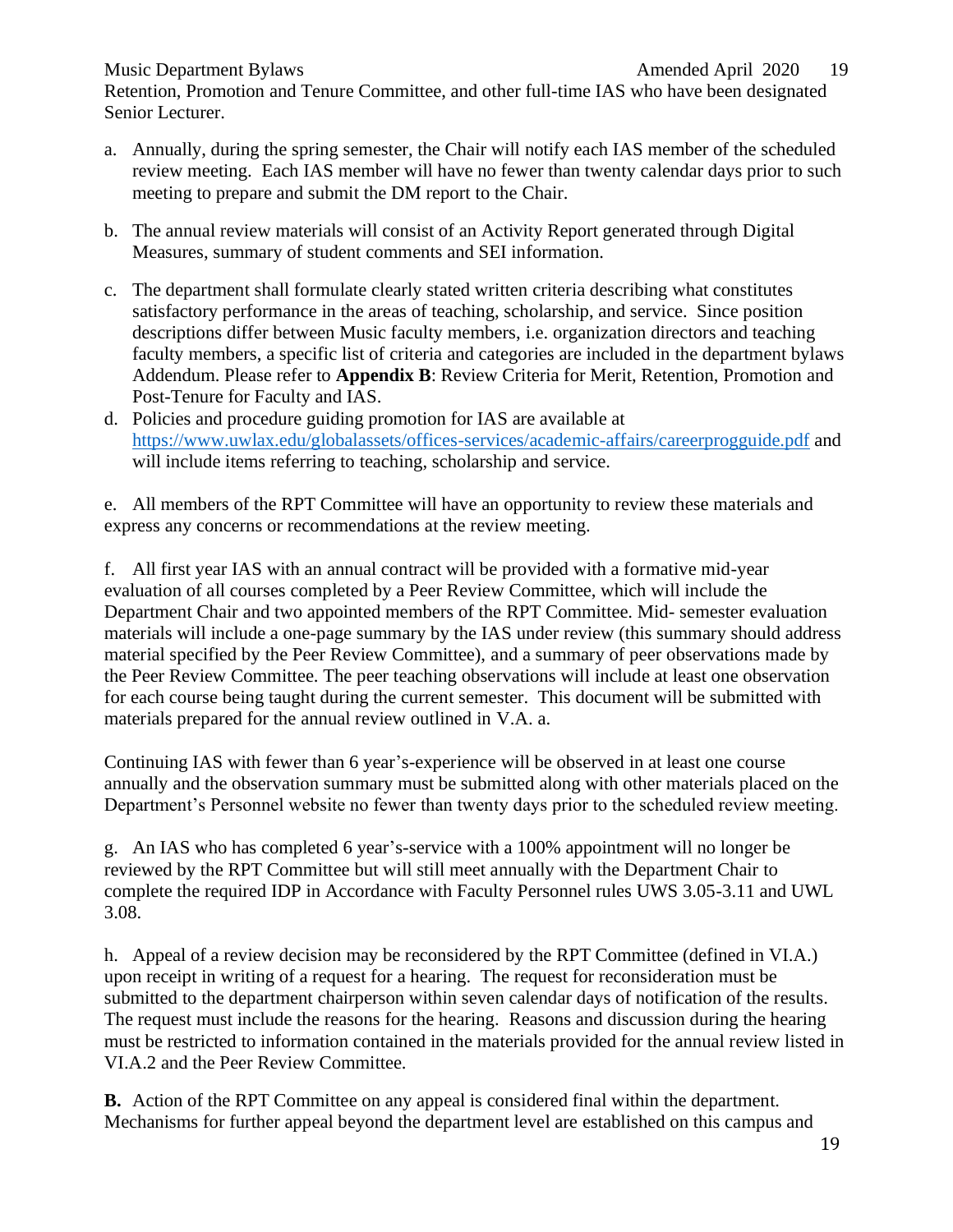Retention, Promotion and Tenure Committee, and other full-time IAS who have been designated Senior Lecturer.

a. Annually, during the spring semester, the Chair will notify each IAS member of the scheduled review meeting. Each IAS member will have no fewer than twenty calendar days prior to such meeting to prepare and submit the DM report to the Chair.

b. The annual review materials will consist of an Activity Report generated through Digital Measures, summary of student comments and SEI information.

c. The department shall formulate clearly stated written criteria describing what constitutes satisfactory performance in the areas of teaching, scholarship, and service. Since position descriptions differ between Music faculty members, i.e. organization directors and teaching faculty members, a specific list of criteria and categories are included in the department bylaws Addendum. Please refer to **Appendix B**: Review Criteria for Merit, Retention, Promotion and Post-Tenure for Faculty and IAS.

d. Policies and procedure guiding promotion for IAS are available at https://www.uwlax.edu/globalassets/offices-services/academic-affairs/careerprogguide.pdf and will include items referring to teaching, scholarship and service.

e. All members of the RPT Committee will have an opportunity to review these materials and express any concerns or recommendations at the review meeting.

f. All first year IAS with an annual contract will be provided with a formative mid-year evaluation of all courses completed by a Peer Review Committee, which will include the Department Chair and two appointed members of the RPT Committee. Mid- semester evaluation materials will include a one-page summary by the IAS under review (this summary should address material specified by the Peer Review Committee), and a summary of peer observations made by the Peer Review Committee. The peer teaching observations will include at least one observation for each course being taught during the current semester. This document will be submitted with materials prepared for the annual review outlined in V.A. a.

Continuing IAS with fewer than 6 year's-experience will be observed in at least one course annually and the observation summary must be submitted along with other materials placed on the Department's Personnel website no fewer than twenty days prior to the scheduled review meeting.

g. An IAS who has completed 6 year's-service with a 100% appointment will no longer be reviewed by the RPT Committee but will still meet annually with the Department Chair to complete the required IDP in Accordance with Faculty Personnel rules UWS 3.05-3.11 and UWL 3.08.

h. Appeal of a review decision may be reconsidered by the RPT Committee (defined in VI.A.) upon receipt in writing of a request for a hearing. The request for reconsideration must be submitted to the department chairperson within seven calendar days of notification of the results. The request must include the reasons for the hearing. Reasons and discussion during the hearing must be restricted to information contained in the materials provided for the annual review listed in VI.A.2 and the Peer Review Committee.

**B.** Action of the RPT Committee on any appeal is considered final within the department. Mechanisms for further appeal beyond the department level are established on this campus and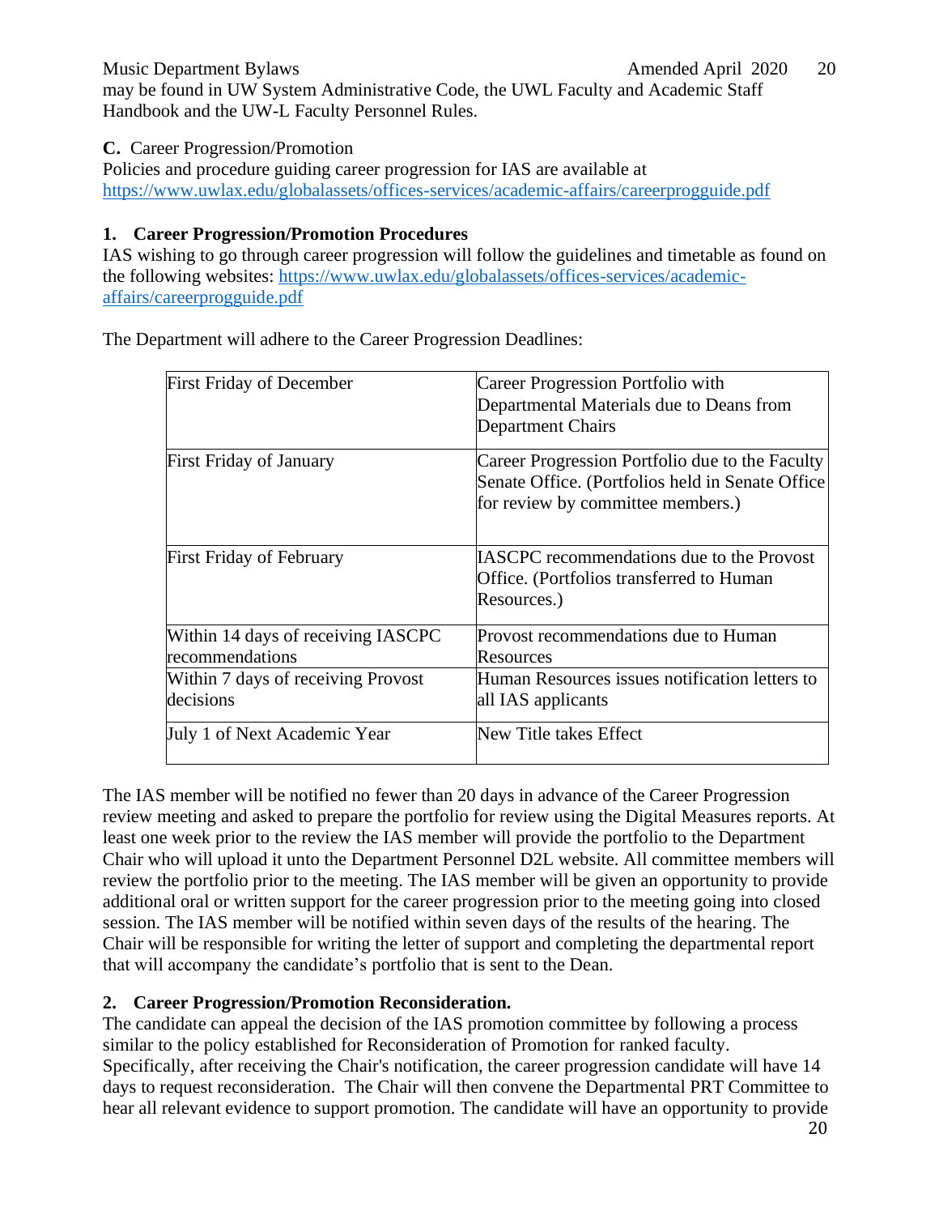may be found in UW System Administrative Code, the UWL Faculty and Academic Staff Handbook and the UW-L Faculty Personnel Rules.

**C.** Career Progression/Promotion

Policies and procedure guiding career progression for IAS are available at https://www.uwlax.edu/globalassets/offices-services/academic-affairs/careerprogguide.pdf

### 1. Career Progression/Promotion Procedures

IAS wishing to go through career progression will follow the guidelines and timetable as found on the following websites: https://www.uwlax.edu/globalassets/offices-services/academic-affairs/careerprogguide.pdf

The Department will adhere to the Career Progression Deadlines:

| | |
|---|---|
| First Friday of December | Career Progression Portfolio with Departmental Materials due to Deans from Department Chairs |
| First Friday of January | Career Progression Portfolio due to the Faculty Senate Office. (Portfolios held in Senate Office for review by committee members.) |
| First Friday of February | IASCPC recommendations due to the Provost Office. (Portfolios transferred to Human Resources.) |
| Within 14 days of receiving IASCPC recommendations | Provost recommendations due to Human Resources |
| Within 7 days of receiving Provost decisions | Human Resources issues notification letters to all IAS applicants |
| July 1 of Next Academic Year | New Title takes Effect |

The IAS member will be notified no fewer than 20 days in advance of the Career Progression review meeting and asked to prepare the portfolio for review using the Digital Measures reports. At least one week prior to the review the IAS member will provide the portfolio to the Department Chair who will upload it unto the Department Personnel D2L website. All committee members will review the portfolio prior to the meeting. The IAS member will be given an opportunity to provide additional oral or written support for the career progression prior to the meeting going into closed session. The IAS member will be notified within seven days of the results of the hearing. The Chair will be responsible for writing the letter of support and completing the departmental report that will accompany the candidate's portfolio that is sent to the Dean.

### 2. Career Progression/Promotion Reconsideration.

The candidate can appeal the decision of the IAS promotion committee by following a process similar to the policy established for Reconsideration of Promotion for ranked faculty. Specifically, after receiving the Chair's notification, the career progression candidate will have 14 days to request reconsideration. The Chair will then convene the Departmental PRT Committee to hear all relevant evidence to support promotion. The candidate will have an opportunity to provide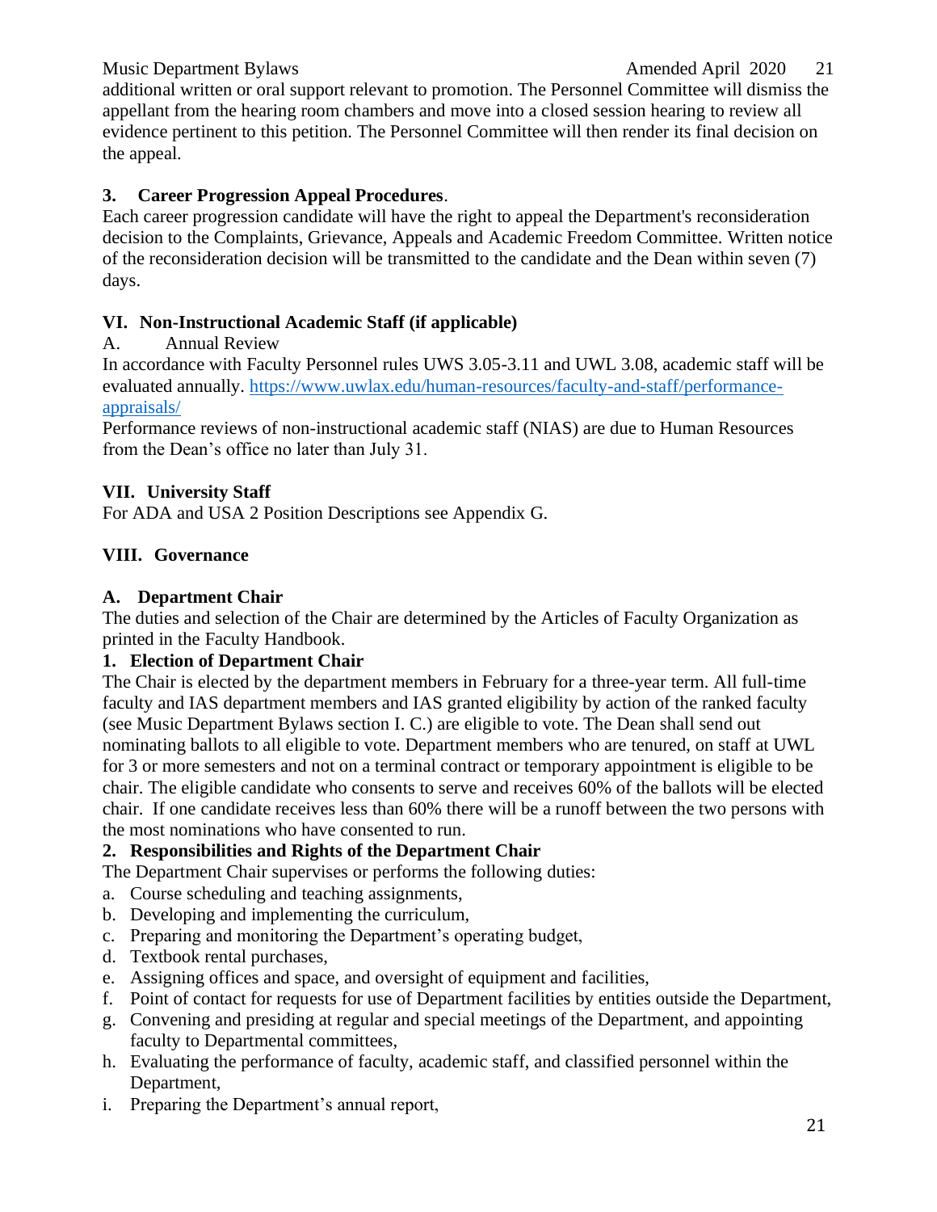additional written or oral support relevant to promotion. The Personnel Committee will dismiss the appellant from the hearing room chambers and move into a closed session hearing to review all evidence pertinent to this petition. The Personnel Committee will then render its final decision on the appeal.

**3. Career Progression Appeal Procedures**.

Each career progression candidate will have the right to appeal the Department's reconsideration decision to the Complaints, Grievance, Appeals and Academic Freedom Committee. Written notice of the reconsideration decision will be transmitted to the candidate and the Dean within seven (7) days.

## VI. Non-Instructional Academic Staff (if applicable)

A. Annual Review

In accordance with Faculty Personnel rules UWS 3.05-3.11 and UWL 3.08, academic staff will be evaluated annually. [https://www.uwlax.edu/human-resources/faculty-and-staff/performance-appraisals/](https://www.uwlax.edu/human-resources/faculty-and-staff/performance-appraisals/)

Performance reviews of non-instructional academic staff (NIAS) are due to Human Resources from the Dean's office no later than July 31.

## VII. University Staff

For ADA and USA 2 Position Descriptions see Appendix G.

## VIII. Governance

### A. Department Chair

The duties and selection of the Chair are determined by the Articles of Faculty Organization as printed in the Faculty Handbook.

#### 1. Election of Department Chair

The Chair is elected by the department members in February for a three-year term. All full-time faculty and IAS department members and IAS granted eligibility by action of the ranked faculty (see Music Department Bylaws section I. C.) are eligible to vote. The Dean shall send out nominating ballots to all eligible to vote. Department members who are tenured, on staff at UWL for 3 or more semesters and not on a terminal contract or temporary appointment is eligible to be chair. The eligible candidate who consents to serve and receives 60% of the ballots will be elected chair. If one candidate receives less than 60% there will be a runoff between the two persons with the most nominations who have consented to run.

#### 2. Responsibilities and Rights of the Department Chair

The Department Chair supervises or performs the following duties:

a. Course scheduling and teaching assignments,
b. Developing and implementing the curriculum,
c. Preparing and monitoring the Department's operating budget,
d. Textbook rental purchases,
e. Assigning offices and space, and oversight of equipment and facilities,
f. Point of contact for requests for use of Department facilities by entities outside the Department,
g. Convening and presiding at regular and special meetings of the Department, and appointing faculty to Departmental committees,
h. Evaluating the performance of faculty, academic staff, and classified personnel within the Department,
i. Preparing the Department's annual report,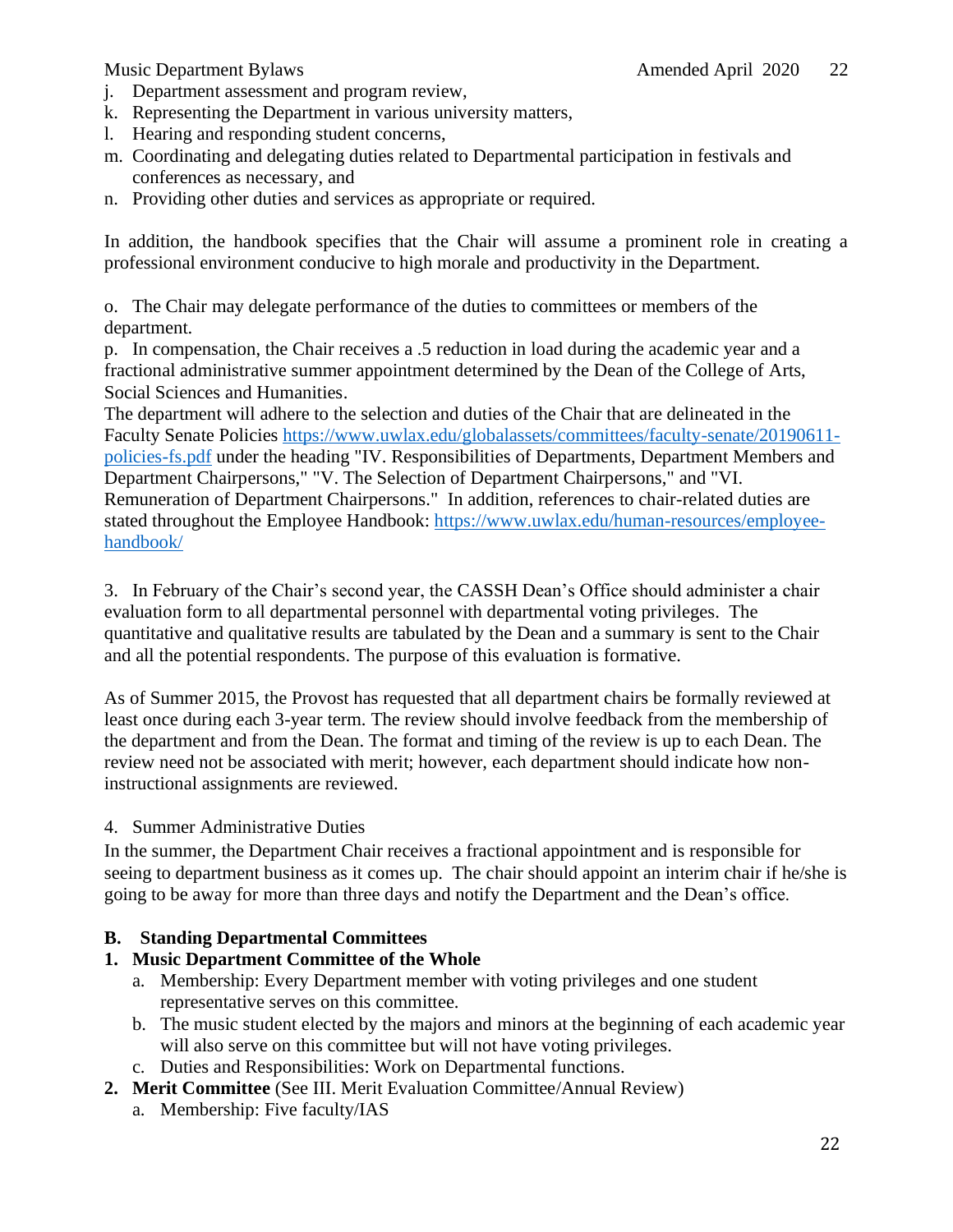j. Department assessment and program review,
k. Representing the Department in various university matters,
l. Hearing and responding student concerns,
m. Coordinating and delegating duties related to Departmental participation in festivals and conferences as necessary, and
n. Providing other duties and services as appropriate or required.

In addition, the handbook specifies that the Chair will assume a prominent role in creating a professional environment conducive to high morale and productivity in the Department.

o. The Chair may delegate performance of the duties to committees or members of the department.
p. In compensation, the Chair receives a .5 reduction in load during the academic year and a fractional administrative summer appointment determined by the Dean of the College of Arts, Social Sciences and Humanities.
The department will adhere to the selection and duties of the Chair that are delineated in the Faculty Senate Policies [https://www.uwlax.edu/globalassets/committees/faculty-senate/20190611-policies-fs.pdf](https://www.uwlax.edu/globalassets/committees/faculty-senate/20190611-policies-fs.pdf) under the heading "IV. Responsibilities of Departments, Department Members and Department Chairpersons," "V. The Selection of Department Chairpersons," and "VI. Remuneration of Department Chairpersons." In addition, references to chair-related duties are stated throughout the Employee Handbook: [https://www.uwlax.edu/human-resources/employee-handbook/](https://www.uwlax.edu/human-resources/employee-handbook/)

3. In February of the Chair's second year, the CASSH Dean's Office should administer a chair evaluation form to all departmental personnel with departmental voting privileges. The quantitative and qualitative results are tabulated by the Dean and a summary is sent to the Chair and all the potential respondents. The purpose of this evaluation is formative.

As of Summer 2015, the Provost has requested that all department chairs be formally reviewed at least once during each 3-year term. The review should involve feedback from the membership of the department and from the Dean. The format and timing of the review is up to each Dean. The review need not be associated with merit; however, each department should indicate how non-instructional assignments are reviewed.

4. Summer Administrative Duties
In the summer, the Department Chair receives a fractional appointment and is responsible for seeing to department business as it comes up. The chair should appoint an interim chair if he/she is going to be away for more than three days and notify the Department and the Dean's office.

**B. Standing Departmental Committees**

**1. Music Department Committee of the Whole**
   a. Membership: Every Department member with voting privileges and one student representative serves on this committee.
   b. The music student elected by the majors and minors at the beginning of each academic year will also serve on this committee but will not have voting privileges.
   c. Duties and Responsibilities: Work on Departmental functions.

**2. Merit Committee** (See III. Merit Evaluation Committee/Annual Review)
   a. Membership: Five faculty/IAS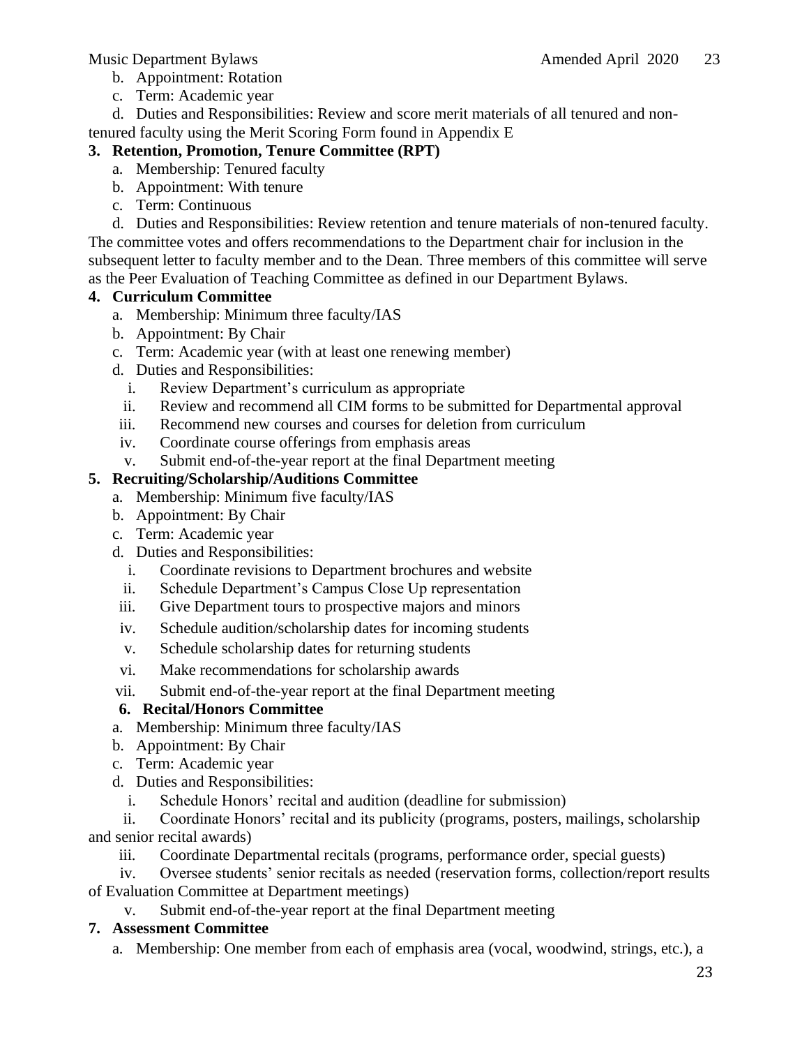b. Appointment: Rotation
c. Term: Academic year
d. Duties and Responsibilities: Review and score merit materials of all tenured and non-tenured faculty using the Merit Scoring Form found in Appendix E

**3. Retention, Promotion, Tenure Committee (RPT)**

a. Membership: Tenured faculty
b. Appointment: With tenure
c. Term: Continuous
d. Duties and Responsibilities: Review retention and tenure materials of non-tenured faculty. The committee votes and offers recommendations to the Department chair for inclusion in the subsequent letter to faculty member and to the Dean. Three members of this committee will serve as the Peer Evaluation of Teaching Committee as defined in our Department Bylaws.

**4. Curriculum Committee**

a. Membership: Minimum three faculty/IAS
b. Appointment: By Chair
c. Term: Academic year (with at least one renewing member)
d. Duties and Responsibilities:
   i. Review Department's curriculum as appropriate
   ii. Review and recommend all CIM forms to be submitted for Departmental approval
   iii. Recommend new courses and courses for deletion from curriculum
   iv. Coordinate course offerings from emphasis areas
   v. Submit end-of-the-year report at the final Department meeting

**5. Recruiting/Scholarship/Auditions Committee**

a. Membership: Minimum five faculty/IAS
b. Appointment: By Chair
c. Term: Academic year
d. Duties and Responsibilities:
   i. Coordinate revisions to Department brochures and website
   ii. Schedule Department's Campus Close Up representation
   iii. Give Department tours to prospective majors and minors
   iv. Schedule audition/scholarship dates for incoming students
   v. Schedule scholarship dates for returning students
   vi. Make recommendations for scholarship awards
   vii. Submit end-of-the-year report at the final Department meeting

**6. Recital/Honors Committee**

a. Membership: Minimum three faculty/IAS
b. Appointment: By Chair
c. Term: Academic year
d. Duties and Responsibilities:
   i. Schedule Honors' recital and audition (deadline for submission)
   ii. Coordinate Honors' recital and its publicity (programs, posters, mailings, scholarship and senior recital awards)
   iii. Coordinate Departmental recitals (programs, performance order, special guests)
   iv. Oversee students' senior recitals as needed (reservation forms, collection/report results of Evaluation Committee at Department meetings)
   v. Submit end-of-the-year report at the final Department meeting

**7. Assessment Committee**

a. Membership: One member from each of emphasis area (vocal, woodwind, strings, etc.), a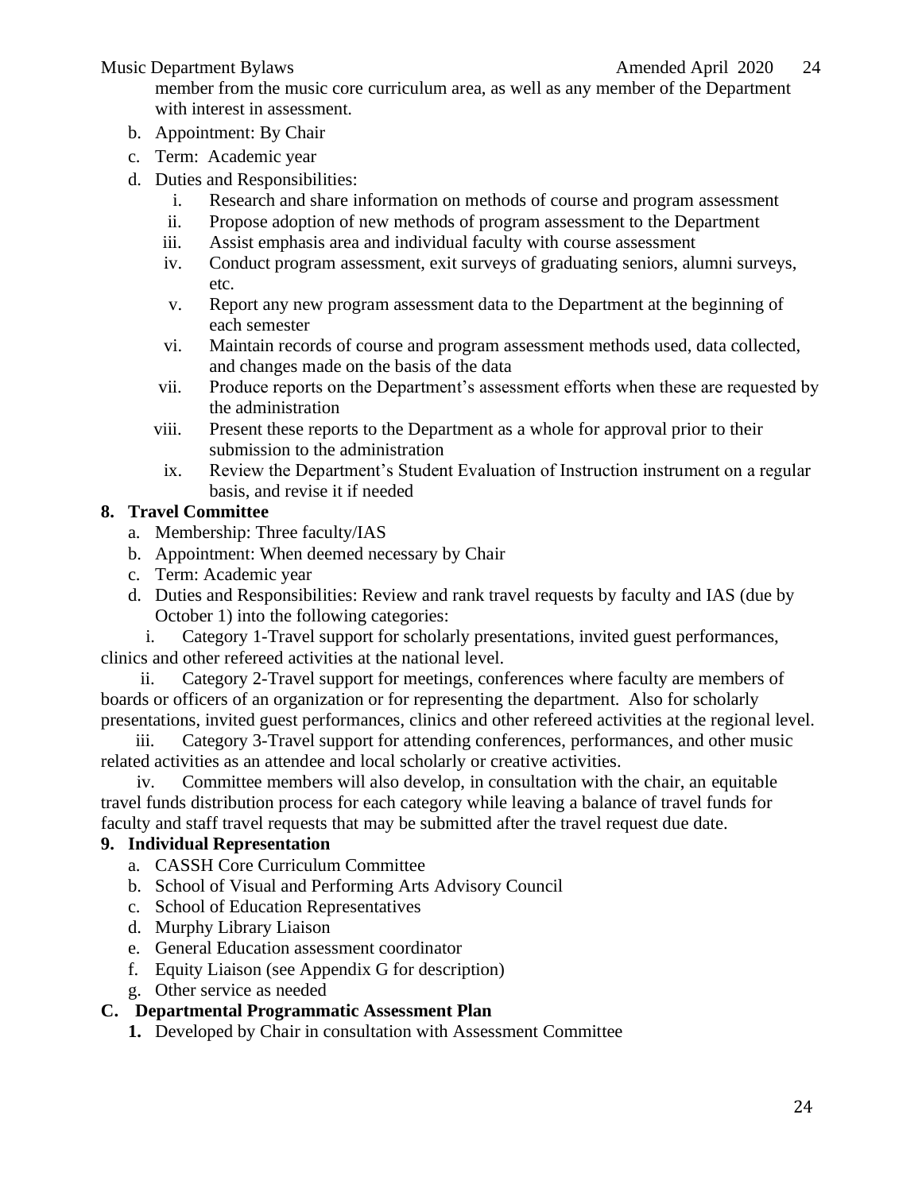member from the music core curriculum area, as well as any member of the Department with interest in assessment.

b. Appointment: By Chair
c. Term: Academic year
d. Duties and Responsibilities:
    i. Research and share information on methods of course and program assessment
    ii. Propose adoption of new methods of program assessment to the Department
    iii. Assist emphasis area and individual faculty with course assessment
    iv. Conduct program assessment, exit surveys of graduating seniors, alumni surveys, etc.
    v. Report any new program assessment data to the Department at the beginning of each semester
    vi. Maintain records of course and program assessment methods used, data collected, and changes made on the basis of the data
    vii. Produce reports on the Department's assessment efforts when these are requested by the administration
    viii. Present these reports to the Department as a whole for approval prior to their submission to the administration
    ix. Review the Department's Student Evaluation of Instruction instrument on a regular basis, and revise it if needed

**8. Travel Committee**

a. Membership: Three faculty/IAS
b. Appointment: When deemed necessary by Chair
c. Term: Academic year
d. Duties and Responsibilities: Review and rank travel requests by faculty and IAS (due by October 1) into the following categories:

i. Category 1-Travel support for scholarly presentations, invited guest performances, clinics and other refereed activities at the national level.

ii. Category 2-Travel support for meetings, conferences where faculty are members of boards or officers of an organization or for representing the department. Also for scholarly presentations, invited guest performances, clinics and other refereed activities at the regional level.

iii. Category 3-Travel support for attending conferences, performances, and other music related activities as an attendee and local scholarly or creative activities.

iv. Committee members will also develop, in consultation with the chair, an equitable travel funds distribution process for each category while leaving a balance of travel funds for faculty and staff travel requests that may be submitted after the travel request due date.

**9. Individual Representation**

a. CASSH Core Curriculum Committee
b. School of Visual and Performing Arts Advisory Council
c. School of Education Representatives
d. Murphy Library Liaison
e. General Education assessment coordinator
f. Equity Liaison (see Appendix G for description)
g. Other service as needed

**C. Departmental Programmatic Assessment Plan**

**1.** Developed by Chair in consultation with Assessment Committee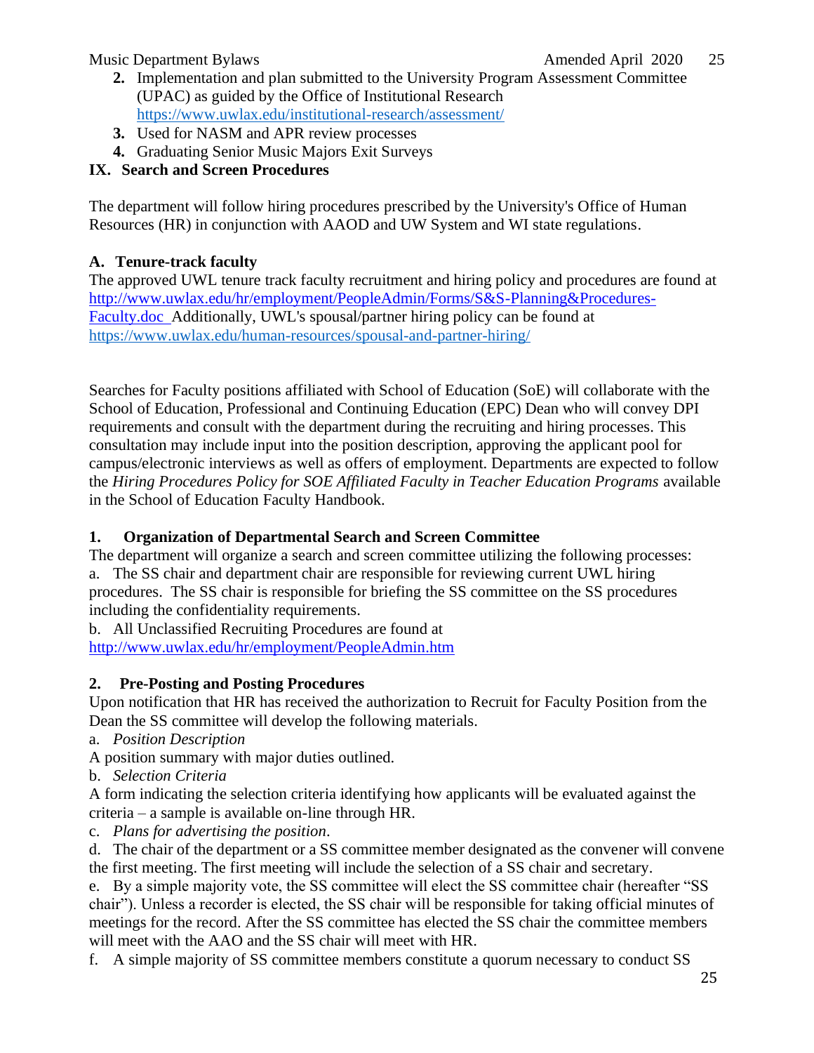2. Implementation and plan submitted to the University Program Assessment Committee (UPAC) as guided by the Office of Institutional Research https://www.uwlax.edu/institutional-research/assessment/
3. Used for NASM and APR review processes
4. Graduating Senior Music Majors Exit Surveys

## IX. Search and Screen Procedures

The department will follow hiring procedures prescribed by the University's Office of Human Resources (HR) in conjunction with AAOD and UW System and WI state regulations.

### A. Tenure-track faculty

The approved UWL tenure track faculty recruitment and hiring policy and procedures are found at http://www.uwlax.edu/hr/employment/PeopleAdmin/Forms/S&S-Planning&Procedures-Faculty.doc Additionally, UWL's spousal/partner hiring policy can be found at https://www.uwlax.edu/human-resources/spousal-and-partner-hiring/

Searches for Faculty positions affiliated with School of Education (SoE) will collaborate with the School of Education, Professional and Continuing Education (EPC) Dean who will convey DPI requirements and consult with the department during the recruiting and hiring processes. This consultation may include input into the position description, approving the applicant pool for campus/electronic interviews as well as offers of employment. Departments are expected to follow the *Hiring Procedures Policy for SOE Affiliated Faculty in Teacher Education Programs* available in the School of Education Faculty Handbook.

#### 1. Organization of Departmental Search and Screen Committee

The department will organize a search and screen committee utilizing the following processes:

a. The SS chair and department chair are responsible for reviewing current UWL hiring procedures. The SS chair is responsible for briefing the SS committee on the SS procedures including the confidentiality requirements.

b. All Unclassified Recruiting Procedures are found at http://www.uwlax.edu/hr/employment/PeopleAdmin.htm

#### 2. Pre-Posting and Posting Procedures

Upon notification that HR has received the authorization to Recruit for Faculty Position from the Dean the SS committee will develop the following materials.

a. *Position Description*

A position summary with major duties outlined.

b. *Selection Criteria*

A form indicating the selection criteria identifying how applicants will be evaluated against the criteria – a sample is available on-line through HR.

c. *Plans for advertising the position*.

d. The chair of the department or a SS committee member designated as the convener will convene the first meeting. The first meeting will include the selection of a SS chair and secretary.

e. By a simple majority vote, the SS committee will elect the SS committee chair (hereafter "SS chair"). Unless a recorder is elected, the SS chair will be responsible for taking official minutes of meetings for the record. After the SS committee has elected the SS chair the committee members will meet with the AAO and the SS chair will meet with HR.

f. A simple majority of SS committee members constitute a quorum necessary to conduct SS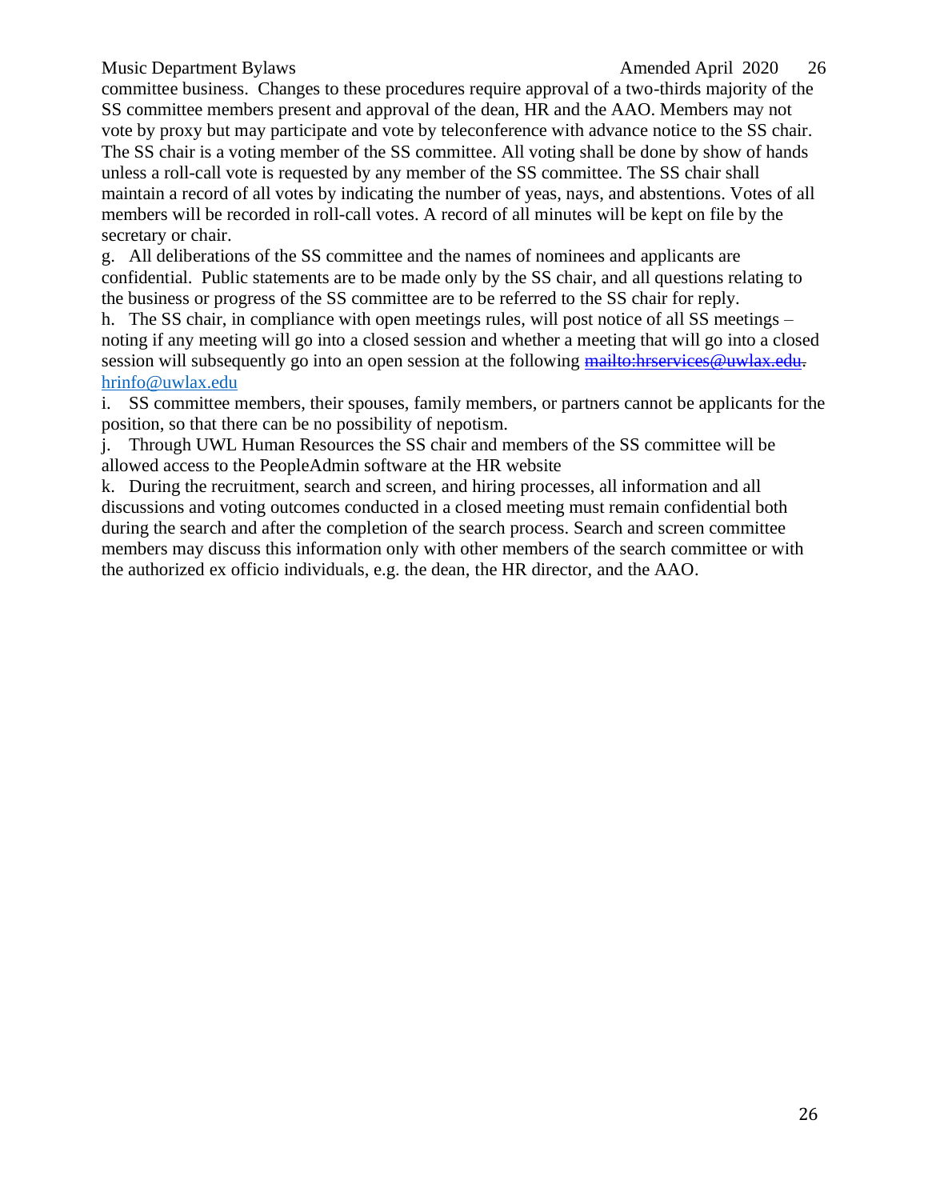committee business. Changes to these procedures require approval of a two-thirds majority of the SS committee members present and approval of the dean, HR and the AAO. Members may not vote by proxy but may participate and vote by teleconference with advance notice to the SS chair. The SS chair is a voting member of the SS committee. All voting shall be done by show of hands unless a roll-call vote is requested by any member of the SS committee. The SS chair shall maintain a record of all votes by indicating the number of yeas, nays, and abstentions. Votes of all members will be recorded in roll-call votes. A record of all minutes will be kept on file by the secretary or chair.

g. All deliberations of the SS committee and the names of nominees and applicants are confidential. Public statements are to be made only by the SS chair, and all questions relating to the business or progress of the SS committee are to be referred to the SS chair for reply.

h. The SS chair, in compliance with open meetings rules, will post notice of all SS meetings – noting if any meeting will go into a closed session and whether a meeting that will go into a closed session will subsequently go into an open session at the following ~~mailto:hrservices@uwlax.edu~~. hrinfo@uwlax.edu

i. SS committee members, their spouses, family members, or partners cannot be applicants for the position, so that there can be no possibility of nepotism.

j. Through UWL Human Resources the SS chair and members of the SS committee will be allowed access to the PeopleAdmin software at the HR website

k. During the recruitment, search and screen, and hiring processes, all information and all discussions and voting outcomes conducted in a closed meeting must remain confidential both during the search and after the completion of the search process. Search and screen committee members may discuss this information only with other members of the search committee or with the authorized ex officio individuals, e.g. the dean, the HR director, and the AAO.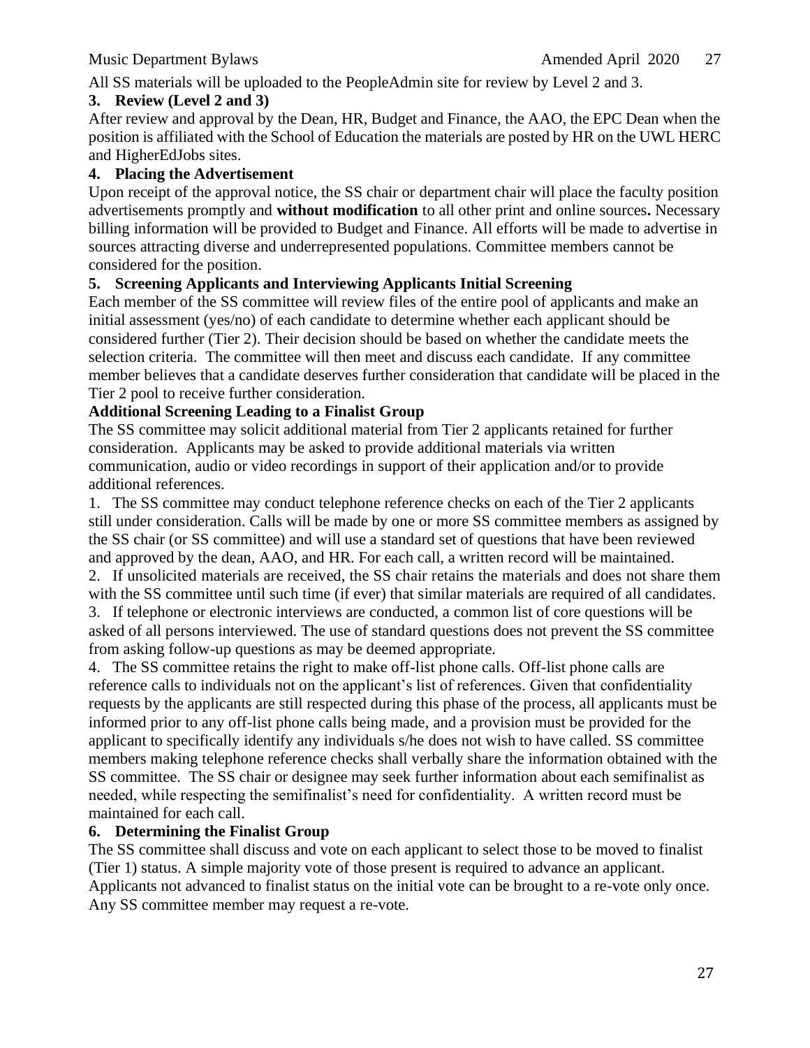All SS materials will be uploaded to the PeopleAdmin site for review by Level 2 and 3.

### 3. Review (Level 2 and 3)

After review and approval by the Dean, HR, Budget and Finance, the AAO, the EPC Dean when the position is affiliated with the School of Education the materials are posted by HR on the UWL HERC and HigherEdJobs sites.

### 4. Placing the Advertisement

Upon receipt of the approval notice, the SS chair or department chair will place the faculty position advertisements promptly and **without modification** to all other print and online sources**.** Necessary billing information will be provided to Budget and Finance. All efforts will be made to advertise in sources attracting diverse and underrepresented populations. Committee members cannot be considered for the position.

### 5. Screening Applicants and Interviewing Applicants Initial Screening

Each member of the SS committee will review files of the entire pool of applicants and make an initial assessment (yes/no) of each candidate to determine whether each applicant should be considered further (Tier 2). Their decision should be based on whether the candidate meets the selection criteria. The committee will then meet and discuss each candidate. If any committee member believes that a candidate deserves further consideration that candidate will be placed in the Tier 2 pool to receive further consideration.

**Additional Screening Leading to a Finalist Group**

The SS committee may solicit additional material from Tier 2 applicants retained for further consideration. Applicants may be asked to provide additional materials via written communication, audio or video recordings in support of their application and/or to provide additional references.

1. The SS committee may conduct telephone reference checks on each of the Tier 2 applicants still under consideration. Calls will be made by one or more SS committee members as assigned by the SS chair (or SS committee) and will use a standard set of questions that have been reviewed and approved by the dean, AAO, and HR. For each call, a written record will be maintained.
2. If unsolicited materials are received, the SS chair retains the materials and does not share them with the SS committee until such time (if ever) that similar materials are required of all candidates.
3. If telephone or electronic interviews are conducted, a common list of core questions will be asked of all persons interviewed. The use of standard questions does not prevent the SS committee from asking follow-up questions as may be deemed appropriate.
4. The SS committee retains the right to make off-list phone calls. Off-list phone calls are reference calls to individuals not on the applicant's list of references. Given that confidentiality requests by the applicants are still respected during this phase of the process, all applicants must be informed prior to any off-list phone calls being made, and a provision must be provided for the applicant to specifically identify any individuals s/he does not wish to have called. SS committee members making telephone reference checks shall verbally share the information obtained with the SS committee. The SS chair or designee may seek further information about each semifinalist as needed, while respecting the semifinalist's need for confidentiality. A written record must be maintained for each call.

### 6. Determining the Finalist Group

The SS committee shall discuss and vote on each applicant to select those to be moved to finalist (Tier 1) status. A simple majority vote of those present is required to advance an applicant. Applicants not advanced to finalist status on the initial vote can be brought to a re-vote only once. Any SS committee member may request a re-vote.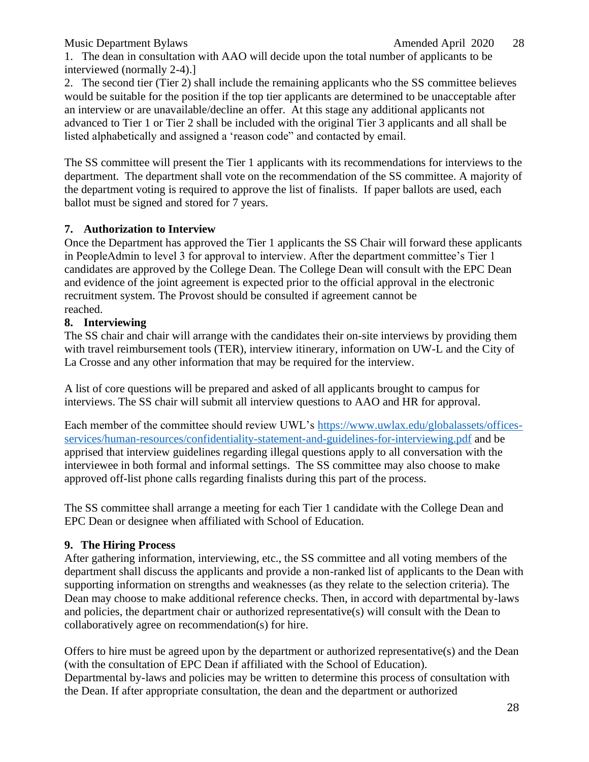1. The dean in consultation with AAO will decide upon the total number of applicants to be interviewed (normally 2-4).]
2. The second tier (Tier 2) shall include the remaining applicants who the SS committee believes would be suitable for the position if the top tier applicants are determined to be unacceptable after an interview or are unavailable/decline an offer. At this stage any additional applicants not advanced to Tier 1 or Tier 2 shall be included with the original Tier 3 applicants and all shall be listed alphabetically and assigned a 'reason code" and contacted by email.

The SS committee will present the Tier 1 applicants with its recommendations for interviews to the department. The department shall vote on the recommendation of the SS committee. A majority of the department voting is required to approve the list of finalists. If paper ballots are used, each ballot must be signed and stored for 7 years.

### 7. Authorization to Interview

Once the Department has approved the Tier 1 applicants the SS Chair will forward these applicants in PeopleAdmin to level 3 for approval to interview. After the department committee's Tier 1 candidates are approved by the College Dean. The College Dean will consult with the EPC Dean and evidence of the joint agreement is expected prior to the official approval in the electronic recruitment system. The Provost should be consulted if agreement cannot be reached.

### 8. Interviewing

The SS chair and chair will arrange with the candidates their on-site interviews by providing them with travel reimbursement tools (TER), interview itinerary, information on UW-L and the City of La Crosse and any other information that may be required for the interview.

A list of core questions will be prepared and asked of all applicants brought to campus for interviews. The SS chair will submit all interview questions to AAO and HR for approval.

Each member of the committee should review UWL's [https://www.uwlax.edu/globalassets/offices-services/human-resources/confidentiality-statement-and-guidelines-for-interviewing.pdf](https://www.uwlax.edu/globalassets/offices-services/human-resources/confidentiality-statement-and-guidelines-for-interviewing.pdf) and be apprised that interview guidelines regarding illegal questions apply to all conversation with the interviewee in both formal and informal settings. The SS committee may also choose to make approved off-list phone calls regarding finalists during this part of the process.

The SS committee shall arrange a meeting for each Tier 1 candidate with the College Dean and EPC Dean or designee when affiliated with School of Education.

### 9. The Hiring Process

After gathering information, interviewing, etc., the SS committee and all voting members of the department shall discuss the applicants and provide a non-ranked list of applicants to the Dean with supporting information on strengths and weaknesses (as they relate to the selection criteria). The Dean may choose to make additional reference checks. Then, in accord with departmental by-laws and policies, the department chair or authorized representative(s) will consult with the Dean to collaboratively agree on recommendation(s) for hire.

Offers to hire must be agreed upon by the department or authorized representative(s) and the Dean (with the consultation of EPC Dean if affiliated with the School of Education).
Departmental by-laws and policies may be written to determine this process of consultation with the Dean. If after appropriate consultation, the dean and the department or authorized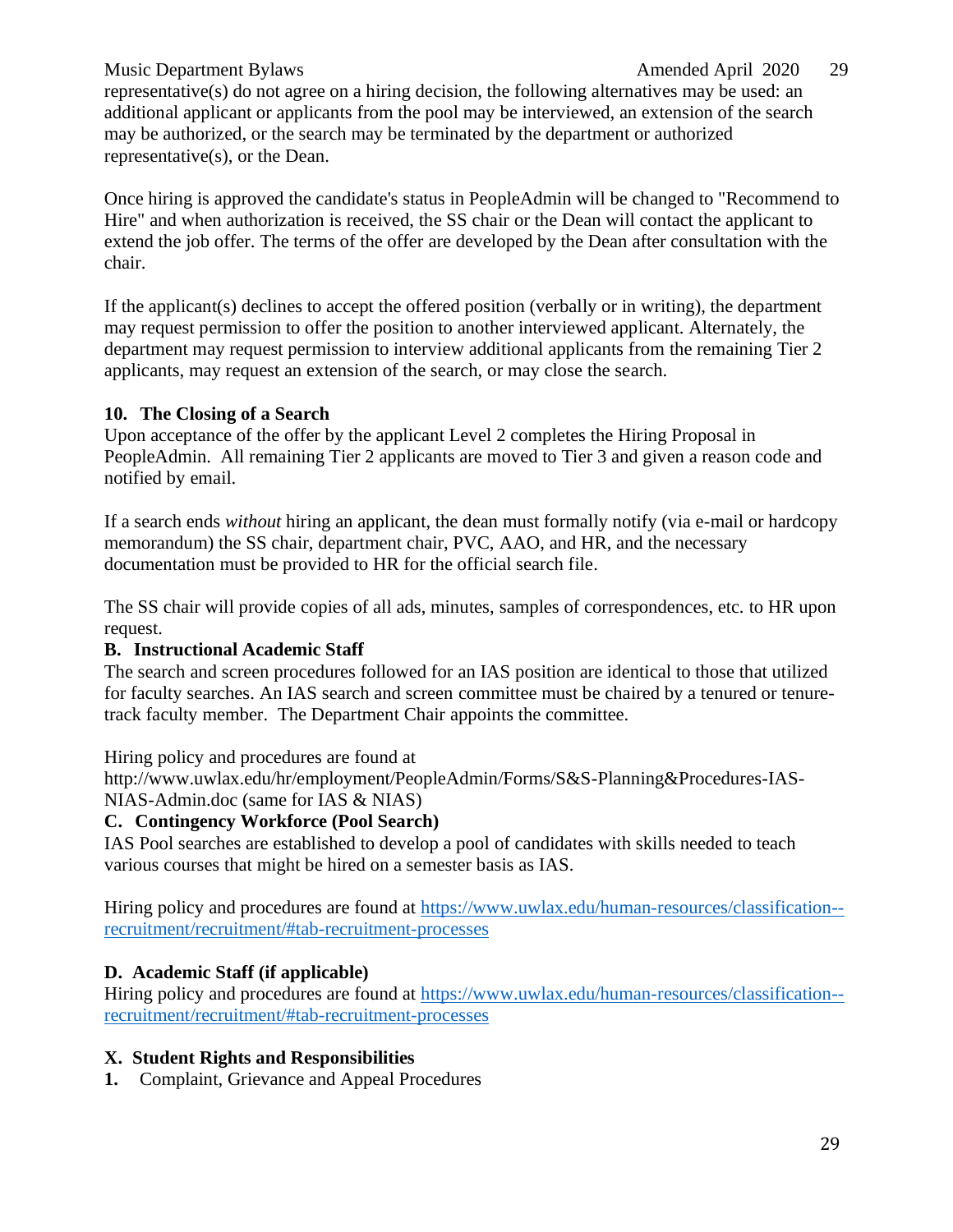representative(s) do not agree on a hiring decision, the following alternatives may be used: an additional applicant or applicants from the pool may be interviewed, an extension of the search may be authorized, or the search may be terminated by the department or authorized representative(s), or the Dean.

Once hiring is approved the candidate's status in PeopleAdmin will be changed to "Recommend to Hire" and when authorization is received, the SS chair or the Dean will contact the applicant to extend the job offer. The terms of the offer are developed by the Dean after consultation with the chair.

If the applicant(s) declines to accept the offered position (verbally or in writing), the department may request permission to offer the position to another interviewed applicant. Alternately, the department may request permission to interview additional applicants from the remaining Tier 2 applicants, may request an extension of the search, or may close the search.

**10. The Closing of a Search**

Upon acceptance of the offer by the applicant Level 2 completes the Hiring Proposal in PeopleAdmin. All remaining Tier 2 applicants are moved to Tier 3 and given a reason code and notified by email.

If a search ends *without* hiring an applicant, the dean must formally notify (via e-mail or hardcopy memorandum) the SS chair, department chair, PVC, AAO, and HR, and the necessary documentation must be provided to HR for the official search file.

The SS chair will provide copies of all ads, minutes, samples of correspondences, etc. to HR upon request.

**B. Instructional Academic Staff**

The search and screen procedures followed for an IAS position are identical to those that utilized for faculty searches. An IAS search and screen committee must be chaired by a tenured or tenure-track faculty member. The Department Chair appoints the committee.

Hiring policy and procedures are found at http://www.uwlax.edu/hr/employment/PeopleAdmin/Forms/S&S-Planning&Procedures-IAS-NIAS-Admin.doc (same for IAS & NIAS)

**C. Contingency Workforce (Pool Search)**

IAS Pool searches are established to develop a pool of candidates with skills needed to teach various courses that might be hired on a semester basis as IAS.

Hiring policy and procedures are found at https://www.uwlax.edu/human-resources/classification--recruitment/recruitment/#tab-recruitment-processes

**D. Academic Staff (if applicable)**

Hiring policy and procedures are found at https://www.uwlax.edu/human-resources/classification--recruitment/recruitment/#tab-recruitment-processes

**X. Student Rights and Responsibilities**

**1.** Complaint, Grievance and Appeal Procedures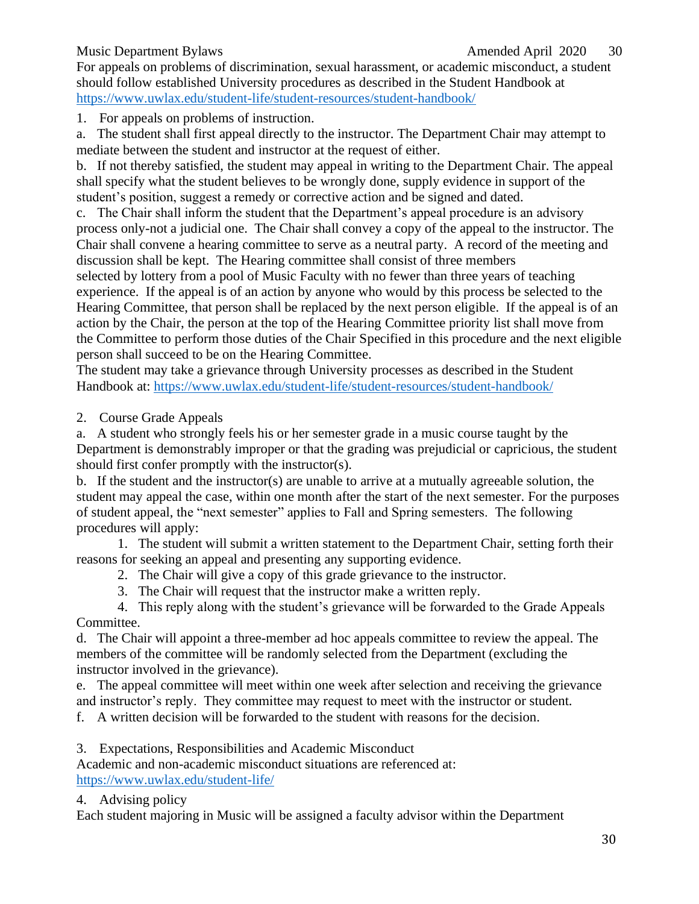For appeals on problems of discrimination, sexual harassment, or academic misconduct, a student should follow established University procedures as described in the Student Handbook at https://www.uwlax.edu/student-life/student-resources/student-handbook/

1. For appeals on problems of instruction.

a. The student shall first appeal directly to the instructor. The Department Chair may attempt to mediate between the student and instructor at the request of either.

b. If not thereby satisfied, the student may appeal in writing to the Department Chair. The appeal shall specify what the student believes to be wrongly done, supply evidence in support of the student's position, suggest a remedy or corrective action and be signed and dated.

c. The Chair shall inform the student that the Department's appeal procedure is an advisory process only-not a judicial one. The Chair shall convey a copy of the appeal to the instructor. The Chair shall convene a hearing committee to serve as a neutral party. A record of the meeting and discussion shall be kept. The Hearing committee shall consist of three members selected by lottery from a pool of Music Faculty with no fewer than three years of teaching experience. If the appeal is of an action by anyone who would by this process be selected to the Hearing Committee, that person shall be replaced by the next person eligible. If the appeal is of an action by the Chair, the person at the top of the Hearing Committee priority list shall move from the Committee to perform those duties of the Chair Specified in this procedure and the next eligible person shall succeed to be on the Hearing Committee.

The student may take a grievance through University processes as described in the Student Handbook at: https://www.uwlax.edu/student-life/student-resources/student-handbook/

2. Course Grade Appeals

a. A student who strongly feels his or her semester grade in a music course taught by the Department is demonstrably improper or that the grading was prejudicial or capricious, the student should first confer promptly with the instructor(s).

b. If the student and the instructor(s) are unable to arrive at a mutually agreeable solution, the student may appeal the case, within one month after the start of the next semester. For the purposes of student appeal, the "next semester" applies to Fall and Spring semesters. The following procedures will apply:

    1. The student will submit a written statement to the Department Chair, setting forth their reasons for seeking an appeal and presenting any supporting evidence.
    2. The Chair will give a copy of this grade grievance to the instructor.
    3. The Chair will request that the instructor make a written reply.
    4. This reply along with the student's grievance will be forwarded to the Grade Appeals Committee.

d. The Chair will appoint a three-member ad hoc appeals committee to review the appeal. The members of the committee will be randomly selected from the Department (excluding the instructor involved in the grievance).

e. The appeal committee will meet within one week after selection and receiving the grievance and instructor's reply. They committee may request to meet with the instructor or student.

f. A written decision will be forwarded to the student with reasons for the decision.

3. Expectations, Responsibilities and Academic Misconduct

Academic and non-academic misconduct situations are referenced at: https://www.uwlax.edu/student-life/

4. Advising policy

Each student majoring in Music will be assigned a faculty advisor within the Department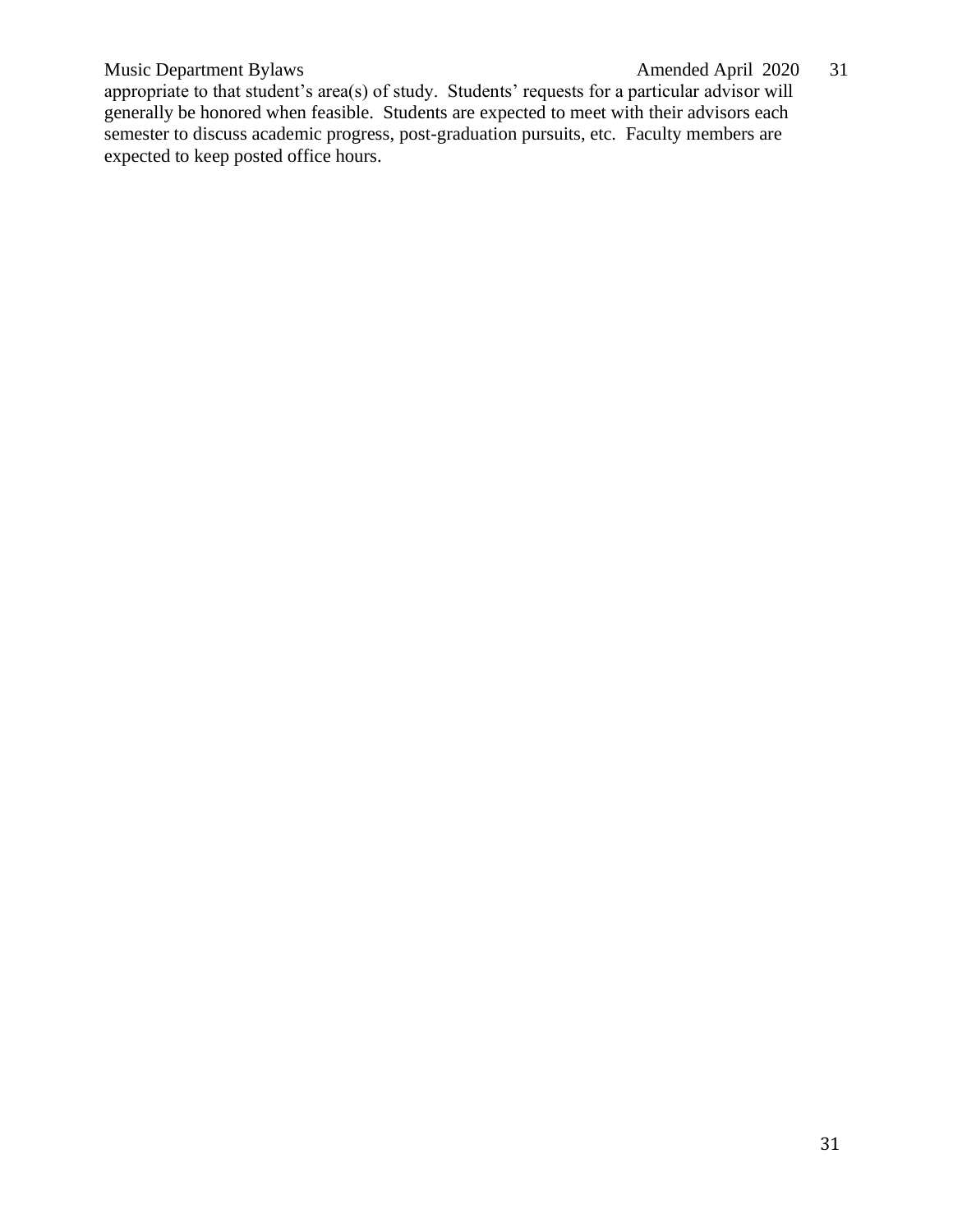appropriate to that student's area(s) of study. Students' requests for a particular advisor will generally be honored when feasible. Students are expected to meet with their advisors each semester to discuss academic progress, post-graduation pursuits, etc. Faculty members are expected to keep posted office hours.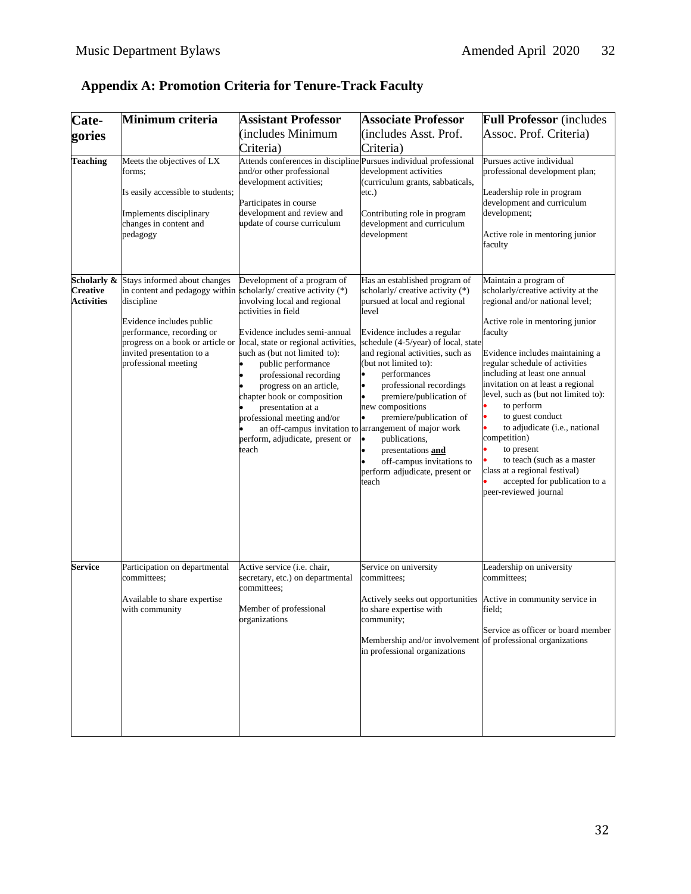## Appendix A: Promotion Criteria for Tenure-Track Faculty

| Categories | Minimum criteria | Assistant Professor (includes Minimum Criteria) | Associate Professor (includes Asst. Prof. Criteria) | Full Professor (includes Assoc. Prof. Criteria) |
|---|---|---|---|---|
| **Teaching** | Meets the objectives of LX forms;<br><br>Is easily accessible to students;<br><br>Implements disciplinary changes in content and pedagogy | Attends conferences in discipline and/or other professional development activities;<br><br>Participates in course development and review and update of course curriculum | Pursues individual professional development activities (curriculum grants, sabbaticals, etc.)<br><br>Contributing role in program development and curriculum development | Pursues active individual professional development plan;<br><br>Leadership role in program development and curriculum development;<br><br>Active role in mentoring junior faculty |
| **Scholarly & Creative Activities** | Stays informed about changes in content and pedagogy within discipline<br><br>Evidence includes public performance, recording or progress on a book or article or invited presentation to a professional meeting | Development of a program of scholarly/ creative activity (*) involving local and regional activities in field<br><br>Evidence includes semi-annual local, state or regional activities, such as (but not limited to):<br>• public performance<br>• professional recording<br>• progress on an article, chapter book or composition<br>• presentation at a professional meeting and/or<br>• an off-campus invitation to perform, adjudicate, present or teach | Has an established program of scholarly/ creative activity (*) pursued at local and regional level<br><br>Evidence includes a regular schedule (4-5/year) of local, state and regional activities, such as (but not limited to):<br>• performances<br>• professional recordings<br>• premiere/publication of new compositions<br>• premiere/publication of arrangement of major work<br>• publications,<br>• presentations **and**<br>• off-campus invitations to perform adjudicate, present or teach | Maintain a program of scholarly/creative activity at the regional and/or national level;<br><br>Active role in mentoring junior faculty<br><br>Evidence includes maintaining a regular schedule of activities including at least one annual invitation on at least a regional level, such as (but not limited to):<br>• to perform<br>• to guest conduct<br>• to adjudicate (i.e., national competition)<br>• to present<br>• to teach (such as a master class at a regional festival)<br>• accepted for publication to a peer-reviewed journal |
| **Service** | Participation on departmental committees;<br><br>Available to share expertise with community | Active service (i.e. chair, secretary, etc.) on departmental committees;<br><br>Member of professional organizations | Service on university committees;<br><br>Actively seeks out opportunities to share expertise with community;<br><br>Membership and/or involvement in professional organizations | Leadership on university committees;<br><br>Active in community service in field;<br><br>Service as officer or board member of professional organizations |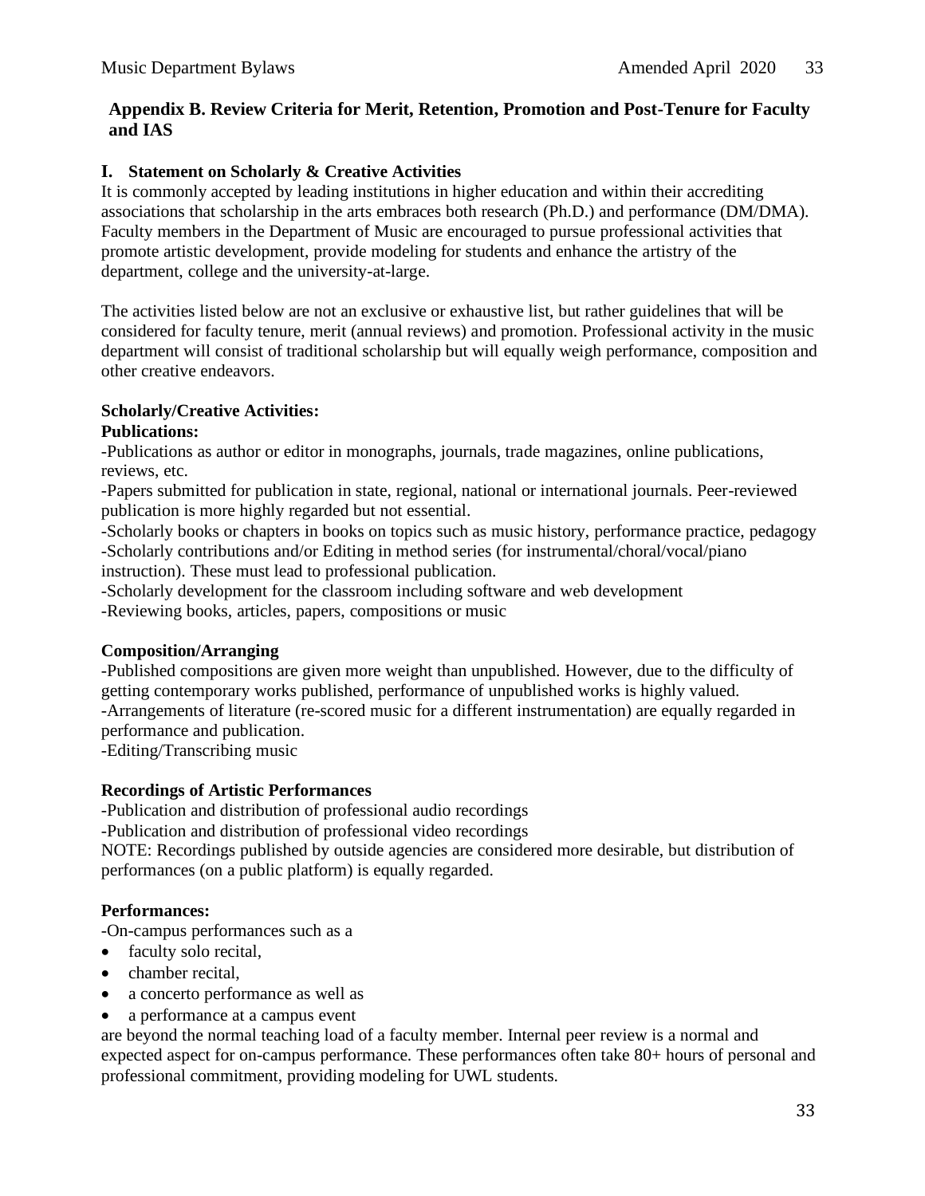## Appendix B. Review Criteria for Merit, Retention, Promotion and Post-Tenure for Faculty and IAS

### I. Statement on Scholarly & Creative Activities

It is commonly accepted by leading institutions in higher education and within their accrediting associations that scholarship in the arts embraces both research (Ph.D.) and performance (DM/DMA). Faculty members in the Department of Music are encouraged to pursue professional activities that promote artistic development, provide modeling for students and enhance the artistry of the department, college and the university-at-large.

The activities listed below are not an exclusive or exhaustive list, but rather guidelines that will be considered for faculty tenure, merit (annual reviews) and promotion. Professional activity in the music department will consist of traditional scholarship but will equally weigh performance, composition and other creative endeavors.

**Scholarly/Creative Activities:**

**Publications:**

-Publications as author or editor in monographs, journals, trade magazines, online publications, reviews, etc.
-Papers submitted for publication in state, regional, national or international journals. Peer-reviewed publication is more highly regarded but not essential.
-Scholarly books or chapters in books on topics such as music history, performance practice, pedagogy
-Scholarly contributions and/or Editing in method series (for instrumental/choral/vocal/piano instruction). These must lead to professional publication.
-Scholarly development for the classroom including software and web development
-Reviewing books, articles, papers, compositions or music

**Composition/Arranging**

-Published compositions are given more weight than unpublished. However, due to the difficulty of getting contemporary works published, performance of unpublished works is highly valued.
-Arrangements of literature (re-scored music for a different instrumentation) are equally regarded in performance and publication.
-Editing/Transcribing music

**Recordings of Artistic Performances**

-Publication and distribution of professional audio recordings
-Publication and distribution of professional video recordings
NOTE: Recordings published by outside agencies are considered more desirable, but distribution of performances (on a public platform) is equally regarded.

**Performances:**

-On-campus performances such as a

- faculty solo recital,
- chamber recital,
- a concerto performance as well as
- a performance at a campus event

are beyond the normal teaching load of a faculty member. Internal peer review is a normal and expected aspect for on-campus performance. These performances often take 80+ hours of personal and professional commitment, providing modeling for UWL students.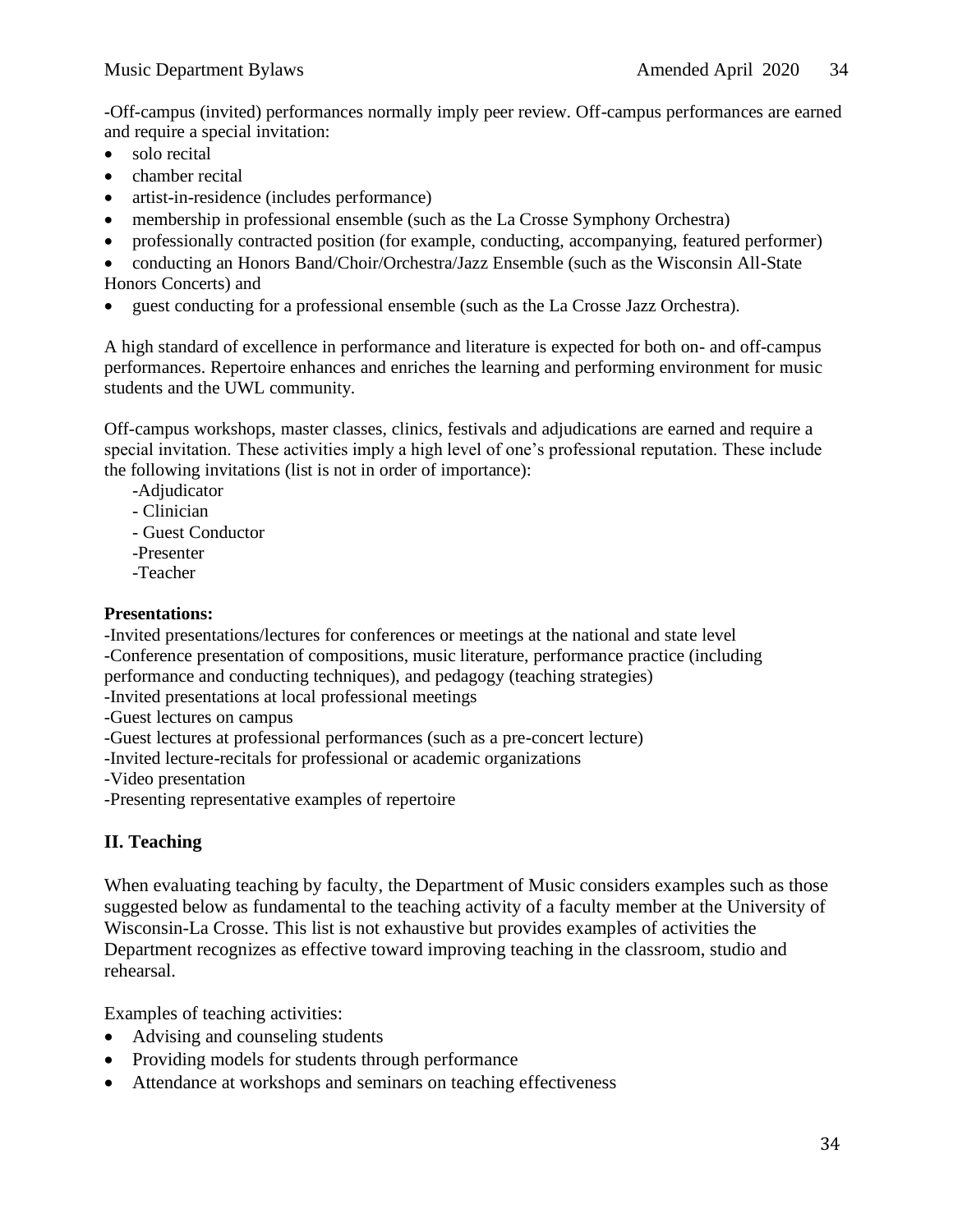-Off-campus (invited) performances normally imply peer review. Off-campus performances are earned and require a special invitation:

- solo recital
- chamber recital
- artist-in-residence (includes performance)
- membership in professional ensemble (such as the La Crosse Symphony Orchestra)
- professionally contracted position (for example, conducting, accompanying, featured performer)
- conducting an Honors Band/Choir/Orchestra/Jazz Ensemble (such as the Wisconsin All-State Honors Concerts) and
- guest conducting for a professional ensemble (such as the La Crosse Jazz Orchestra).

A high standard of excellence in performance and literature is expected for both on- and off-campus performances. Repertoire enhances and enriches the learning and performing environment for music students and the UWL community.

Off-campus workshops, master classes, clinics, festivals and adjudications are earned and require a special invitation. These activities imply a high level of one's professional reputation. These include the following invitations (list is not in order of importance):

-Adjudicator
- Clinician
- Guest Conductor
-Presenter
-Teacher

**Presentations:**

-Invited presentations/lectures for conferences or meetings at the national and state level
-Conference presentation of compositions, music literature, performance practice (including performance and conducting techniques), and pedagogy (teaching strategies)
-Invited presentations at local professional meetings
-Guest lectures on campus
-Guest lectures at professional performances (such as a pre-concert lecture)
-Invited lecture-recitals for professional or academic organizations
-Video presentation
-Presenting representative examples of repertoire

## II. Teaching

When evaluating teaching by faculty, the Department of Music considers examples such as those suggested below as fundamental to the teaching activity of a faculty member at the University of Wisconsin-La Crosse. This list is not exhaustive but provides examples of activities the Department recognizes as effective toward improving teaching in the classroom, studio and rehearsal.

Examples of teaching activities:

- Advising and counseling students
- Providing models for students through performance
- Attendance at workshops and seminars on teaching effectiveness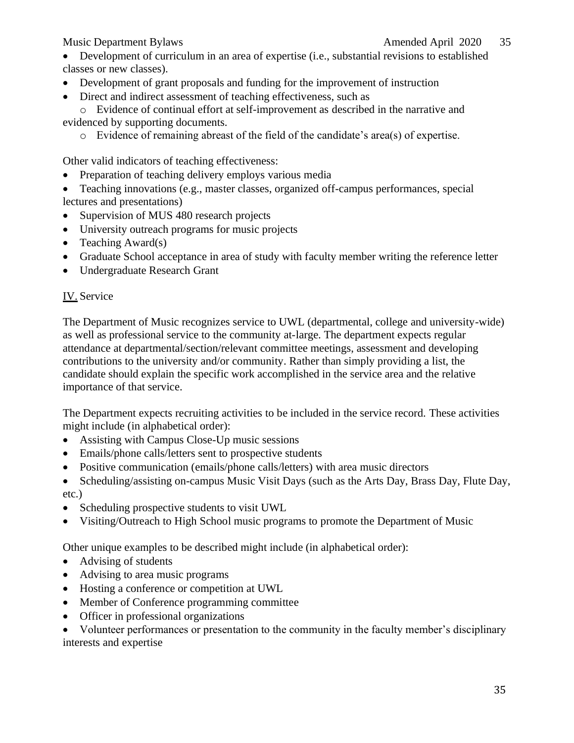- Development of curriculum in an area of expertise (i.e., substantial revisions to established classes or new classes).
- Development of grant proposals and funding for the improvement of instruction
- Direct and indirect assessment of teaching effectiveness, such as
  - Evidence of continual effort at self-improvement as described in the narrative and evidenced by supporting documents.
  - Evidence of remaining abreast of the field of the candidate's area(s) of expertise.

Other valid indicators of teaching effectiveness:

- Preparation of teaching delivery employs various media
- Teaching innovations (e.g., master classes, organized off-campus performances, special lectures and presentations)
- Supervision of MUS 480 research projects
- University outreach programs for music projects
- Teaching Award(s)
- Graduate School acceptance in area of study with faculty member writing the reference letter
- Undergraduate Research Grant

## IV. Service

The Department of Music recognizes service to UWL (departmental, college and university-wide) as well as professional service to the community at-large. The department expects regular attendance at departmental/section/relevant committee meetings, assessment and developing contributions to the university and/or community. Rather than simply providing a list, the candidate should explain the specific work accomplished in the service area and the relative importance of that service.

The Department expects recruiting activities to be included in the service record. These activities might include (in alphabetical order):

- Assisting with Campus Close-Up music sessions
- Emails/phone calls/letters sent to prospective students
- Positive communication (emails/phone calls/letters) with area music directors
- Scheduling/assisting on-campus Music Visit Days (such as the Arts Day, Brass Day, Flute Day, etc.)
- Scheduling prospective students to visit UWL
- Visiting/Outreach to High School music programs to promote the Department of Music

Other unique examples to be described might include (in alphabetical order):

- Advising of students
- Advising to area music programs
- Hosting a conference or competition at UWL
- Member of Conference programming committee
- Officer in professional organizations
- Volunteer performances or presentation to the community in the faculty member's disciplinary interests and expertise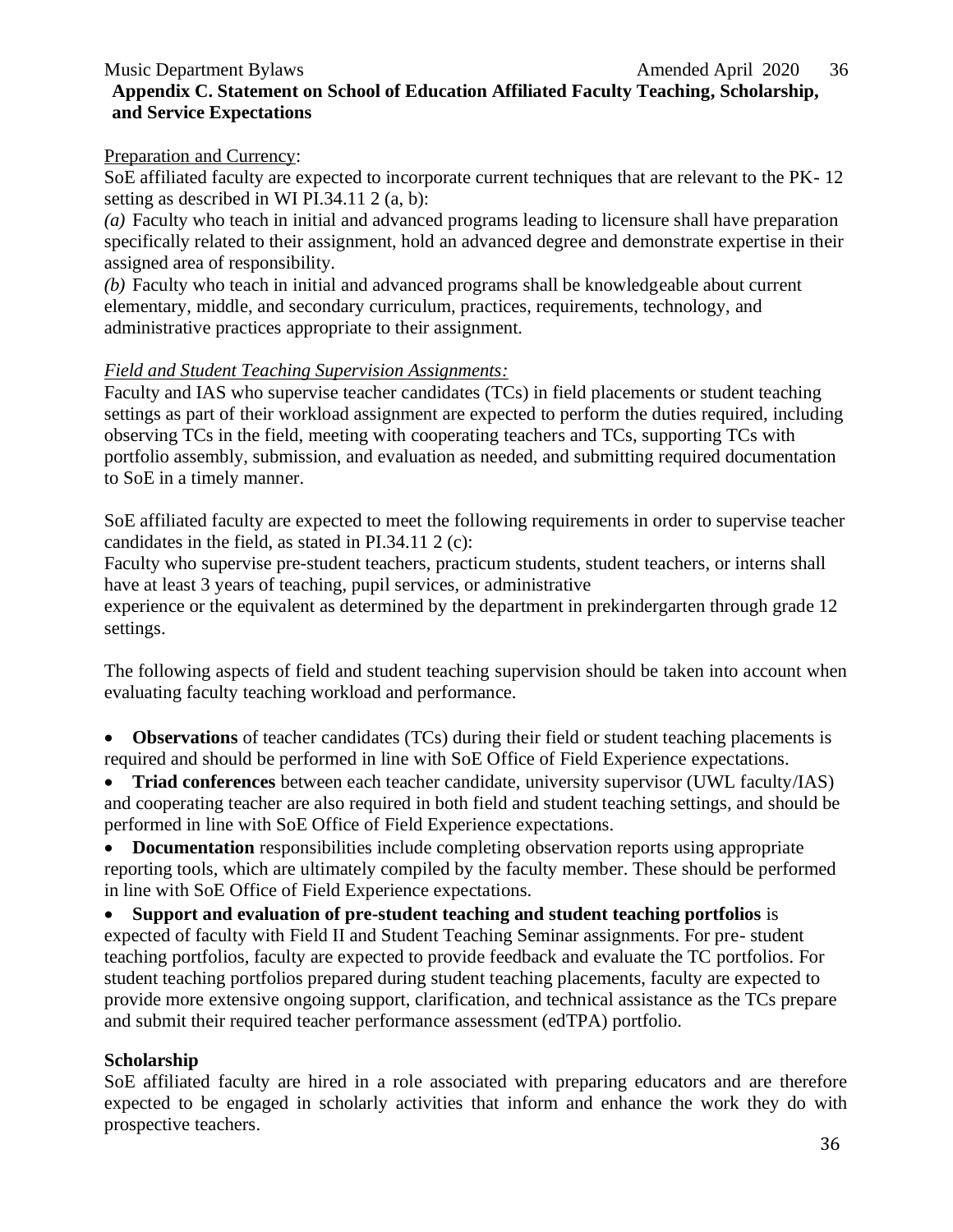## Appendix C. Statement on School of Education Affiliated Faculty Teaching, Scholarship, and Service Expectations

Preparation and Currency:

SoE affiliated faculty are expected to incorporate current techniques that are relevant to the PK- 12 setting as described in WI PI.34.11 2 (a, b):

*(a)* Faculty who teach in initial and advanced programs leading to licensure shall have preparation specifically related to their assignment, hold an advanced degree and demonstrate expertise in their assigned area of responsibility.

*(b)* Faculty who teach in initial and advanced programs shall be knowledgeable about current elementary, middle, and secondary curriculum, practices, requirements, technology, and administrative practices appropriate to their assignment.

*Field and Student Teaching Supervision Assignments:*

Faculty and IAS who supervise teacher candidates (TCs) in field placements or student teaching settings as part of their workload assignment are expected to perform the duties required, including observing TCs in the field, meeting with cooperating teachers and TCs, supporting TCs with portfolio assembly, submission, and evaluation as needed, and submitting required documentation to SoE in a timely manner.

SoE affiliated faculty are expected to meet the following requirements in order to supervise teacher candidates in the field, as stated in PI.34.11 2 (c):

Faculty who supervise pre-student teachers, practicum students, student teachers, or interns shall have at least 3 years of teaching, pupil services, or administrative experience or the equivalent as determined by the department in prekindergarten through grade 12 settings.

The following aspects of field and student teaching supervision should be taken into account when evaluating faculty teaching workload and performance.

- **Observations** of teacher candidates (TCs) during their field or student teaching placements is required and should be performed in line with SoE Office of Field Experience expectations.
- **Triad conferences** between each teacher candidate, university supervisor (UWL faculty/IAS) and cooperating teacher are also required in both field and student teaching settings, and should be performed in line with SoE Office of Field Experience expectations.
- **Documentation** responsibilities include completing observation reports using appropriate reporting tools, which are ultimately compiled by the faculty member. These should be performed in line with SoE Office of Field Experience expectations.
- **Support and evaluation of pre-student teaching and student teaching portfolios** is expected of faculty with Field II and Student Teaching Seminar assignments. For pre- student teaching portfolios, faculty are expected to provide feedback and evaluate the TC portfolios. For student teaching portfolios prepared during student teaching placements, faculty are expected to provide more extensive ongoing support, clarification, and technical assistance as the TCs prepare and submit their required teacher performance assessment (edTPA) portfolio.

**Scholarship**

SoE affiliated faculty are hired in a role associated with preparing educators and are therefore expected to be engaged in scholarly activities that inform and enhance the work they do with prospective teachers.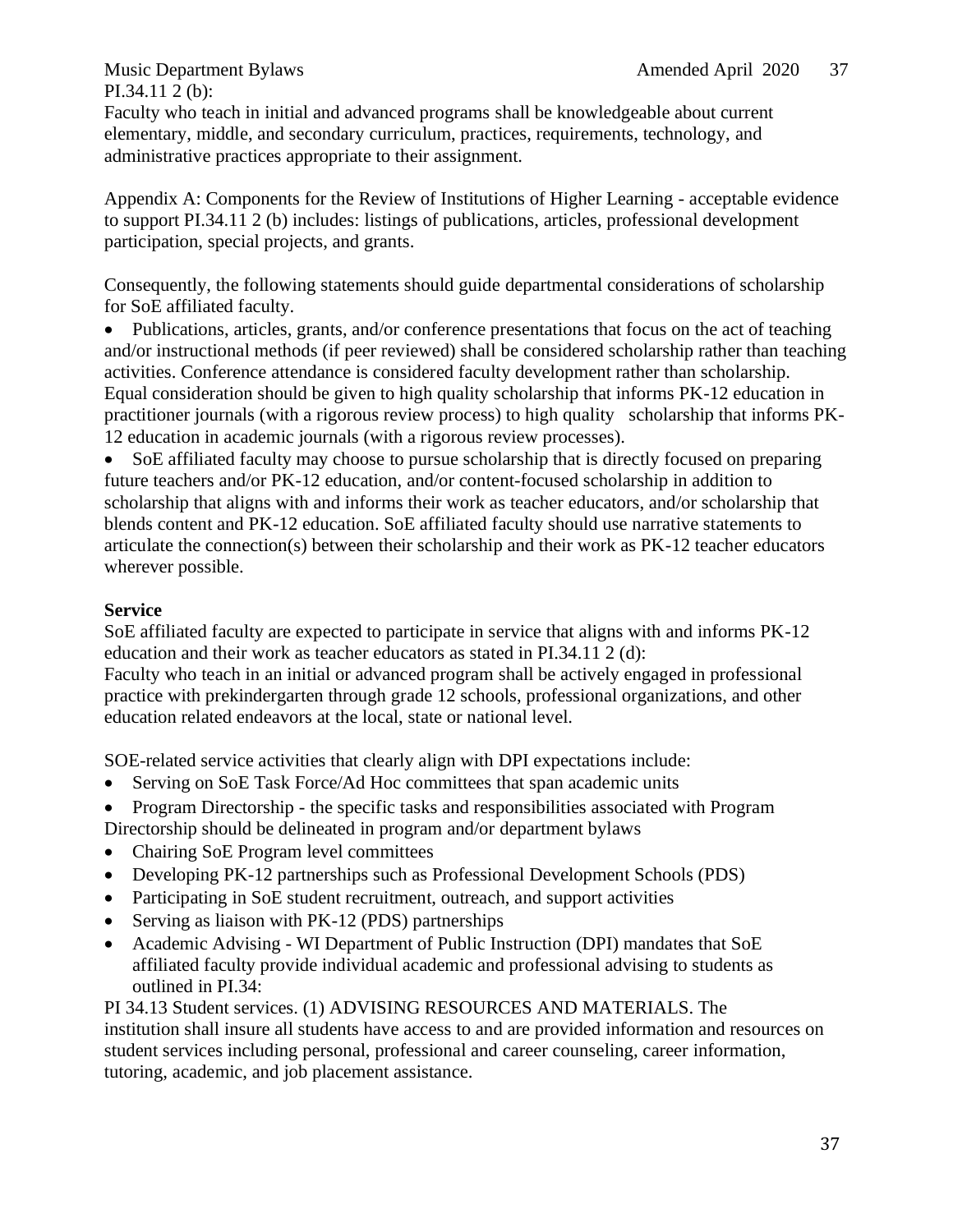PI.34.11 2 (b):
Faculty who teach in initial and advanced programs shall be knowledgeable about current elementary, middle, and secondary curriculum, practices, requirements, technology, and administrative practices appropriate to their assignment.

Appendix A: Components for the Review of Institutions of Higher Learning - acceptable evidence to support PI.34.11 2 (b) includes: listings of publications, articles, professional development participation, special projects, and grants.

Consequently, the following statements should guide departmental considerations of scholarship for SoE affiliated faculty.

- Publications, articles, grants, and/or conference presentations that focus on the act of teaching and/or instructional methods (if peer reviewed) shall be considered scholarship rather than teaching activities. Conference attendance is considered faculty development rather than scholarship. Equal consideration should be given to high quality scholarship that informs PK-12 education in practitioner journals (with a rigorous review process) to high quality scholarship that informs PK-12 education in academic journals (with a rigorous review processes).
- SoE affiliated faculty may choose to pursue scholarship that is directly focused on preparing future teachers and/or PK-12 education, and/or content-focused scholarship in addition to scholarship that aligns with and informs their work as teacher educators, and/or scholarship that blends content and PK-12 education. SoE affiliated faculty should use narrative statements to articulate the connection(s) between their scholarship and their work as PK-12 teacher educators wherever possible.

**Service**

SoE affiliated faculty are expected to participate in service that aligns with and informs PK-12 education and their work as teacher educators as stated in PI.34.11 2 (d):
Faculty who teach in an initial or advanced program shall be actively engaged in professional practice with prekindergarten through grade 12 schools, professional organizations, and other education related endeavors at the local, state or national level.

SOE-related service activities that clearly align with DPI expectations include:

- Serving on SoE Task Force/Ad Hoc committees that span academic units
- Program Directorship - the specific tasks and responsibilities associated with Program Directorship should be delineated in program and/or department bylaws
- Chairing SoE Program level committees
- Developing PK-12 partnerships such as Professional Development Schools (PDS)
- Participating in SoE student recruitment, outreach, and support activities
- Serving as liaison with PK-12 (PDS) partnerships
- Academic Advising - WI Department of Public Instruction (DPI) mandates that SoE affiliated faculty provide individual academic and professional advising to students as outlined in PI.34:

PI 34.13 Student services. (1) ADVISING RESOURCES AND MATERIALS. The institution shall insure all students have access to and are provided information and resources on student services including personal, professional and career counseling, career information, tutoring, academic, and job placement assistance.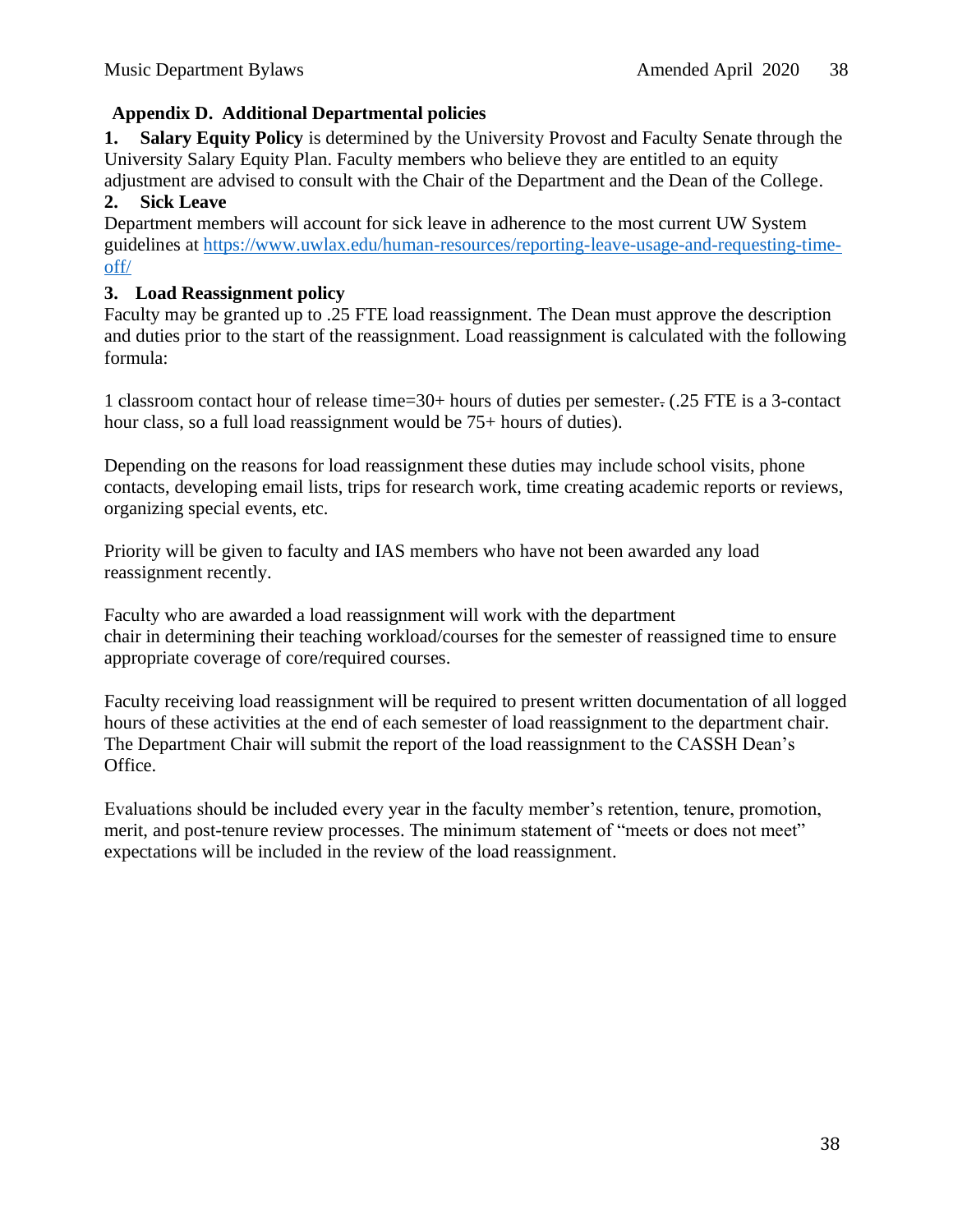## Appendix D. Additional Departmental policies

**1. Salary Equity Policy** is determined by the University Provost and Faculty Senate through the University Salary Equity Plan. Faculty members who believe they are entitled to an equity adjustment are advised to consult with the Chair of the Department and the Dean of the College.

**2. Sick Leave**

Department members will account for sick leave in adherence to the most current UW System guidelines at https://www.uwlax.edu/human-resources/reporting-leave-usage-and-requesting-time-off/

**3. Load Reassignment policy**

Faculty may be granted up to .25 FTE load reassignment. The Dean must approve the description and duties prior to the start of the reassignment. Load reassignment is calculated with the following formula:

1 classroom contact hour of release time=30+ hours of duties per semester. (.25 FTE is a 3-contact hour class, so a full load reassignment would be 75+ hours of duties).

Depending on the reasons for load reassignment these duties may include school visits, phone contacts, developing email lists, trips for research work, time creating academic reports or reviews, organizing special events, etc.

Priority will be given to faculty and IAS members who have not been awarded any load reassignment recently.

Faculty who are awarded a load reassignment will work with the department chair in determining their teaching workload/courses for the semester of reassigned time to ensure appropriate coverage of core/required courses.

Faculty receiving load reassignment will be required to present written documentation of all logged hours of these activities at the end of each semester of load reassignment to the department chair. The Department Chair will submit the report of the load reassignment to the CASSH Dean's Office.

Evaluations should be included every year in the faculty member's retention, tenure, promotion, merit, and post-tenure review processes. The minimum statement of "meets or does not meet" expectations will be included in the review of the load reassignment.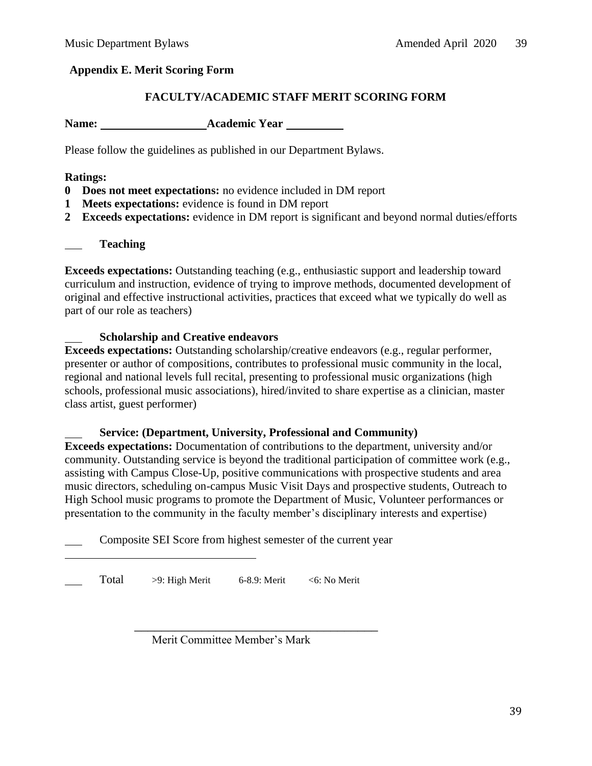## Appendix E. Merit Scoring Form

### FACULTY/ACADEMIC STAFF MERIT SCORING FORM

**Name:** ________________ **Academic Year** __________

Please follow the guidelines as published in our Department Bylaws.

**Ratings:**

**0 Does not meet expectations:** no evidence included in DM report
**1 Meets expectations:** evidence is found in DM report
**2 Exceeds expectations:** evidence in DM report is significant and beyond normal duties/efforts

___ **Teaching**

**Exceeds expectations:** Outstanding teaching (e.g., enthusiastic support and leadership toward curriculum and instruction, evidence of trying to improve methods, documented development of original and effective instructional activities, practices that exceed what we typically do well as part of our role as teachers)

___ **Scholarship and Creative endeavors**

**Exceeds expectations:** Outstanding scholarship/creative endeavors (e.g., regular performer, presenter or author of compositions, contributes to professional music community in the local, regional and national levels full recital, presenting to professional music organizations (high schools, professional music associations), hired/invited to share expertise as a clinician, master class artist, guest performer)

___ **Service: (Department, University, Professional and Community)**

**Exceeds expectations:** Documentation of contributions to the department, university and/or community. Outstanding service is beyond the traditional participation of committee work (e.g., assisting with Campus Close-Up, positive communications with prospective students and area music directors, scheduling on-campus Music Visit Days and prospective students, Outreach to High School music programs to promote the Department of Music, Volunteer performances or presentation to the community in the faculty member's disciplinary interests and expertise)

___ Composite SEI Score from highest semester of the current year

___ Total >9: High Merit 6-8.9: Merit <6: No Merit

________________________________________

Merit Committee Member's Mark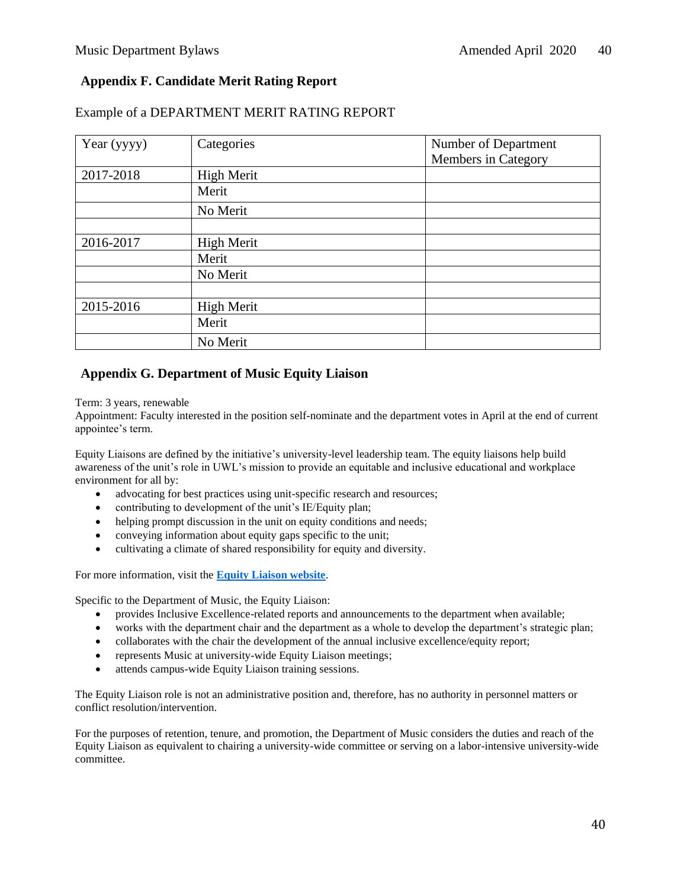## Appendix F. Candidate Merit Rating Report

Example of a DEPARTMENT MERIT RATING REPORT

| Year (yyyy) | Categories | Number of Department Members in Category |
|---|---|---|
| 2017-2018 | High Merit | |
| | Merit | |
| | No Merit | |
| | | |
| 2016-2017 | High Merit | |
| | Merit | |
| | No Merit | |
| | | |
| 2015-2016 | High Merit | |
| | Merit | |
| | No Merit | |

## Appendix G. Department of Music Equity Liaison

Term: 3 years, renewable
Appointment: Faculty interested in the position self-nominate and the department votes in April at the end of current appointee's term.

Equity Liaisons are defined by the initiative's university-level leadership team. The equity liaisons help build awareness of the unit's role in UWL's mission to provide an equitable and inclusive educational and workplace environment for all by:

- advocating for best practices using unit-specific research and resources;
- contributing to development of the unit's IE/Equity plan;
- helping prompt discussion in the unit on equity conditions and needs;
- conveying information about equity gaps specific to the unit;
- cultivating a climate of shared responsibility for equity and diversity.

For more information, visit the **Equity Liaison website**.

Specific to the Department of Music, the Equity Liaison:

- provides Inclusive Excellence-related reports and announcements to the department when available;
- works with the department chair and the department as a whole to develop the department's strategic plan;
- collaborates with the chair the development of the annual inclusive excellence/equity report;
- represents Music at university-wide Equity Liaison meetings;
- attends campus-wide Equity Liaison training sessions.

The Equity Liaison role is not an administrative position and, therefore, has no authority in personnel matters or conflict resolution/intervention.

For the purposes of retention, tenure, and promotion, the Department of Music considers the duties and reach of the Equity Liaison as equivalent to chairing a university-wide committee or serving on a labor-intensive university-wide committee.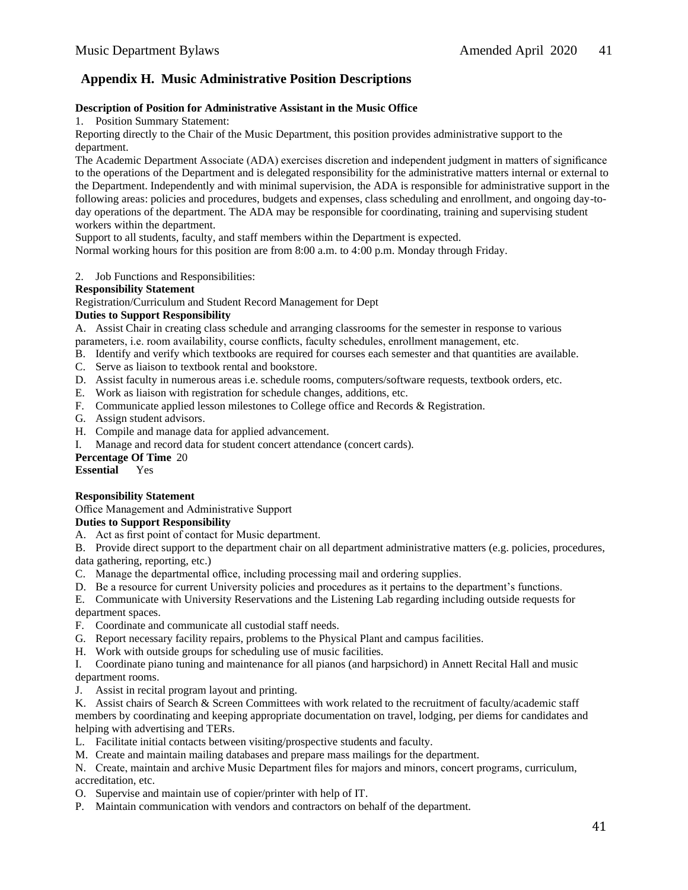## Appendix H. Music Administrative Position Descriptions

**Description of Position for Administrative Assistant in the Music Office**

1. Position Summary Statement:

Reporting directly to the Chair of the Music Department, this position provides administrative support to the department.

The Academic Department Associate (ADA) exercises discretion and independent judgment in matters of significance to the operations of the Department and is delegated responsibility for the administrative matters internal or external to the Department. Independently and with minimal supervision, the ADA is responsible for administrative support in the following areas: policies and procedures, budgets and expenses, class scheduling and enrollment, and ongoing day-to-day operations of the department. The ADA may be responsible for coordinating, training and supervising student workers within the department.

Support to all students, faculty, and staff members within the Department is expected.

Normal working hours for this position are from 8:00 a.m. to 4:00 p.m. Monday through Friday.

2. Job Functions and Responsibilities:

**Responsibility Statement**

Registration/Curriculum and Student Record Management for Dept

**Duties to Support Responsibility**

A. Assist Chair in creating class schedule and arranging classrooms for the semester in response to various parameters, i.e. room availability, course conflicts, faculty schedules, enrollment management, etc.
B. Identify and verify which textbooks are required for courses each semester and that quantities are available.
C. Serve as liaison to textbook rental and bookstore.
D. Assist faculty in numerous areas i.e. schedule rooms, computers/software requests, textbook orders, etc.
E. Work as liaison with registration for schedule changes, additions, etc.
F. Communicate applied lesson milestones to College office and Records & Registration.
G. Assign student advisors.
H. Compile and manage data for applied advancement.
I. Manage and record data for student concert attendance (concert cards).

**Percentage Of Time** 20
**Essential** Yes

**Responsibility Statement**

Office Management and Administrative Support

**Duties to Support Responsibility**

A. Act as first point of contact for Music department.
B. Provide direct support to the department chair on all department administrative matters (e.g. policies, procedures, data gathering, reporting, etc.)
C. Manage the departmental office, including processing mail and ordering supplies.
D. Be a resource for current University policies and procedures as it pertains to the department's functions.
E. Communicate with University Reservations and the Listening Lab regarding including outside requests for department spaces.
F. Coordinate and communicate all custodial staff needs.
G. Report necessary facility repairs, problems to the Physical Plant and campus facilities.
H. Work with outside groups for scheduling use of music facilities.
I. Coordinate piano tuning and maintenance for all pianos (and harpsichord) in Annett Recital Hall and music department rooms.
J. Assist in recital program layout and printing.
K. Assist chairs of Search & Screen Committees with work related to the recruitment of faculty/academic staff members by coordinating and keeping appropriate documentation on travel, lodging, per diems for candidates and helping with advertising and TERs.
L. Facilitate initial contacts between visiting/prospective students and faculty.
M. Create and maintain mailing databases and prepare mass mailings for the department.
N. Create, maintain and archive Music Department files for majors and minors, concert programs, curriculum, accreditation, etc.
O. Supervise and maintain use of copier/printer with help of IT.
P. Maintain communication with vendors and contractors on behalf of the department.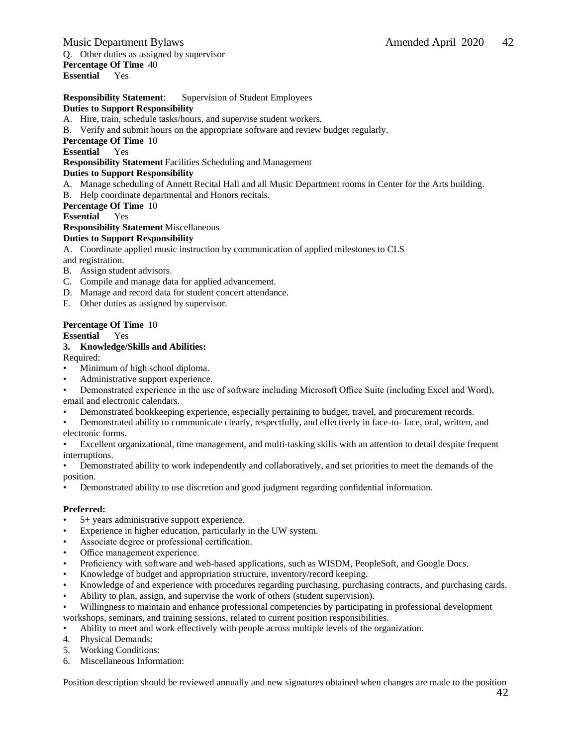Q. Other duties as assigned by supervisor

**Percentage Of Time** 40

**Essential** Yes

**Responsibility Statement**: Supervision of Student Employees

**Duties to Support Responsibility**

A. Hire, train, schedule tasks/hours, and supervise student workers.
B. Verify and submit hours on the appropriate software and review budget regularly.

**Percentage Of Time** 10

**Essential** Yes

**Responsibility Statement** Facilities Scheduling and Management

**Duties to Support Responsibility**

A. Manage scheduling of Annett Recital Hall and all Music Department rooms in Center for the Arts building.
B. Help coordinate departmental and Honors recitals.

**Percentage Of Time** 10

**Essential** Yes

**Responsibility Statement** Miscellaneous

**Duties to Support Responsibility**

A. Coordinate applied music instruction by communication of applied milestones to CLS and registration.
B. Assign student advisors.
C. Compile and manage data for applied advancement.
D. Manage and record data for student concert attendance.
E. Other duties as assigned by supervisor.

**Percentage Of Time** 10

**Essential** Yes

**3. Knowledge/Skills and Abilities:**

Required:

- Minimum of high school diploma.
- Administrative support experience.
- Demonstrated experience in the use of software including Microsoft Office Suite (including Excel and Word), email and electronic calendars.
- Demonstrated bookkeeping experience, especially pertaining to budget, travel, and procurement records.
- Demonstrated ability to communicate clearly, respectfully, and effectively in face-to- face, oral, written, and electronic forms.
- Excellent organizational, time management, and multi-tasking skills with an attention to detail despite frequent interruptions.
- Demonstrated ability to work independently and collaboratively, and set priorities to meet the demands of the position.
- Demonstrated ability to use discretion and good judgment regarding confidential information.

**Preferred:**

- 5+ years administrative support experience.
- Experience in higher education, particularly in the UW system.
- Associate degree or professional certification.
- Office management experience.
- Proficiency with software and web-based applications, such as WISDM, PeopleSoft, and Google Docs.
- Knowledge of budget and appropriation structure, inventory/record keeping.
- Knowledge of and experience with procedures regarding purchasing, purchasing contracts, and purchasing cards.
- Ability to plan, assign, and supervise the work of others (student supervision).
- Willingness to maintain and enhance professional competencies by participating in professional development workshops, seminars, and training sessions, related to current position responsibilities.
- Ability to meet and work effectively with people across multiple levels of the organization.

4. Physical Demands:
5. Working Conditions:
6. Miscellaneous Information:

Position description should be reviewed annually and new signatures obtained when changes are made to the position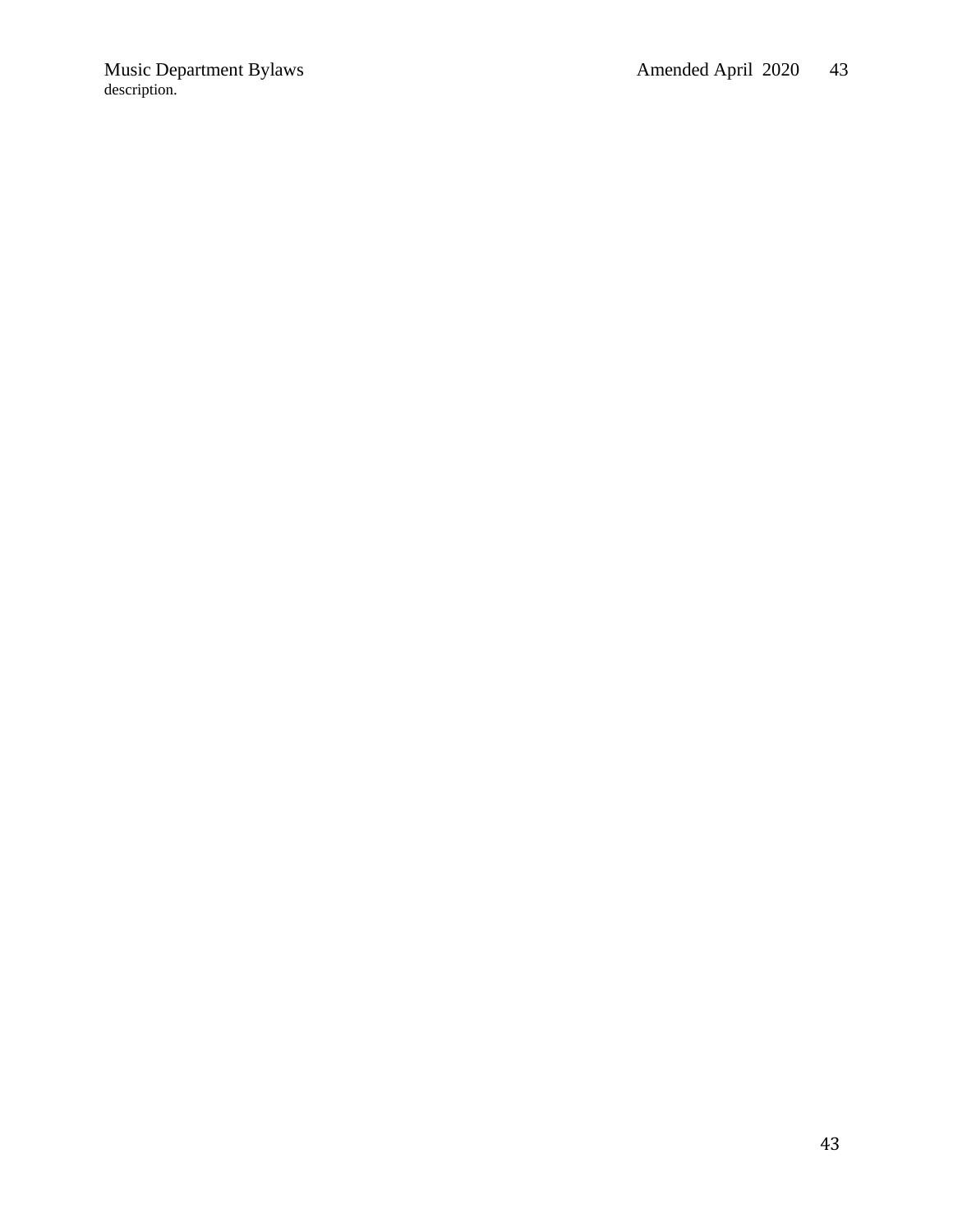description.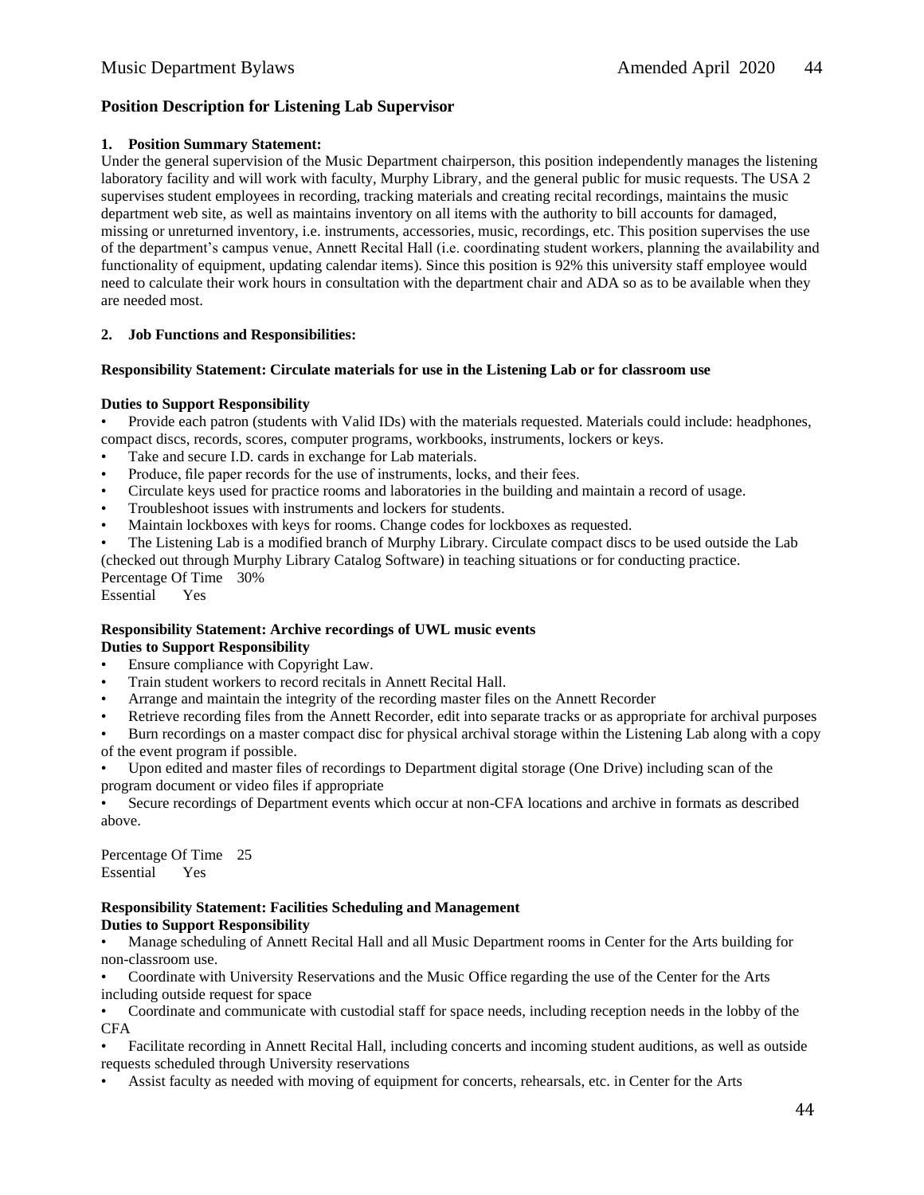### Position Description for Listening Lab Supervisor

**1. Position Summary Statement:**

Under the general supervision of the Music Department chairperson, this position independently manages the listening laboratory facility and will work with faculty, Murphy Library, and the general public for music requests. The USA 2 supervises student employees in recording, tracking materials and creating recital recordings, maintains the music department web site, as well as maintains inventory on all items with the authority to bill accounts for damaged, missing or unreturned inventory, i.e. instruments, accessories, music, recordings, etc. This position supervises the use of the department's campus venue, Annett Recital Hall (i.e. coordinating student workers, planning the availability and functionality of equipment, updating calendar items). Since this position is 92% this university staff employee would need to calculate their work hours in consultation with the department chair and ADA so as to be available when they are needed most.

**2. Job Functions and Responsibilities:**

**Responsibility Statement: Circulate materials for use in the Listening Lab or for classroom use**

**Duties to Support Responsibility**

- Provide each patron (students with Valid IDs) with the materials requested. Materials could include: headphones, compact discs, records, scores, computer programs, workbooks, instruments, lockers or keys.
- Take and secure I.D. cards in exchange for Lab materials.
- Produce, file paper records for the use of instruments, locks, and their fees.
- Circulate keys used for practice rooms and laboratories in the building and maintain a record of usage.
- Troubleshoot issues with instruments and lockers for students.
- Maintain lockboxes with keys for rooms. Change codes for lockboxes as requested.
- The Listening Lab is a modified branch of Murphy Library. Circulate compact discs to be used outside the Lab (checked out through Murphy Library Catalog Software) in teaching situations or for conducting practice.

Percentage Of Time 30%
Essential Yes

**Responsibility Statement: Archive recordings of UWL music events**
**Duties to Support Responsibility**

- Ensure compliance with Copyright Law.
- Train student workers to record recitals in Annett Recital Hall.
- Arrange and maintain the integrity of the recording master files on the Annett Recorder
- Retrieve recording files from the Annett Recorder, edit into separate tracks or as appropriate for archival purposes
- Burn recordings on a master compact disc for physical archival storage within the Listening Lab along with a copy of the event program if possible.
- Upon edited and master files of recordings to Department digital storage (One Drive) including scan of the program document or video files if appropriate
- Secure recordings of Department events which occur at non-CFA locations and archive in formats as described above.

Percentage Of Time 25
Essential Yes

**Responsibility Statement: Facilities Scheduling and Management**
**Duties to Support Responsibility**

- Manage scheduling of Annett Recital Hall and all Music Department rooms in Center for the Arts building for non-classroom use.
- Coordinate with University Reservations and the Music Office regarding the use of the Center for the Arts including outside request for space
- Coordinate and communicate with custodial staff for space needs, including reception needs in the lobby of the CFA
- Facilitate recording in Annett Recital Hall, including concerts and incoming student auditions, as well as outside requests scheduled through University reservations
- Assist faculty as needed with moving of equipment for concerts, rehearsals, etc. in Center for the Arts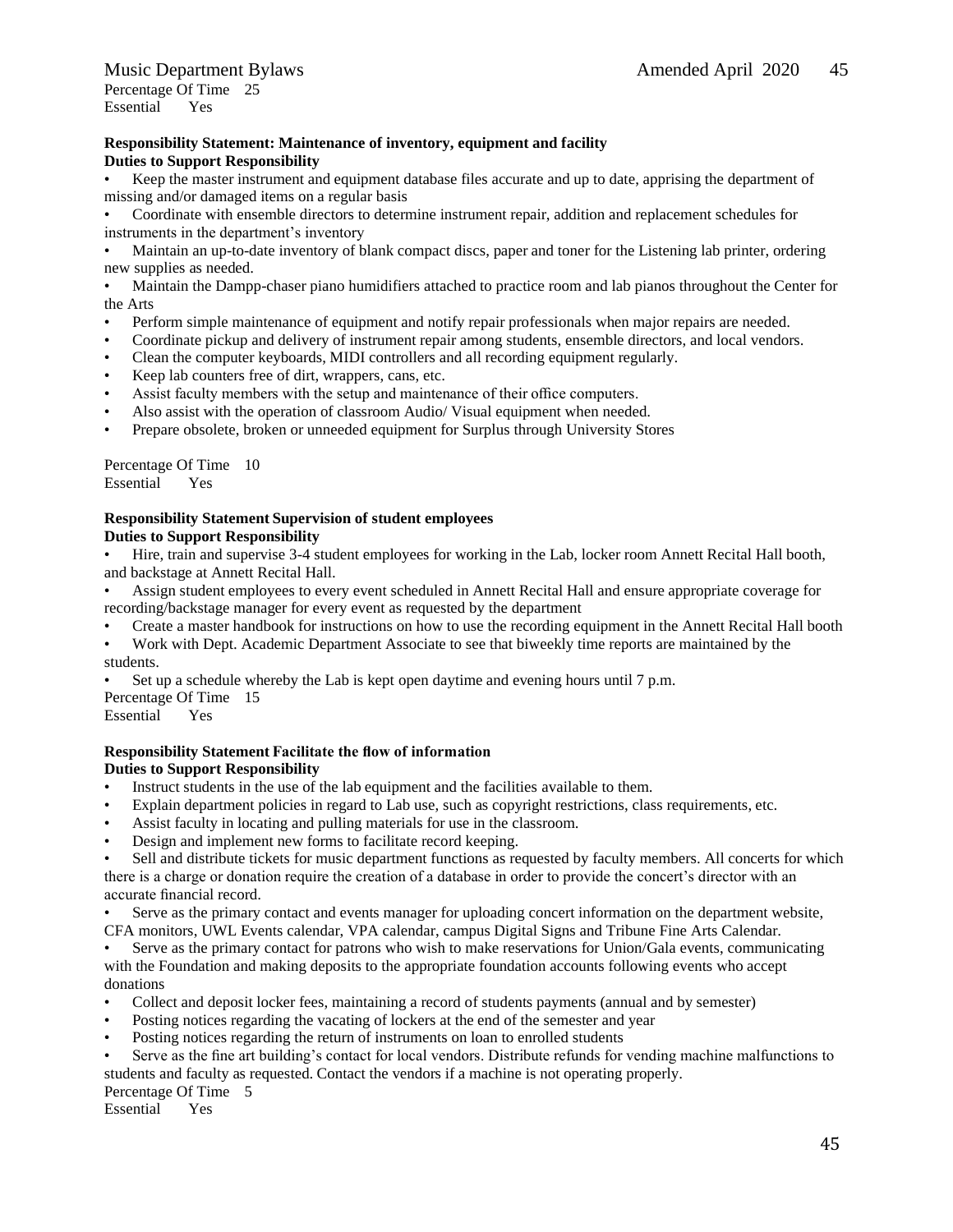Percentage Of Time 25
Essential Yes

**Responsibility Statement: Maintenance of inventory, equipment and facility**
**Duties to Support Responsibility**

- Keep the master instrument and equipment database files accurate and up to date, apprising the department of missing and/or damaged items on a regular basis
- Coordinate with ensemble directors to determine instrument repair, addition and replacement schedules for instruments in the department's inventory
- Maintain an up-to-date inventory of blank compact discs, paper and toner for the Listening lab printer, ordering new supplies as needed.
- Maintain the Dampp-chaser piano humidifiers attached to practice room and lab pianos throughout the Center for the Arts
- Perform simple maintenance of equipment and notify repair professionals when major repairs are needed.
- Coordinate pickup and delivery of instrument repair among students, ensemble directors, and local vendors.
- Clean the computer keyboards, MIDI controllers and all recording equipment regularly.
- Keep lab counters free of dirt, wrappers, cans, etc.
- Assist faculty members with the setup and maintenance of their office computers.
- Also assist with the operation of classroom Audio/ Visual equipment when needed.
- Prepare obsolete, broken or unneeded equipment for Surplus through University Stores

Percentage Of Time 10
Essential Yes

**Responsibility Statement Supervision of student employees**
**Duties to Support Responsibility**

- Hire, train and supervise 3-4 student employees for working in the Lab, locker room Annett Recital Hall booth, and backstage at Annett Recital Hall.
- Assign student employees to every event scheduled in Annett Recital Hall and ensure appropriate coverage for recording/backstage manager for every event as requested by the department
- Create a master handbook for instructions on how to use the recording equipment in the Annett Recital Hall booth
- Work with Dept. Academic Department Associate to see that biweekly time reports are maintained by the students.
- Set up a schedule whereby the Lab is kept open daytime and evening hours until 7 p.m.

Percentage Of Time 15
Essential Yes

**Responsibility Statement Facilitate the flow of information**
**Duties to Support Responsibility**

- Instruct students in the use of the lab equipment and the facilities available to them.
- Explain department policies in regard to Lab use, such as copyright restrictions, class requirements, etc.
- Assist faculty in locating and pulling materials for use in the classroom.
- Design and implement new forms to facilitate record keeping.
- Sell and distribute tickets for music department functions as requested by faculty members. All concerts for which there is a charge or donation require the creation of a database in order to provide the concert's director with an accurate financial record.
- Serve as the primary contact and events manager for uploading concert information on the department website, CFA monitors, UWL Events calendar, VPA calendar, campus Digital Signs and Tribune Fine Arts Calendar.
- Serve as the primary contact for patrons who wish to make reservations for Union/Gala events, communicating with the Foundation and making deposits to the appropriate foundation accounts following events who accept donations
- Collect and deposit locker fees, maintaining a record of students payments (annual and by semester)
- Posting notices regarding the vacating of lockers at the end of the semester and year
- Posting notices regarding the return of instruments on loan to enrolled students
- Serve as the fine art building's contact for local vendors. Distribute refunds for vending machine malfunctions to students and faculty as requested. Contact the vendors if a machine is not operating properly.

Percentage Of Time 5
Essential Yes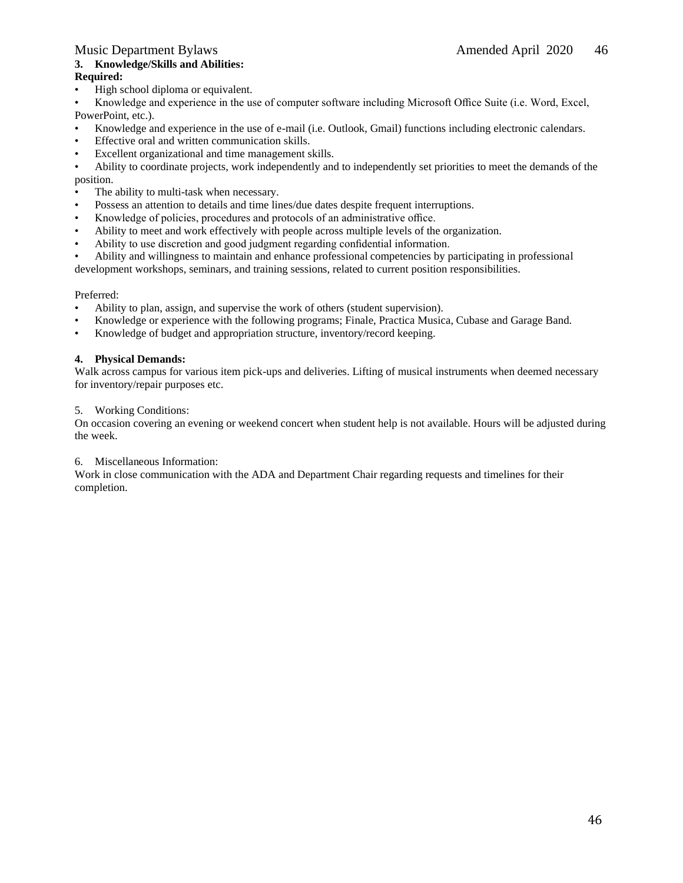**3. Knowledge/Skills and Abilities:**

**Required:**

- High school diploma or equivalent.
- Knowledge and experience in the use of computer software including Microsoft Office Suite (i.e. Word, Excel, PowerPoint, etc.).
- Knowledge and experience in the use of e-mail (i.e. Outlook, Gmail) functions including electronic calendars.
- Effective oral and written communication skills.
- Excellent organizational and time management skills.
- Ability to coordinate projects, work independently and to independently set priorities to meet the demands of the position.
- The ability to multi-task when necessary.
- Possess an attention to details and time lines/due dates despite frequent interruptions.
- Knowledge of policies, procedures and protocols of an administrative office.
- Ability to meet and work effectively with people across multiple levels of the organization.
- Ability to use discretion and good judgment regarding confidential information.
- Ability and willingness to maintain and enhance professional competencies by participating in professional development workshops, seminars, and training sessions, related to current position responsibilities.

Preferred:

- Ability to plan, assign, and supervise the work of others (student supervision).
- Knowledge or experience with the following programs; Finale, Practica Musica, Cubase and Garage Band.
- Knowledge of budget and appropriation structure, inventory/record keeping.

**4. Physical Demands:**

Walk across campus for various item pick-ups and deliveries. Lifting of musical instruments when deemed necessary for inventory/repair purposes etc.

5. Working Conditions:

On occasion covering an evening or weekend concert when student help is not available. Hours will be adjusted during the week.

6. Miscellaneous Information:

Work in close communication with the ADA and Department Chair regarding requests and timelines for their completion.